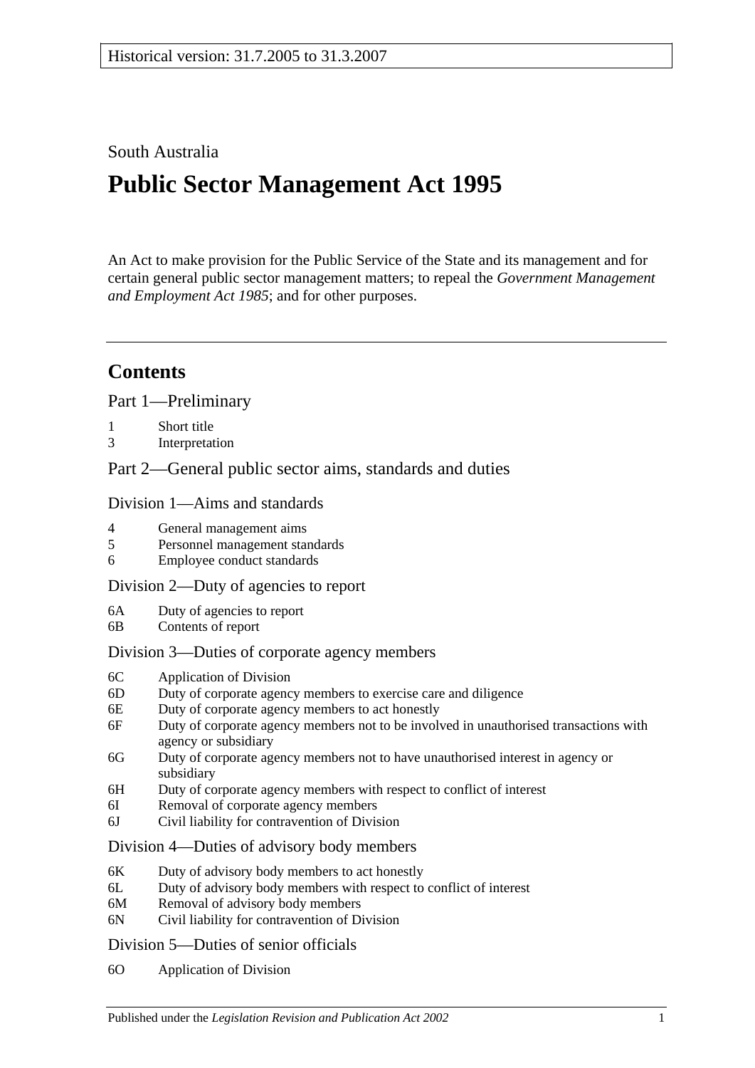Historical version: 31.7.2005 to 31.3.2007

South Australia

# Public Sector Management Act 1995

An Act to make provision for the Public Service of the State and its management and for certain general public sector management matters; to repeal the *Government Management and Employment Act 1985*; and for other purposes.

## Contents

Part 1—Preliminary

1 Short title
3 Interpretation

Part 2—General public sector aims, standards and duties

Division 1—Aims and standards

4 General management aims
5 Personnel management standards
6 Employee conduct standards

Division 2—Duty of agencies to report

6A Duty of agencies to report
6B Contents of report

Division 3—Duties of corporate agency members

6C Application of Division
6D Duty of corporate agency members to exercise care and diligence
6E Duty of corporate agency members to act honestly
6F Duty of corporate agency members not to be involved in unauthorised transactions with agency or subsidiary
6G Duty of corporate agency members not to have unauthorised interest in agency or subsidiary
6H Duty of corporate agency members with respect to conflict of interest
6I Removal of corporate agency members
6J Civil liability for contravention of Division

Division 4—Duties of advisory body members

6K Duty of advisory body members to act honestly
6L Duty of advisory body members with respect to conflict of interest
6M Removal of advisory body members
6N Civil liability for contravention of Division

Division 5—Duties of senior officials

6O Application of Division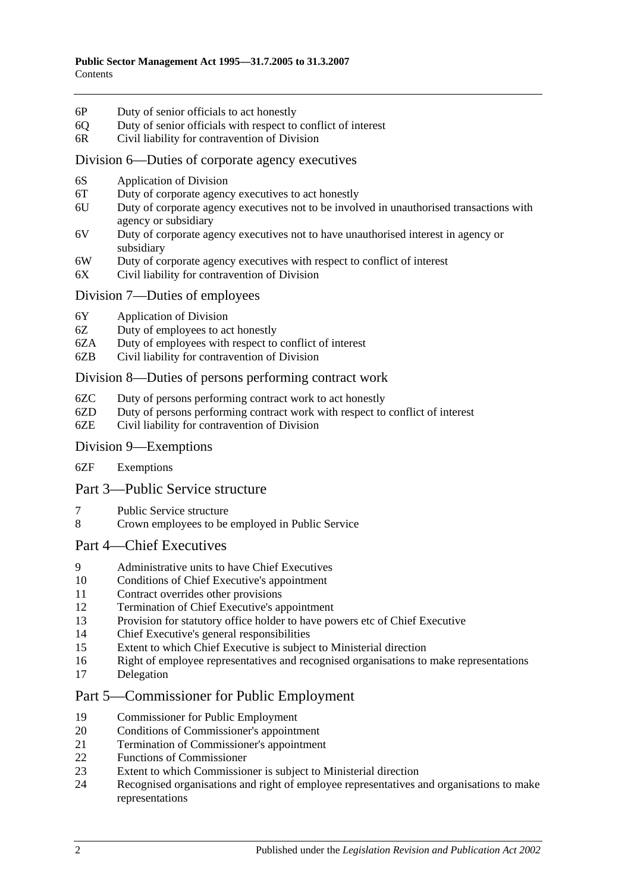6P Duty of senior officials to act honestly
6Q Duty of senior officials with respect to conflict of interest
6R Civil liability for contravention of Division

## Division 6—Duties of corporate agency executives

6S Application of Division
6T Duty of corporate agency executives to act honestly
6U Duty of corporate agency executives not to be involved in unauthorised transactions with agency or subsidiary
6V Duty of corporate agency executives not to have unauthorised interest in agency or subsidiary
6W Duty of corporate agency executives with respect to conflict of interest
6X Civil liability for contravention of Division

## Division 7—Duties of employees

6Y Application of Division
6Z Duty of employees to act honestly
6ZA Duty of employees with respect to conflict of interest
6ZB Civil liability for contravention of Division

## Division 8—Duties of persons performing contract work

6ZC Duty of persons performing contract work to act honestly
6ZD Duty of persons performing contract work with respect to conflict of interest
6ZE Civil liability for contravention of Division

## Division 9—Exemptions

6ZF Exemptions

# Part 3—Public Service structure

7 Public Service structure
8 Crown employees to be employed in Public Service

# Part 4—Chief Executives

9 Administrative units to have Chief Executives
10 Conditions of Chief Executive's appointment
11 Contract overrides other provisions
12 Termination of Chief Executive's appointment
13 Provision for statutory office holder to have powers etc of Chief Executive
14 Chief Executive's general responsibilities
15 Extent to which Chief Executive is subject to Ministerial direction
16 Right of employee representatives and recognised organisations to make representations
17 Delegation

# Part 5—Commissioner for Public Employment

19 Commissioner for Public Employment
20 Conditions of Commissioner's appointment
21 Termination of Commissioner's appointment
22 Functions of Commissioner
23 Extent to which Commissioner is subject to Ministerial direction
24 Recognised organisations and right of employee representatives and organisations to make representations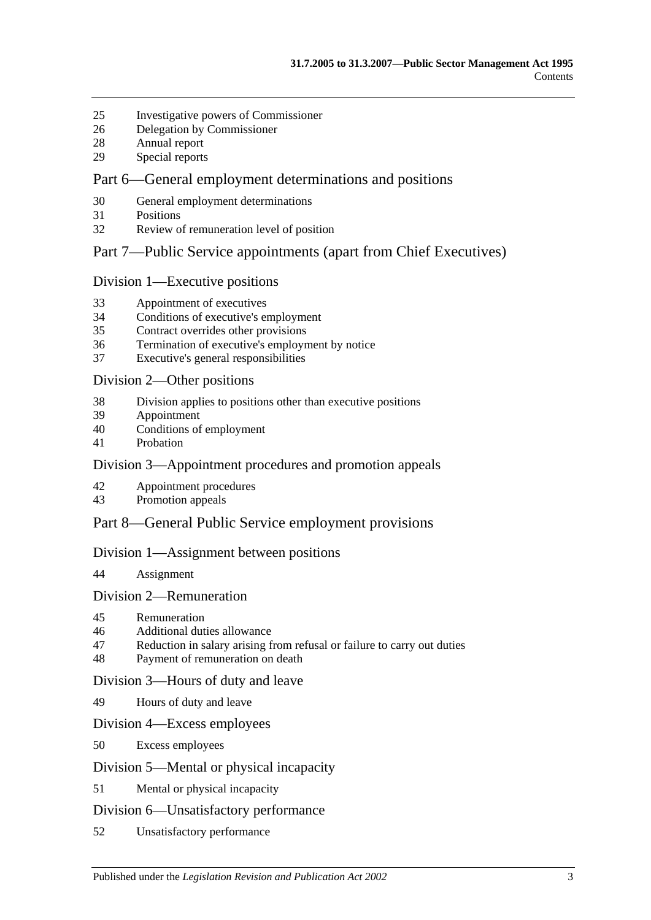25 Investigative powers of Commissioner
26 Delegation by Commissioner
28 Annual report
29 Special reports

## Part 6—General employment determinations and positions

30 General employment determinations
31 Positions
32 Review of remuneration level of position

## Part 7—Public Service appointments (apart from Chief Executives)

### Division 1—Executive positions

33 Appointment of executives
34 Conditions of executive's employment
35 Contract overrides other provisions
36 Termination of executive's employment by notice
37 Executive's general responsibilities

### Division 2—Other positions

38 Division applies to positions other than executive positions
39 Appointment
40 Conditions of employment
41 Probation

### Division 3—Appointment procedures and promotion appeals

42 Appointment procedures
43 Promotion appeals

## Part 8—General Public Service employment provisions

### Division 1—Assignment between positions

44 Assignment

### Division 2—Remuneration

45 Remuneration
46 Additional duties allowance
47 Reduction in salary arising from refusal or failure to carry out duties
48 Payment of remuneration on death

### Division 3—Hours of duty and leave

49 Hours of duty and leave

### Division 4—Excess employees

50 Excess employees

### Division 5—Mental or physical incapacity

51 Mental or physical incapacity

### Division 6—Unsatisfactory performance

52 Unsatisfactory performance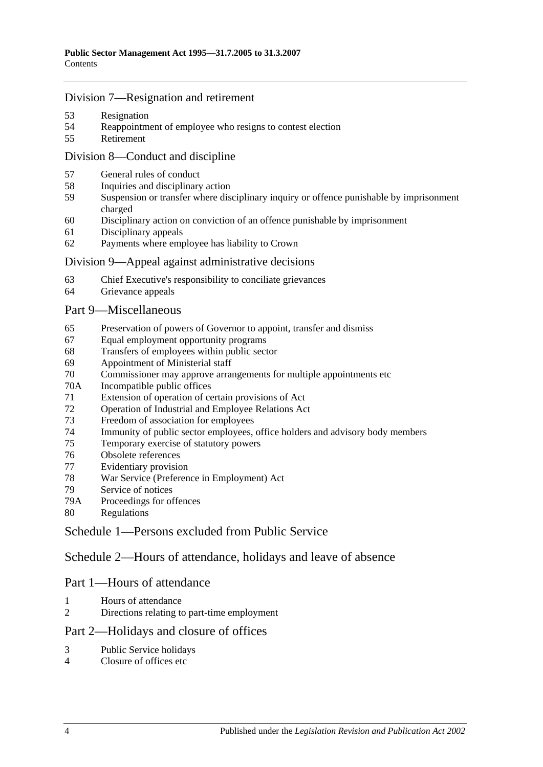## Division 7—Resignation and retirement

53 Resignation
54 Reappointment of employee who resigns to contest election
55 Retirement

## Division 8—Conduct and discipline

57 General rules of conduct
58 Inquiries and disciplinary action
59 Suspension or transfer where disciplinary inquiry or offence punishable by imprisonment charged
60 Disciplinary action on conviction of an offence punishable by imprisonment
61 Disciplinary appeals
62 Payments where employee has liability to Crown

## Division 9—Appeal against administrative decisions

63 Chief Executive's responsibility to conciliate grievances
64 Grievance appeals

## Part 9—Miscellaneous

65 Preservation of powers of Governor to appoint, transfer and dismiss
67 Equal employment opportunity programs
68 Transfers of employees within public sector
69 Appointment of Ministerial staff
70 Commissioner may approve arrangements for multiple appointments etc
70A Incompatible public offices
71 Extension of operation of certain provisions of Act
72 Operation of Industrial and Employee Relations Act
73 Freedom of association for employees
74 Immunity of public sector employees, office holders and advisory body members
75 Temporary exercise of statutory powers
76 Obsolete references
77 Evidentiary provision
78 War Service (Preference in Employment) Act
79 Service of notices
79A Proceedings for offences
80 Regulations

## Schedule 1—Persons excluded from Public Service

## Schedule 2—Hours of attendance, holidays and leave of absence

## Part 1—Hours of attendance

1 Hours of attendance
2 Directions relating to part-time employment

## Part 2—Holidays and closure of offices

3 Public Service holidays
4 Closure of offices etc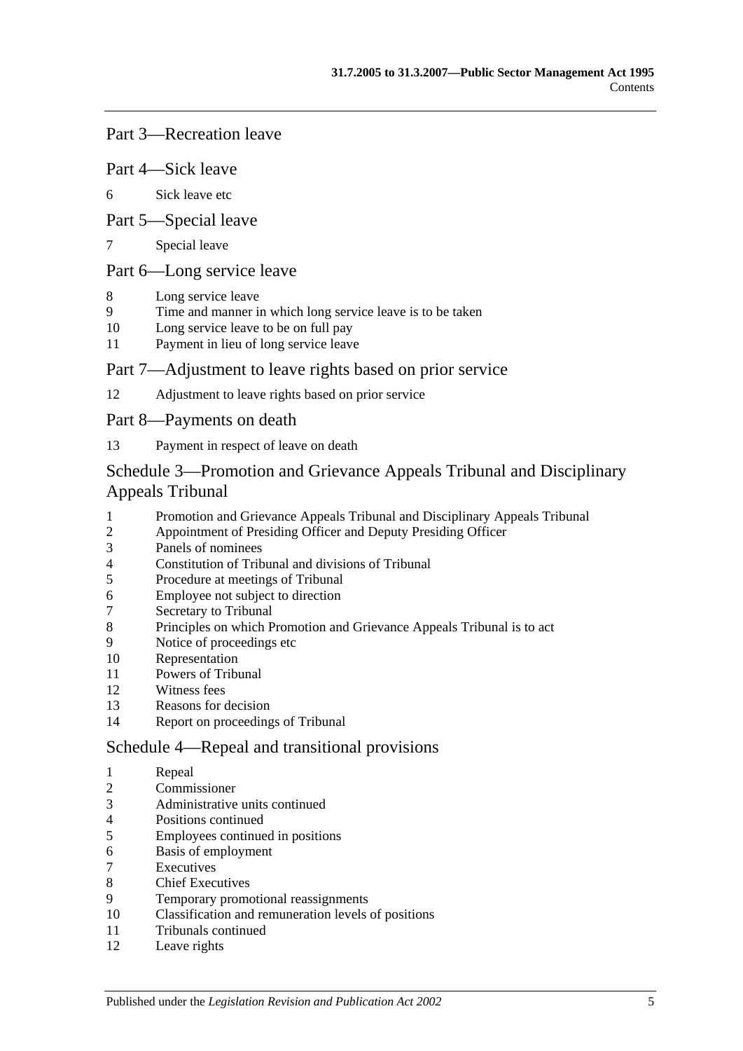## Part 3—Recreation leave

## Part 4—Sick leave

6 Sick leave etc

## Part 5—Special leave

7 Special leave

## Part 6—Long service leave

8 Long service leave
9 Time and manner in which long service leave is to be taken
10 Long service leave to be on full pay
11 Payment in lieu of long service leave

## Part 7—Adjustment to leave rights based on prior service

12 Adjustment to leave rights based on prior service

## Part 8—Payments on death

13 Payment in respect of leave on death

## Schedule 3—Promotion and Grievance Appeals Tribunal and Disciplinary Appeals Tribunal

1 Promotion and Grievance Appeals Tribunal and Disciplinary Appeals Tribunal
2 Appointment of Presiding Officer and Deputy Presiding Officer
3 Panels of nominees
4 Constitution of Tribunal and divisions of Tribunal
5 Procedure at meetings of Tribunal
6 Employee not subject to direction
7 Secretary to Tribunal
8 Principles on which Promotion and Grievance Appeals Tribunal is to act
9 Notice of proceedings etc
10 Representation
11 Powers of Tribunal
12 Witness fees
13 Reasons for decision
14 Report on proceedings of Tribunal

## Schedule 4—Repeal and transitional provisions

1 Repeal
2 Commissioner
3 Administrative units continued
4 Positions continued
5 Employees continued in positions
6 Basis of employment
7 Executives
8 Chief Executives
9 Temporary promotional reassignments
10 Classification and remuneration levels of positions
11 Tribunals continued
12 Leave rights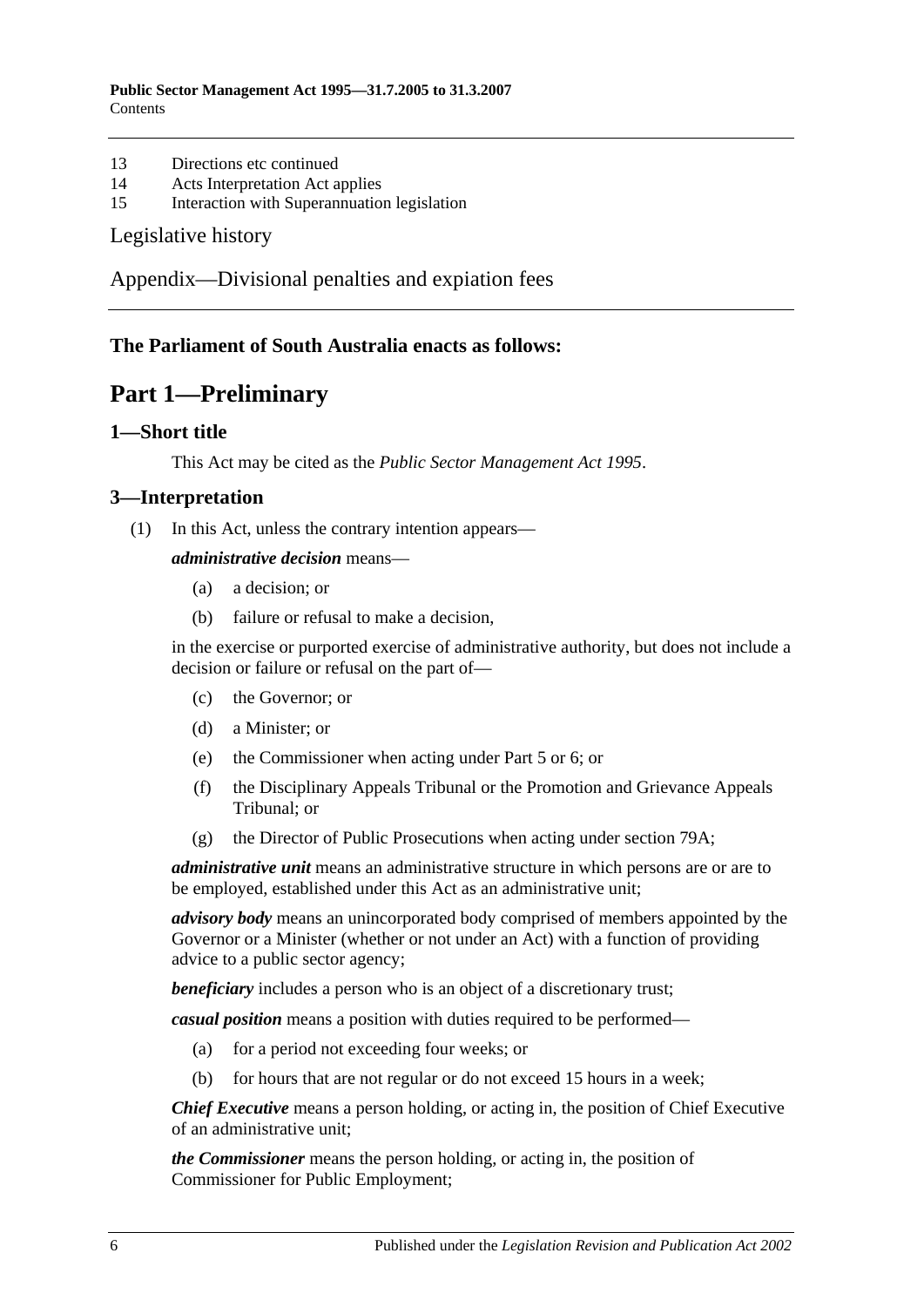13 Directions etc continued
14 Acts Interpretation Act applies
15 Interaction with Superannuation legislation

Legislative history

Appendix—Divisional penalties and expiation fees

**The Parliament of South Australia enacts as follows:**

# Part 1—Preliminary

## 1—Short title

This Act may be cited as the *Public Sector Management Act 1995*.

## 3—Interpretation

(1) In this Act, unless the contrary intention appears—

***administrative decision*** means—

- (a) a decision; or
- (b) failure or refusal to make a decision,

in the exercise or purported exercise of administrative authority, but does not include a decision or failure or refusal on the part of—

- (c) the Governor; or
- (d) a Minister; or
- (e) the Commissioner when acting under Part 5 or 6; or
- (f) the Disciplinary Appeals Tribunal or the Promotion and Grievance Appeals Tribunal; or
- (g) the Director of Public Prosecutions when acting under section 79A;

***administrative unit*** means an administrative structure in which persons are or are to be employed, established under this Act as an administrative unit;

***advisory body*** means an unincorporated body comprised of members appointed by the Governor or a Minister (whether or not under an Act) with a function of providing advice to a public sector agency;

***beneficiary*** includes a person who is an object of a discretionary trust;

***casual position*** means a position with duties required to be performed—

- (a) for a period not exceeding four weeks; or
- (b) for hours that are not regular or do not exceed 15 hours in a week;

***Chief Executive*** means a person holding, or acting in, the position of Chief Executive of an administrative unit;

***the Commissioner*** means the person holding, or acting in, the position of Commissioner for Public Employment;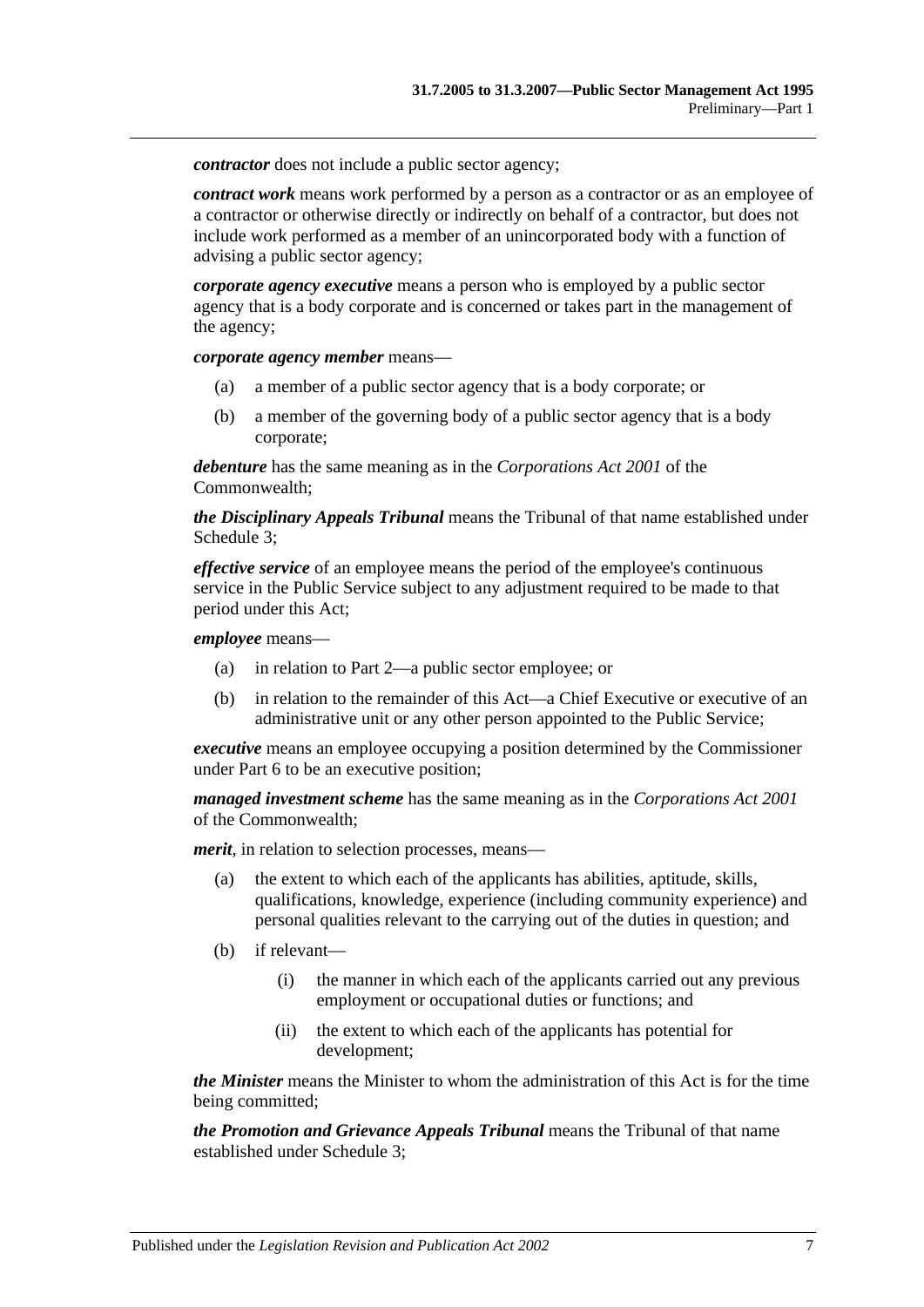***contractor*** does not include a public sector agency;

***contract work*** means work performed by a person as a contractor or as an employee of a contractor or otherwise directly or indirectly on behalf of a contractor, but does not include work performed as a member of an unincorporated body with a function of advising a public sector agency;

***corporate agency executive*** means a person who is employed by a public sector agency that is a body corporate and is concerned or takes part in the management of the agency;

***corporate agency member*** means—

(a) a member of a public sector agency that is a body corporate; or

(b) a member of the governing body of a public sector agency that is a body corporate;

***debenture*** has the same meaning as in the *Corporations Act 2001* of the Commonwealth;

***the Disciplinary Appeals Tribunal*** means the Tribunal of that name established under Schedule 3;

***effective service*** of an employee means the period of the employee's continuous service in the Public Service subject to any adjustment required to be made to that period under this Act;

***employee*** means—

(a) in relation to Part 2—a public sector employee; or

(b) in relation to the remainder of this Act—a Chief Executive or executive of an administrative unit or any other person appointed to the Public Service;

***executive*** means an employee occupying a position determined by the Commissioner under Part 6 to be an executive position;

***managed investment scheme*** has the same meaning as in the *Corporations Act 2001* of the Commonwealth;

***merit***, in relation to selection processes, means—

(a) the extent to which each of the applicants has abilities, aptitude, skills, qualifications, knowledge, experience (including community experience) and personal qualities relevant to the carrying out of the duties in question; and

(b) if relevant—

(i) the manner in which each of the applicants carried out any previous employment or occupational duties or functions; and

(ii) the extent to which each of the applicants has potential for development;

***the Minister*** means the Minister to whom the administration of this Act is for the time being committed;

***the Promotion and Grievance Appeals Tribunal*** means the Tribunal of that name established under Schedule 3;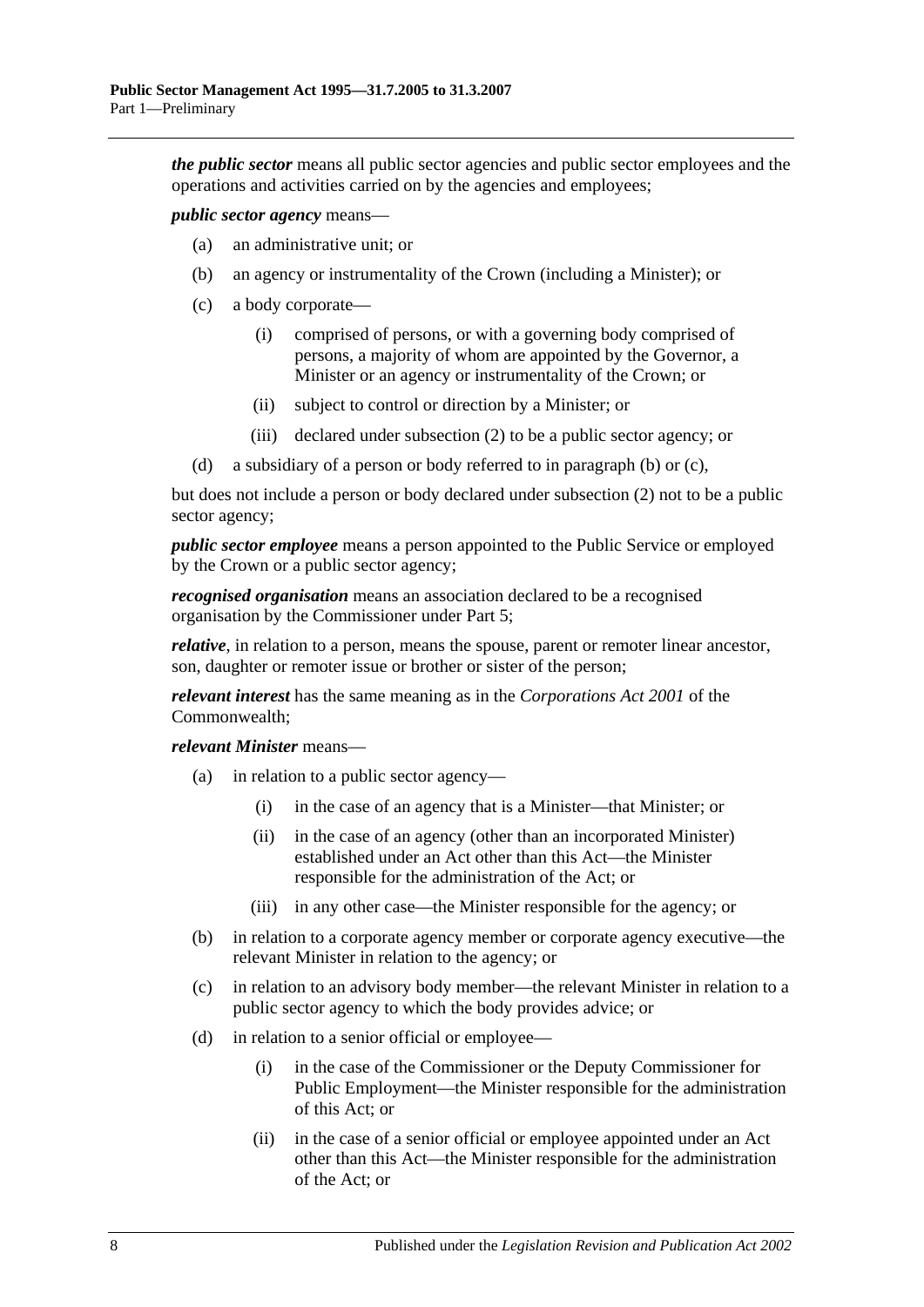***the public sector*** means all public sector agencies and public sector employees and the operations and activities carried on by the agencies and employees;

***public sector agency*** means—

(a) an administrative unit; or

(b) an agency or instrumentality of the Crown (including a Minister); or

(c) a body corporate—

  (i) comprised of persons, or with a governing body comprised of persons, a majority of whom are appointed by the Governor, a Minister or an agency or instrumentality of the Crown; or

  (ii) subject to control or direction by a Minister; or

  (iii) declared under subsection (2) to be a public sector agency; or

(d) a subsidiary of a person or body referred to in paragraph (b) or (c),

but does not include a person or body declared under subsection (2) not to be a public sector agency;

***public sector employee*** means a person appointed to the Public Service or employed by the Crown or a public sector agency;

***recognised organisation*** means an association declared to be a recognised organisation by the Commissioner under Part 5;

***relative***, in relation to a person, means the spouse, parent or remoter linear ancestor, son, daughter or remoter issue or brother or sister of the person;

***relevant interest*** has the same meaning as in the *Corporations Act 2001* of the Commonwealth;

***relevant Minister*** means—

(a) in relation to a public sector agency—

  (i) in the case of an agency that is a Minister—that Minister; or

  (ii) in the case of an agency (other than an incorporated Minister) established under an Act other than this Act—the Minister responsible for the administration of the Act; or

  (iii) in any other case—the Minister responsible for the agency; or

(b) in relation to a corporate agency member or corporate agency executive—the relevant Minister in relation to the agency; or

(c) in relation to an advisory body member—the relevant Minister in relation to a public sector agency to which the body provides advice; or

(d) in relation to a senior official or employee—

  (i) in the case of the Commissioner or the Deputy Commissioner for Public Employment—the Minister responsible for the administration of this Act; or

  (ii) in the case of a senior official or employee appointed under an Act other than this Act—the Minister responsible for the administration of the Act; or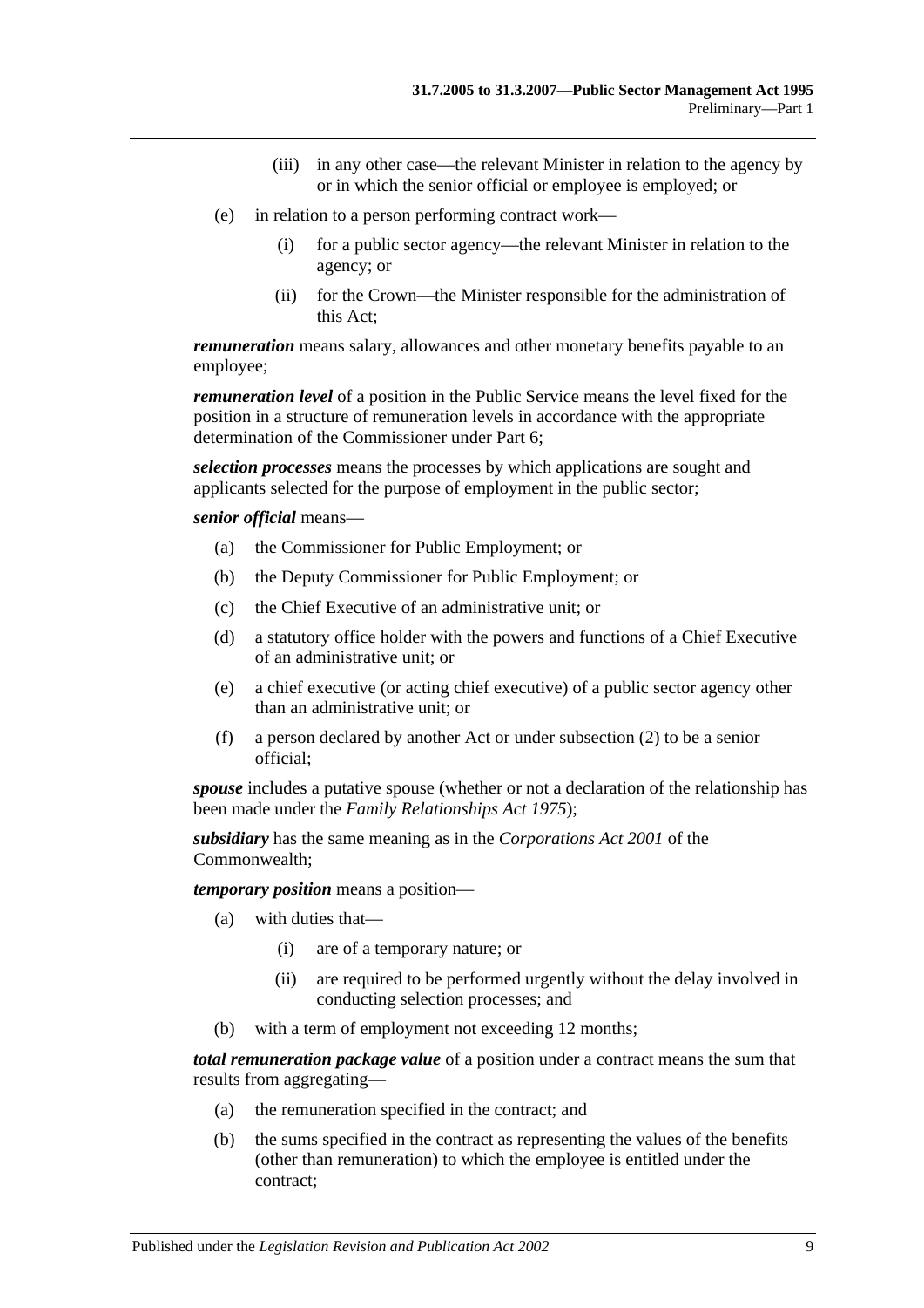(iii) in any other case—the relevant Minister in relation to the agency by or in which the senior official or employee is employed; or

(e) in relation to a person performing contract work—

(i) for a public sector agency—the relevant Minister in relation to the agency; or

(ii) for the Crown—the Minister responsible for the administration of this Act;

***remuneration*** means salary, allowances and other monetary benefits payable to an employee;

***remuneration level*** of a position in the Public Service means the level fixed for the position in a structure of remuneration levels in accordance with the appropriate determination of the Commissioner under Part 6;

***selection processes*** means the processes by which applications are sought and applicants selected for the purpose of employment in the public sector;

***senior official*** means—

(a) the Commissioner for Public Employment; or

(b) the Deputy Commissioner for Public Employment; or

(c) the Chief Executive of an administrative unit; or

(d) a statutory office holder with the powers and functions of a Chief Executive of an administrative unit; or

(e) a chief executive (or acting chief executive) of a public sector agency other than an administrative unit; or

(f) a person declared by another Act or under subsection (2) to be a senior official;

***spouse*** includes a putative spouse (whether or not a declaration of the relationship has been made under the *Family Relationships Act 1975*);

***subsidiary*** has the same meaning as in the *Corporations Act 2001* of the Commonwealth;

***temporary position*** means a position—

(a) with duties that—

(i) are of a temporary nature; or

(ii) are required to be performed urgently without the delay involved in conducting selection processes; and

(b) with a term of employment not exceeding 12 months;

***total remuneration package value*** of a position under a contract means the sum that results from aggregating—

(a) the remuneration specified in the contract; and

(b) the sums specified in the contract as representing the values of the benefits (other than remuneration) to which the employee is entitled under the contract;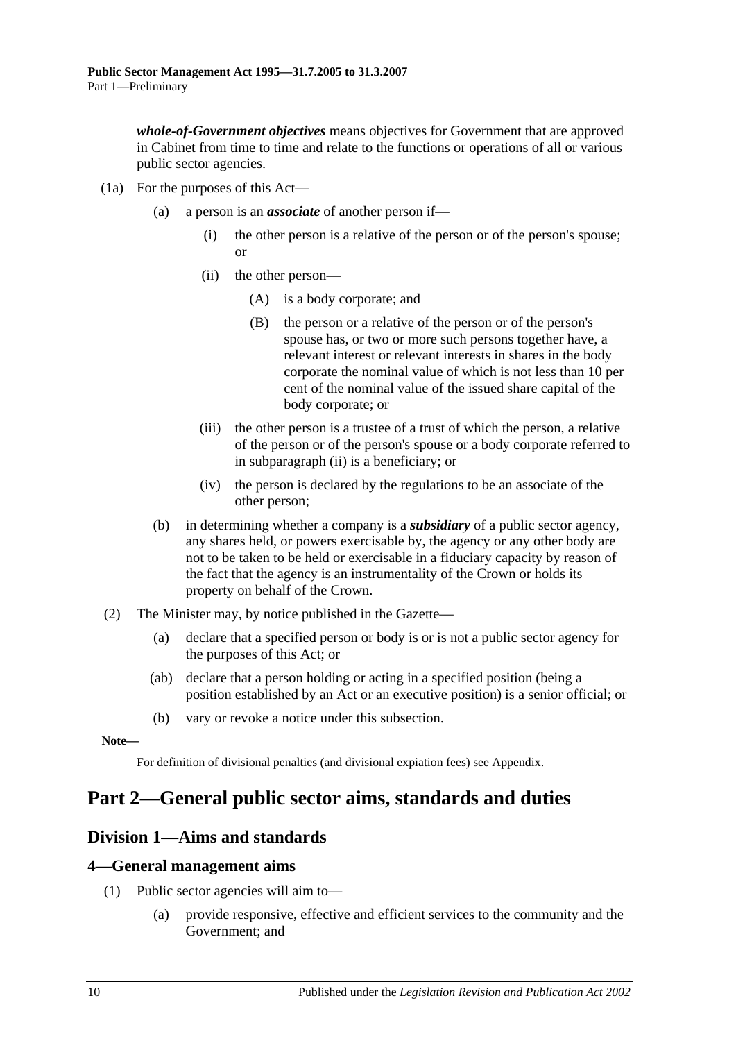***whole-of-Government objectives*** means objectives for Government that are approved in Cabinet from time to time and relate to the functions or operations of all or various public sector agencies.

(1a) For the purposes of this Act—

(a) a person is an ***associate*** of another person if—

(i) the other person is a relative of the person or of the person's spouse; or

(ii) the other person—

(A) is a body corporate; and

(B) the person or a relative of the person or of the person's spouse has, or two or more such persons together have, a relevant interest or relevant interests in shares in the body corporate the nominal value of which is not less than 10 per cent of the nominal value of the issued share capital of the body corporate; or

(iii) the other person is a trustee of a trust of which the person, a relative of the person or of the person's spouse or a body corporate referred to in subparagraph (ii) is a beneficiary; or

(iv) the person is declared by the regulations to be an associate of the other person;

(b) in determining whether a company is a ***subsidiary*** of a public sector agency, any shares held, or powers exercisable by, the agency or any other body are not to be taken to be held or exercisable in a fiduciary capacity by reason of the fact that the agency is an instrumentality of the Crown or holds its property on behalf of the Crown.

(2) The Minister may, by notice published in the Gazette—

(a) declare that a specified person or body is or is not a public sector agency for the purposes of this Act; or

(ab) declare that a person holding or acting in a specified position (being a position established by an Act or an executive position) is a senior official; or

(b) vary or revoke a notice under this subsection.

**Note—**

For definition of divisional penalties (and divisional expiation fees) see Appendix.

# Part 2—General public sector aims, standards and duties

## Division 1—Aims and standards

### 4—General management aims

(1) Public sector agencies will aim to—

(a) provide responsive, effective and efficient services to the community and the Government; and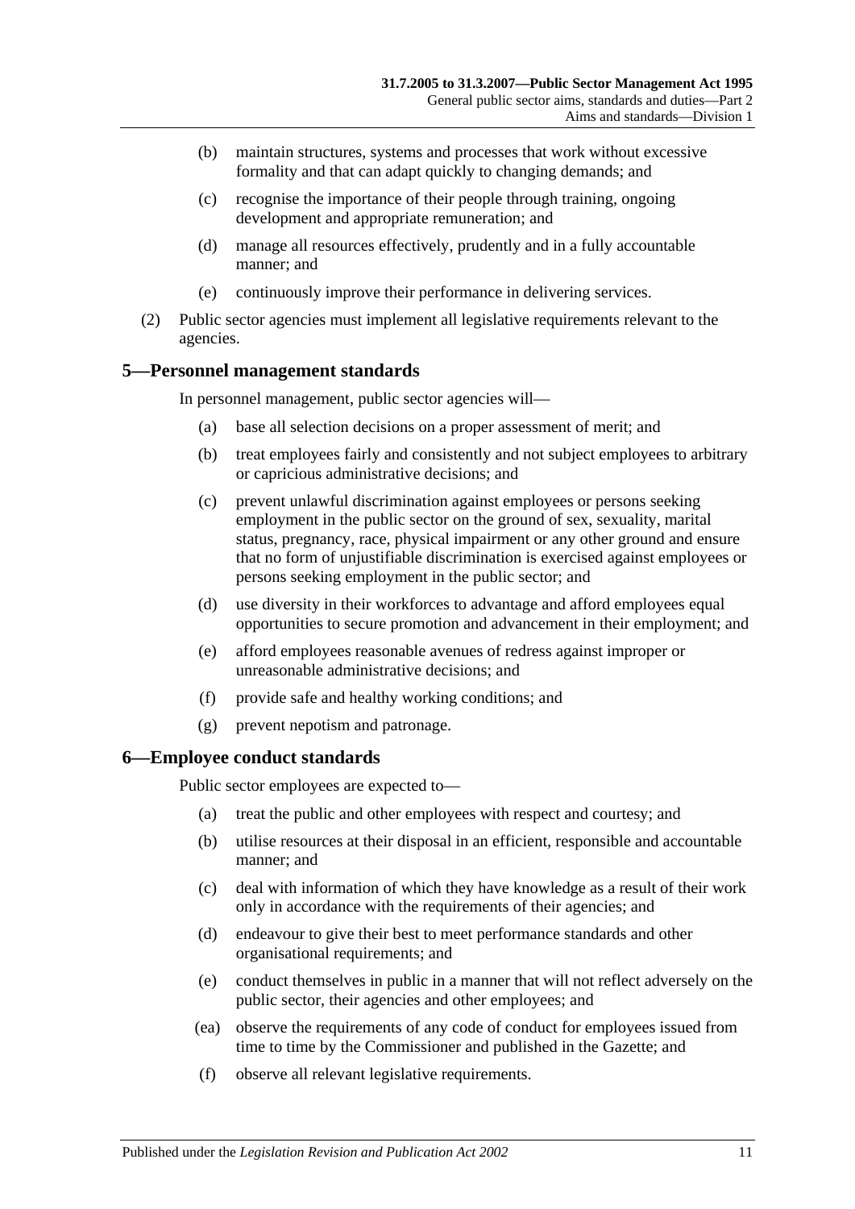(b) maintain structures, systems and processes that work without excessive formality and that can adapt quickly to changing demands; and

(c) recognise the importance of their people through training, ongoing development and appropriate remuneration; and

(d) manage all resources effectively, prudently and in a fully accountable manner; and

(e) continuously improve their performance in delivering services.

(2) Public sector agencies must implement all legislative requirements relevant to the agencies.

## 5—Personnel management standards

In personnel management, public sector agencies will—

(a) base all selection decisions on a proper assessment of merit; and

(b) treat employees fairly and consistently and not subject employees to arbitrary or capricious administrative decisions; and

(c) prevent unlawful discrimination against employees or persons seeking employment in the public sector on the ground of sex, sexuality, marital status, pregnancy, race, physical impairment or any other ground and ensure that no form of unjustifiable discrimination is exercised against employees or persons seeking employment in the public sector; and

(d) use diversity in their workforces to advantage and afford employees equal opportunities to secure promotion and advancement in their employment; and

(e) afford employees reasonable avenues of redress against improper or unreasonable administrative decisions; and

(f) provide safe and healthy working conditions; and

(g) prevent nepotism and patronage.

## 6—Employee conduct standards

Public sector employees are expected to—

(a) treat the public and other employees with respect and courtesy; and

(b) utilise resources at their disposal in an efficient, responsible and accountable manner; and

(c) deal with information of which they have knowledge as a result of their work only in accordance with the requirements of their agencies; and

(d) endeavour to give their best to meet performance standards and other organisational requirements; and

(e) conduct themselves in public in a manner that will not reflect adversely on the public sector, their agencies and other employees; and

(ea) observe the requirements of any code of conduct for employees issued from time to time by the Commissioner and published in the Gazette; and

(f) observe all relevant legislative requirements.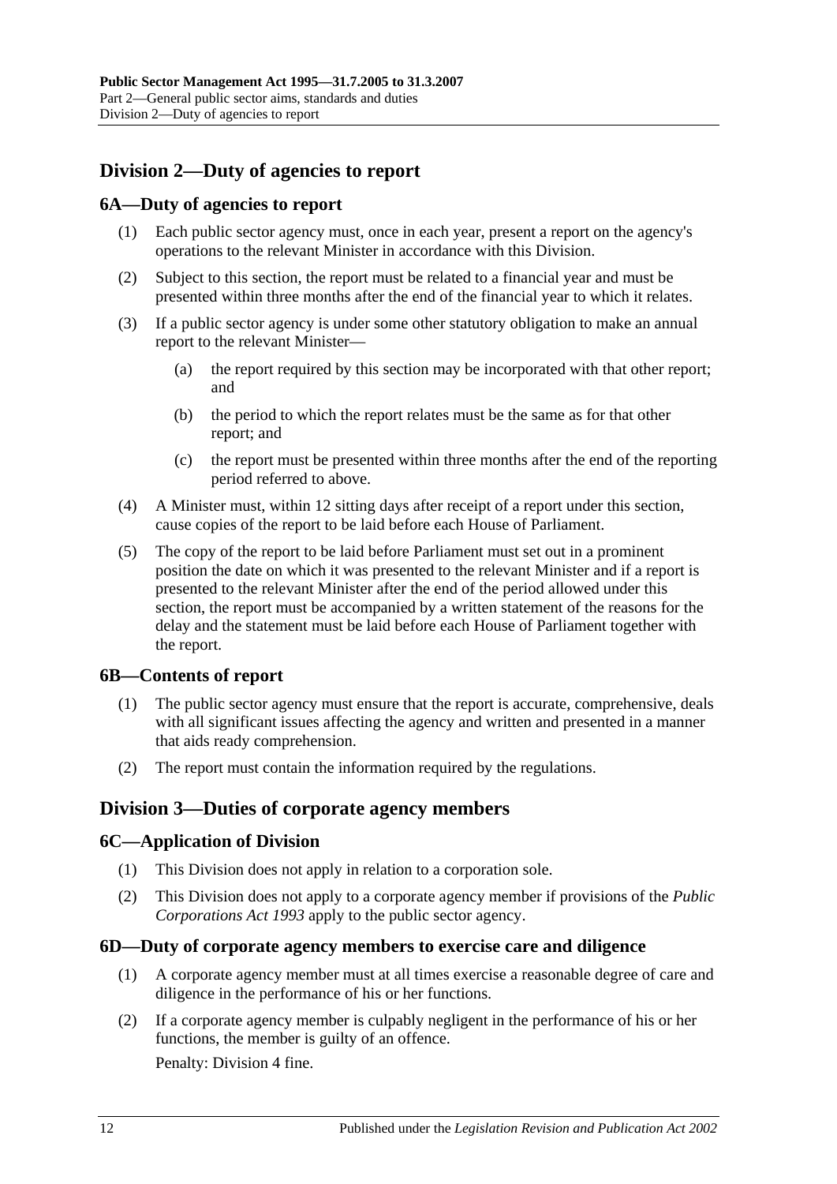## Division 2—Duty of agencies to report

### 6A—Duty of agencies to report

(1) Each public sector agency must, once in each year, present a report on the agency's operations to the relevant Minister in accordance with this Division.

(2) Subject to this section, the report must be related to a financial year and must be presented within three months after the end of the financial year to which it relates.

(3) If a public sector agency is under some other statutory obligation to make an annual report to the relevant Minister—

(a) the report required by this section may be incorporated with that other report; and

(b) the period to which the report relates must be the same as for that other report; and

(c) the report must be presented within three months after the end of the reporting period referred to above.

(4) A Minister must, within 12 sitting days after receipt of a report under this section, cause copies of the report to be laid before each House of Parliament.

(5) The copy of the report to be laid before Parliament must set out in a prominent position the date on which it was presented to the relevant Minister and if a report is presented to the relevant Minister after the end of the period allowed under this section, the report must be accompanied by a written statement of the reasons for the delay and the statement must be laid before each House of Parliament together with the report.

### 6B—Contents of report

(1) The public sector agency must ensure that the report is accurate, comprehensive, deals with all significant issues affecting the agency and written and presented in a manner that aids ready comprehension.

(2) The report must contain the information required by the regulations.

## Division 3—Duties of corporate agency members

### 6C—Application of Division

(1) This Division does not apply in relation to a corporation sole.

(2) This Division does not apply to a corporate agency member if provisions of the *Public Corporations Act 1993* apply to the public sector agency.

### 6D—Duty of corporate agency members to exercise care and diligence

(1) A corporate agency member must at all times exercise a reasonable degree of care and diligence in the performance of his or her functions.

(2) If a corporate agency member is culpably negligent in the performance of his or her functions, the member is guilty of an offence.

Penalty: Division 4 fine.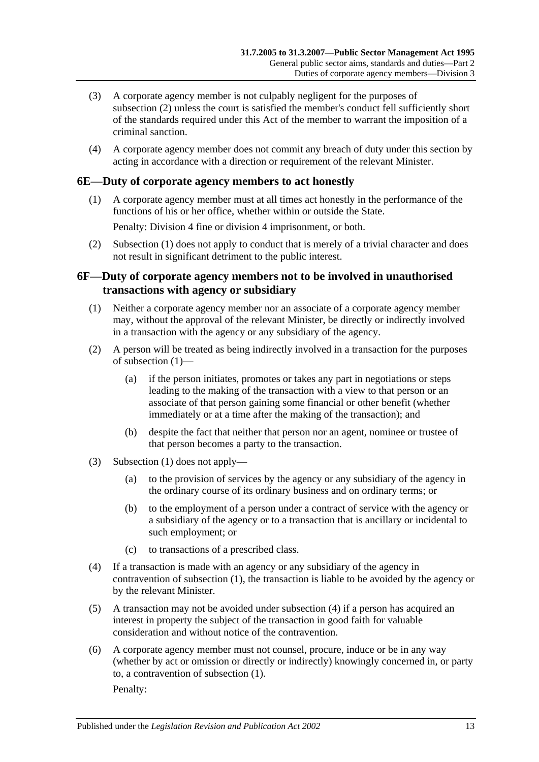(3) A corporate agency member is not culpably negligent for the purposes of subsection (2) unless the court is satisfied the member's conduct fell sufficiently short of the standards required under this Act of the member to warrant the imposition of a criminal sanction.

(4) A corporate agency member does not commit any breach of duty under this section by acting in accordance with a direction or requirement of the relevant Minister.

## 6E—Duty of corporate agency members to act honestly

(1) A corporate agency member must at all times act honestly in the performance of the functions of his or her office, whether within or outside the State.

Penalty: Division 4 fine or division 4 imprisonment, or both.

(2) Subsection (1) does not apply to conduct that is merely of a trivial character and does not result in significant detriment to the public interest.

## 6F—Duty of corporate agency members not to be involved in unauthorised transactions with agency or subsidiary

(1) Neither a corporate agency member nor an associate of a corporate agency member may, without the approval of the relevant Minister, be directly or indirectly involved in a transaction with the agency or any subsidiary of the agency.

(2) A person will be treated as being indirectly involved in a transaction for the purposes of subsection (1)—

- (a) if the person initiates, promotes or takes any part in negotiations or steps leading to the making of the transaction with a view to that person or an associate of that person gaining some financial or other benefit (whether immediately or at a time after the making of the transaction); and
- (b) despite the fact that neither that person nor an agent, nominee or trustee of that person becomes a party to the transaction.

(3) Subsection (1) does not apply—

- (a) to the provision of services by the agency or any subsidiary of the agency in the ordinary course of its ordinary business and on ordinary terms; or
- (b) to the employment of a person under a contract of service with the agency or a subsidiary of the agency or to a transaction that is ancillary or incidental to such employment; or
- (c) to transactions of a prescribed class.

(4) If a transaction is made with an agency or any subsidiary of the agency in contravention of subsection (1), the transaction is liable to be avoided by the agency or by the relevant Minister.

(5) A transaction may not be avoided under subsection (4) if a person has acquired an interest in property the subject of the transaction in good faith for valuable consideration and without notice of the contravention.

(6) A corporate agency member must not counsel, procure, induce or be in any way (whether by act or omission or directly or indirectly) knowingly concerned in, or party to, a contravention of subsection (1).

Penalty: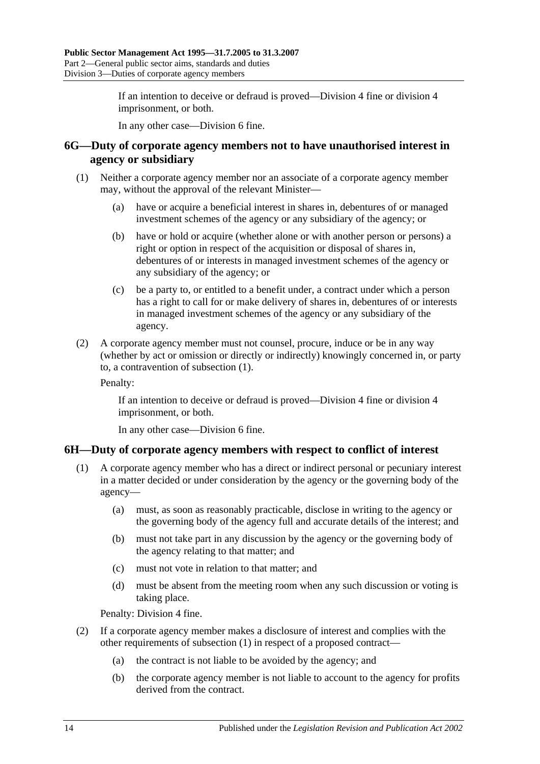If an intention to deceive or defraud is proved—Division 4 fine or division 4 imprisonment, or both.

In any other case—Division 6 fine.

## 6G—Duty of corporate agency members not to have unauthorised interest in agency or subsidiary

(1) Neither a corporate agency member nor an associate of a corporate agency member may, without the approval of the relevant Minister—

(a) have or acquire a beneficial interest in shares in, debentures of or managed investment schemes of the agency or any subsidiary of the agency; or

(b) have or hold or acquire (whether alone or with another person or persons) a right or option in respect of the acquisition or disposal of shares in, debentures of or interests in managed investment schemes of the agency or any subsidiary of the agency; or

(c) be a party to, or entitled to a benefit under, a contract under which a person has a right to call for or make delivery of shares in, debentures of or interests in managed investment schemes of the agency or any subsidiary of the agency.

(2) A corporate agency member must not counsel, procure, induce or be in any way (whether by act or omission or directly or indirectly) knowingly concerned in, or party to, a contravention of subsection (1).

Penalty:

If an intention to deceive or defraud is proved—Division 4 fine or division 4 imprisonment, or both.

In any other case—Division 6 fine.

## 6H—Duty of corporate agency members with respect to conflict of interest

(1) A corporate agency member who has a direct or indirect personal or pecuniary interest in a matter decided or under consideration by the agency or the governing body of the agency—

(a) must, as soon as reasonably practicable, disclose in writing to the agency or the governing body of the agency full and accurate details of the interest; and

(b) must not take part in any discussion by the agency or the governing body of the agency relating to that matter; and

(c) must not vote in relation to that matter; and

(d) must be absent from the meeting room when any such discussion or voting is taking place.

Penalty: Division 4 fine.

(2) If a corporate agency member makes a disclosure of interest and complies with the other requirements of subsection (1) in respect of a proposed contract—

(a) the contract is not liable to be avoided by the agency; and

(b) the corporate agency member is not liable to account to the agency for profits derived from the contract.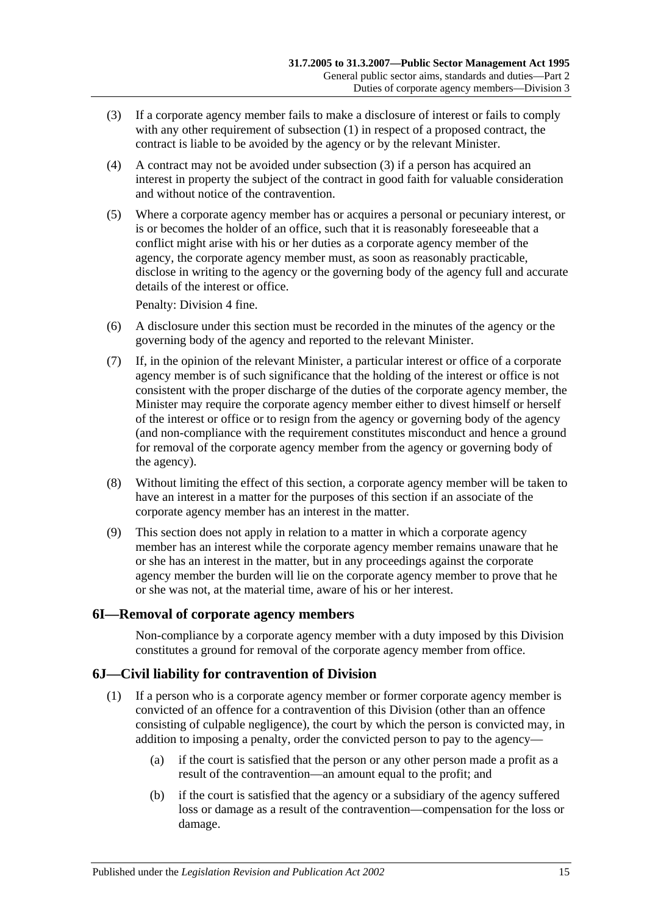(3) If a corporate agency member fails to make a disclosure of interest or fails to comply with any other requirement of subsection (1) in respect of a proposed contract, the contract is liable to be avoided by the agency or by the relevant Minister.

(4) A contract may not be avoided under subsection (3) if a person has acquired an interest in property the subject of the contract in good faith for valuable consideration and without notice of the contravention.

(5) Where a corporate agency member has or acquires a personal or pecuniary interest, or is or becomes the holder of an office, such that it is reasonably foreseeable that a conflict might arise with his or her duties as a corporate agency member of the agency, the corporate agency member must, as soon as reasonably practicable, disclose in writing to the agency or the governing body of the agency full and accurate details of the interest or office.

Penalty: Division 4 fine.

(6) A disclosure under this section must be recorded in the minutes of the agency or the governing body of the agency and reported to the relevant Minister.

(7) If, in the opinion of the relevant Minister, a particular interest or office of a corporate agency member is of such significance that the holding of the interest or office is not consistent with the proper discharge of the duties of the corporate agency member, the Minister may require the corporate agency member either to divest himself or herself of the interest or office or to resign from the agency or governing body of the agency (and non-compliance with the requirement constitutes misconduct and hence a ground for removal of the corporate agency member from the agency or governing body of the agency).

(8) Without limiting the effect of this section, a corporate agency member will be taken to have an interest in a matter for the purposes of this section if an associate of the corporate agency member has an interest in the matter.

(9) This section does not apply in relation to a matter in which a corporate agency member has an interest while the corporate agency member remains unaware that he or she has an interest in the matter, but in any proceedings against the corporate agency member the burden will lie on the corporate agency member to prove that he or she was not, at the material time, aware of his or her interest.

## 6I—Removal of corporate agency members

Non-compliance by a corporate agency member with a duty imposed by this Division constitutes a ground for removal of the corporate agency member from office.

## 6J—Civil liability for contravention of Division

(1) If a person who is a corporate agency member or former corporate agency member is convicted of an offence for a contravention of this Division (other than an offence consisting of culpable negligence), the court by which the person is convicted may, in addition to imposing a penalty, order the convicted person to pay to the agency—

(a) if the court is satisfied that the person or any other person made a profit as a result of the contravention—an amount equal to the profit; and

(b) if the court is satisfied that the agency or a subsidiary of the agency suffered loss or damage as a result of the contravention—compensation for the loss or damage.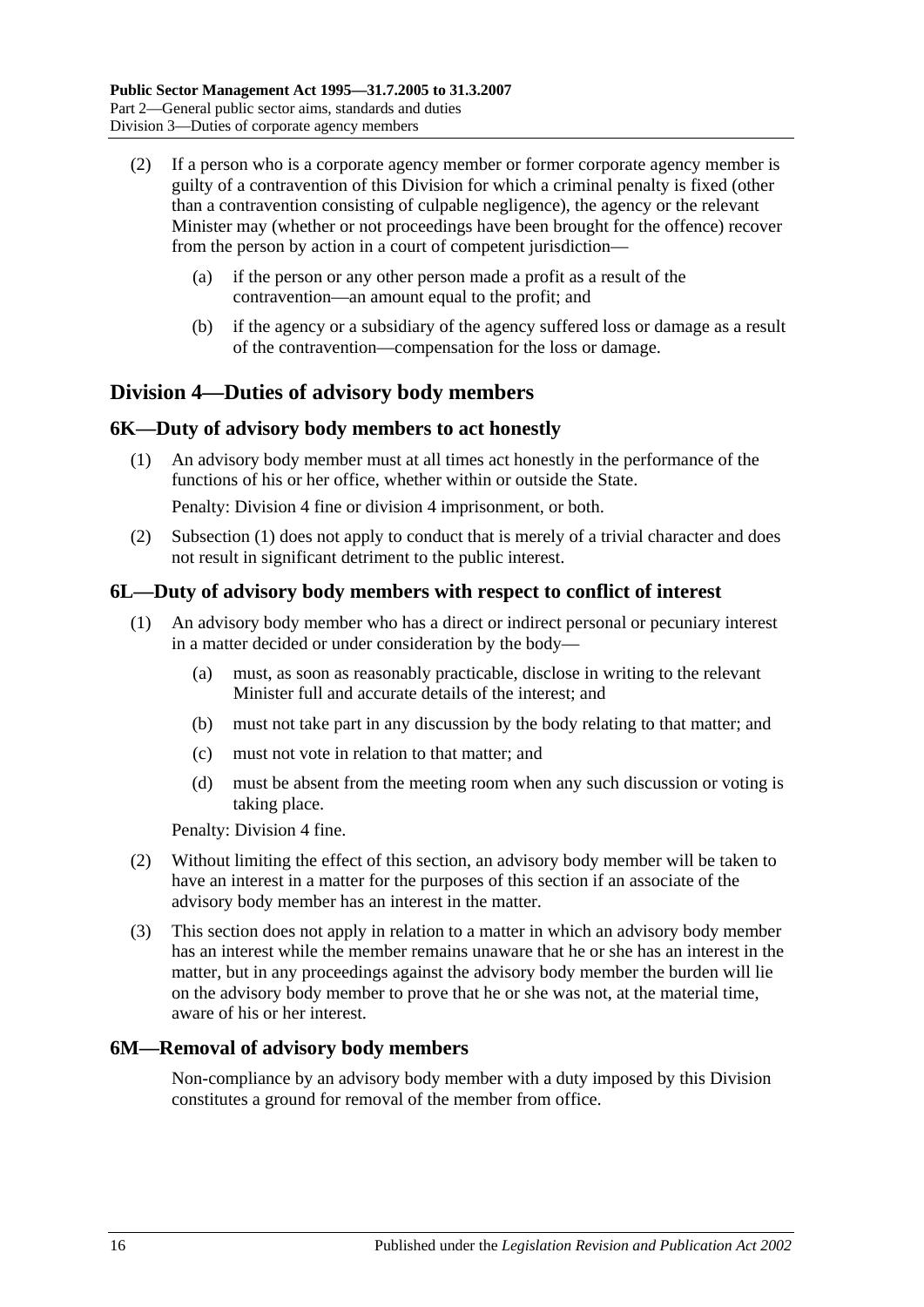(2) If a person who is a corporate agency member or former corporate agency member is guilty of a contravention of this Division for which a criminal penalty is fixed (other than a contravention consisting of culpable negligence), the agency or the relevant Minister may (whether or not proceedings have been brought for the offence) recover from the person by action in a court of competent jurisdiction—

(a) if the person or any other person made a profit as a result of the contravention—an amount equal to the profit; and

(b) if the agency or a subsidiary of the agency suffered loss or damage as a result of the contravention—compensation for the loss or damage.

## Division 4—Duties of advisory body members

### 6K—Duty of advisory body members to act honestly

(1) An advisory body member must at all times act honestly in the performance of the functions of his or her office, whether within or outside the State.

Penalty: Division 4 fine or division 4 imprisonment, or both.

(2) Subsection (1) does not apply to conduct that is merely of a trivial character and does not result in significant detriment to the public interest.

### 6L—Duty of advisory body members with respect to conflict of interest

(1) An advisory body member who has a direct or indirect personal or pecuniary interest in a matter decided or under consideration by the body—

(a) must, as soon as reasonably practicable, disclose in writing to the relevant Minister full and accurate details of the interest; and

(b) must not take part in any discussion by the body relating to that matter; and

(c) must not vote in relation to that matter; and

(d) must be absent from the meeting room when any such discussion or voting is taking place.

Penalty: Division 4 fine.

(2) Without limiting the effect of this section, an advisory body member will be taken to have an interest in a matter for the purposes of this section if an associate of the advisory body member has an interest in the matter.

(3) This section does not apply in relation to a matter in which an advisory body member has an interest while the member remains unaware that he or she has an interest in the matter, but in any proceedings against the advisory body member the burden will lie on the advisory body member to prove that he or she was not, at the material time, aware of his or her interest.

### 6M—Removal of advisory body members

Non-compliance by an advisory body member with a duty imposed by this Division constitutes a ground for removal of the member from office.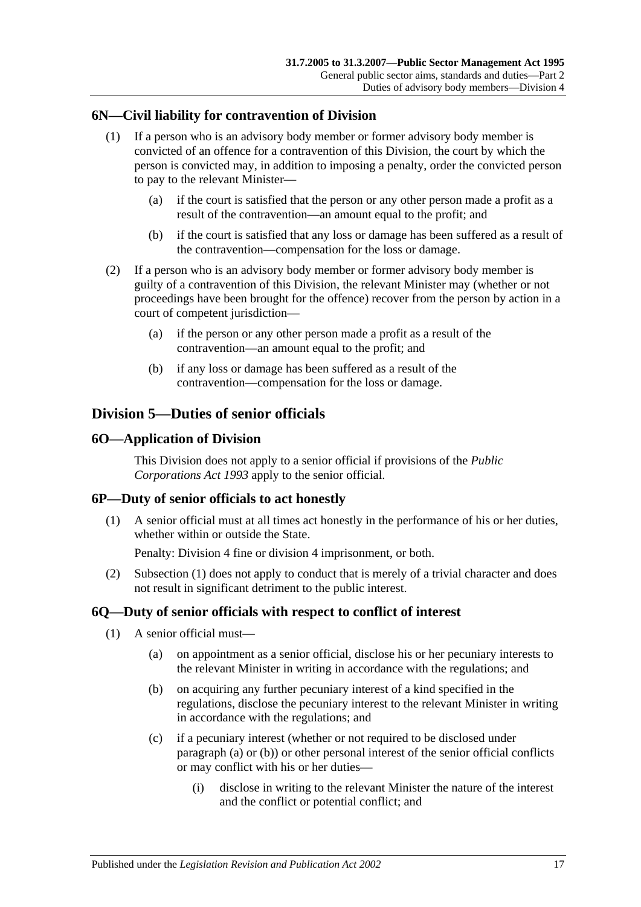### 6N—Civil liability for contravention of Division

(1) If a person who is an advisory body member or former advisory body member is convicted of an offence for a contravention of this Division, the court by which the person is convicted may, in addition to imposing a penalty, order the convicted person to pay to the relevant Minister—

(a) if the court is satisfied that the person or any other person made a profit as a result of the contravention—an amount equal to the profit; and

(b) if the court is satisfied that any loss or damage has been suffered as a result of the contravention—compensation for the loss or damage.

(2) If a person who is an advisory body member or former advisory body member is guilty of a contravention of this Division, the relevant Minister may (whether or not proceedings have been brought for the offence) recover from the person by action in a court of competent jurisdiction—

(a) if the person or any other person made a profit as a result of the contravention—an amount equal to the profit; and

(b) if any loss or damage has been suffered as a result of the contravention—compensation for the loss or damage.

## Division 5—Duties of senior officials

### 6O—Application of Division

This Division does not apply to a senior official if provisions of the *Public Corporations Act 1993* apply to the senior official.

### 6P—Duty of senior officials to act honestly

(1) A senior official must at all times act honestly in the performance of his or her duties, whether within or outside the State.

Penalty: Division 4 fine or division 4 imprisonment, or both.

(2) Subsection (1) does not apply to conduct that is merely of a trivial character and does not result in significant detriment to the public interest.

### 6Q—Duty of senior officials with respect to conflict of interest

(1) A senior official must—

(a) on appointment as a senior official, disclose his or her pecuniary interests to the relevant Minister in writing in accordance with the regulations; and

(b) on acquiring any further pecuniary interest of a kind specified in the regulations, disclose the pecuniary interest to the relevant Minister in writing in accordance with the regulations; and

(c) if a pecuniary interest (whether or not required to be disclosed under paragraph (a) or (b)) or other personal interest of the senior official conflicts or may conflict with his or her duties—

(i) disclose in writing to the relevant Minister the nature of the interest and the conflict or potential conflict; and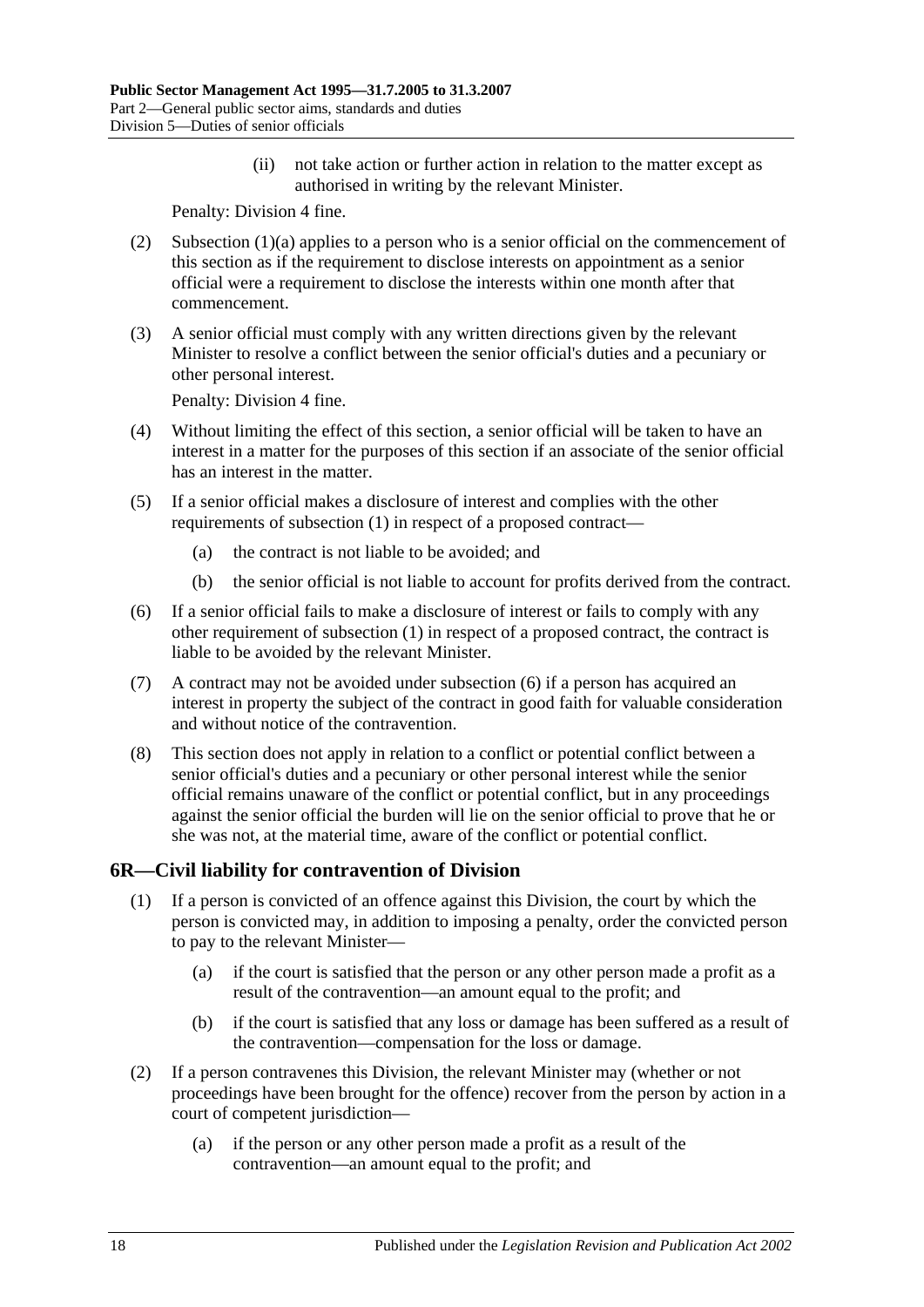(ii) not take action or further action in relation to the matter except as authorised in writing by the relevant Minister.

Penalty: Division 4 fine.

(2) Subsection (1)(a) applies to a person who is a senior official on the commencement of this section as if the requirement to disclose interests on appointment as a senior official were a requirement to disclose the interests within one month after that commencement.

(3) A senior official must comply with any written directions given by the relevant Minister to resolve a conflict between the senior official's duties and a pecuniary or other personal interest.

Penalty: Division 4 fine.

(4) Without limiting the effect of this section, a senior official will be taken to have an interest in a matter for the purposes of this section if an associate of the senior official has an interest in the matter.

(5) If a senior official makes a disclosure of interest and complies with the other requirements of subsection (1) in respect of a proposed contract—

(a) the contract is not liable to be avoided; and

(b) the senior official is not liable to account for profits derived from the contract.

(6) If a senior official fails to make a disclosure of interest or fails to comply with any other requirement of subsection (1) in respect of a proposed contract, the contract is liable to be avoided by the relevant Minister.

(7) A contract may not be avoided under subsection (6) if a person has acquired an interest in property the subject of the contract in good faith for valuable consideration and without notice of the contravention.

(8) This section does not apply in relation to a conflict or potential conflict between a senior official's duties and a pecuniary or other personal interest while the senior official remains unaware of the conflict or potential conflict, but in any proceedings against the senior official the burden will lie on the senior official to prove that he or she was not, at the material time, aware of the conflict or potential conflict.

## 6R—Civil liability for contravention of Division

(1) If a person is convicted of an offence against this Division, the court by which the person is convicted may, in addition to imposing a penalty, order the convicted person to pay to the relevant Minister—

(a) if the court is satisfied that the person or any other person made a profit as a result of the contravention—an amount equal to the profit; and

(b) if the court is satisfied that any loss or damage has been suffered as a result of the contravention—compensation for the loss or damage.

(2) If a person contravenes this Division, the relevant Minister may (whether or not proceedings have been brought for the offence) recover from the person by action in a court of competent jurisdiction—

(a) if the person or any other person made a profit as a result of the contravention—an amount equal to the profit; and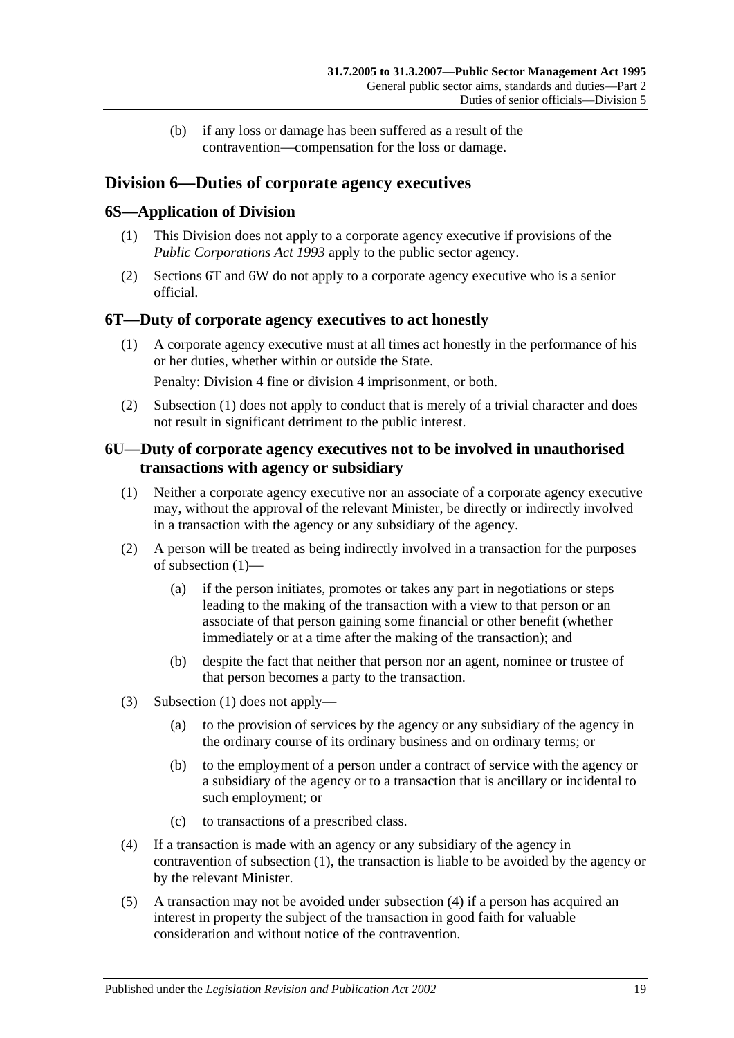(b) if any loss or damage has been suffered as a result of the contravention—compensation for the loss or damage.

## Division 6—Duties of corporate agency executives

### 6S—Application of Division

(1) This Division does not apply to a corporate agency executive if provisions of the *Public Corporations Act 1993* apply to the public sector agency.

(2) Sections 6T and 6W do not apply to a corporate agency executive who is a senior official.

### 6T—Duty of corporate agency executives to act honestly

(1) A corporate agency executive must at all times act honestly in the performance of his or her duties, whether within or outside the State.

Penalty: Division 4 fine or division 4 imprisonment, or both.

(2) Subsection (1) does not apply to conduct that is merely of a trivial character and does not result in significant detriment to the public interest.

### 6U—Duty of corporate agency executives not to be involved in unauthorised transactions with agency or subsidiary

(1) Neither a corporate agency executive nor an associate of a corporate agency executive may, without the approval of the relevant Minister, be directly or indirectly involved in a transaction with the agency or any subsidiary of the agency.

(2) A person will be treated as being indirectly involved in a transaction for the purposes of subsection (1)—

(a) if the person initiates, promotes or takes any part in negotiations or steps leading to the making of the transaction with a view to that person or an associate of that person gaining some financial or other benefit (whether immediately or at a time after the making of the transaction); and

(b) despite the fact that neither that person nor an agent, nominee or trustee of that person becomes a party to the transaction.

(3) Subsection (1) does not apply—

(a) to the provision of services by the agency or any subsidiary of the agency in the ordinary course of its ordinary business and on ordinary terms; or

(b) to the employment of a person under a contract of service with the agency or a subsidiary of the agency or to a transaction that is ancillary or incidental to such employment; or

(c) to transactions of a prescribed class.

(4) If a transaction is made with an agency or any subsidiary of the agency in contravention of subsection (1), the transaction is liable to be avoided by the agency or by the relevant Minister.

(5) A transaction may not be avoided under subsection (4) if a person has acquired an interest in property the subject of the transaction in good faith for valuable consideration and without notice of the contravention.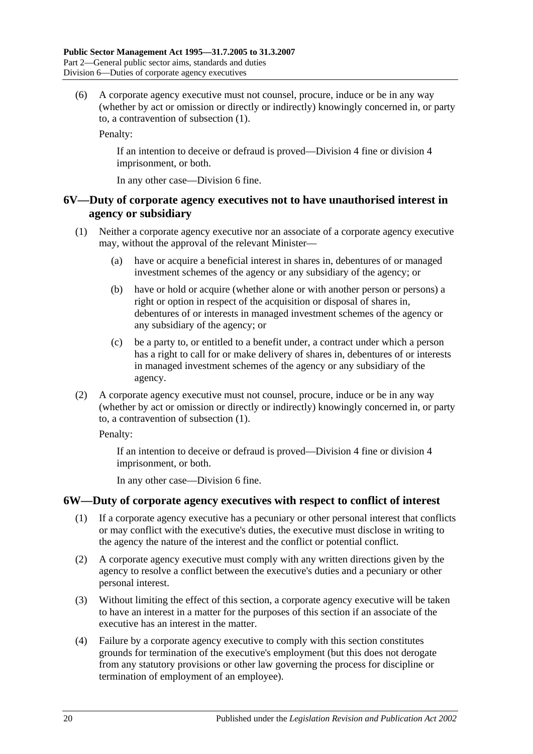(6) A corporate agency executive must not counsel, procure, induce or be in any way (whether by act or omission or directly or indirectly) knowingly concerned in, or party to, a contravention of subsection (1).

Penalty:

If an intention to deceive or defraud is proved—Division 4 fine or division 4 imprisonment, or both.

In any other case—Division 6 fine.

## 6V—Duty of corporate agency executives not to have unauthorised interest in agency or subsidiary

(1) Neither a corporate agency executive nor an associate of a corporate agency executive may, without the approval of the relevant Minister—

(a) have or acquire a beneficial interest in shares in, debentures of or managed investment schemes of the agency or any subsidiary of the agency; or

(b) have or hold or acquire (whether alone or with another person or persons) a right or option in respect of the acquisition or disposal of shares in, debentures of or interests in managed investment schemes of the agency or any subsidiary of the agency; or

(c) be a party to, or entitled to a benefit under, a contract under which a person has a right to call for or make delivery of shares in, debentures of or interests in managed investment schemes of the agency or any subsidiary of the agency.

(2) A corporate agency executive must not counsel, procure, induce or be in any way (whether by act or omission or directly or indirectly) knowingly concerned in, or party to, a contravention of subsection (1).

Penalty:

If an intention to deceive or defraud is proved—Division 4 fine or division 4 imprisonment, or both.

In any other case—Division 6 fine.

## 6W—Duty of corporate agency executives with respect to conflict of interest

(1) If a corporate agency executive has a pecuniary or other personal interest that conflicts or may conflict with the executive's duties, the executive must disclose in writing to the agency the nature of the interest and the conflict or potential conflict.

(2) A corporate agency executive must comply with any written directions given by the agency to resolve a conflict between the executive's duties and a pecuniary or other personal interest.

(3) Without limiting the effect of this section, a corporate agency executive will be taken to have an interest in a matter for the purposes of this section if an associate of the executive has an interest in the matter.

(4) Failure by a corporate agency executive to comply with this section constitutes grounds for termination of the executive's employment (but this does not derogate from any statutory provisions or other law governing the process for discipline or termination of employment of an employee).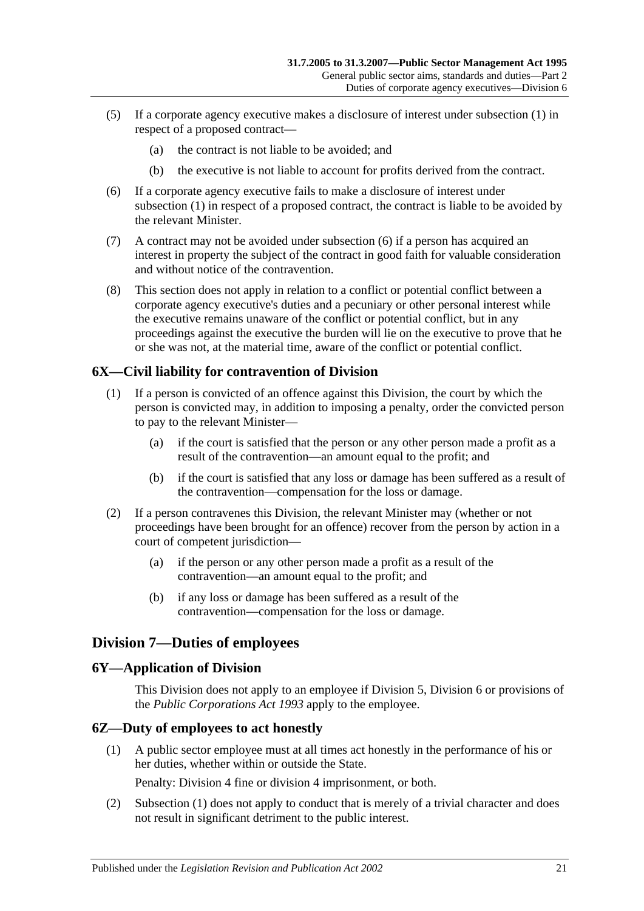(5) If a corporate agency executive makes a disclosure of interest under subsection (1) in respect of a proposed contract—

    (a) the contract is not liable to be avoided; and

    (b) the executive is not liable to account for profits derived from the contract.

(6) If a corporate agency executive fails to make a disclosure of interest under subsection (1) in respect of a proposed contract, the contract is liable to be avoided by the relevant Minister.

(7) A contract may not be avoided under subsection (6) if a person has acquired an interest in property the subject of the contract in good faith for valuable consideration and without notice of the contravention.

(8) This section does not apply in relation to a conflict or potential conflict between a corporate agency executive's duties and a pecuniary or other personal interest while the executive remains unaware of the conflict or potential conflict, but in any proceedings against the executive the burden will lie on the executive to prove that he or she was not, at the material time, aware of the conflict or potential conflict.

### 6X—Civil liability for contravention of Division

(1) If a person is convicted of an offence against this Division, the court by which the person is convicted may, in addition to imposing a penalty, order the convicted person to pay to the relevant Minister—

    (a) if the court is satisfied that the person or any other person made a profit as a result of the contravention—an amount equal to the profit; and

    (b) if the court is satisfied that any loss or damage has been suffered as a result of the contravention—compensation for the loss or damage.

(2) If a person contravenes this Division, the relevant Minister may (whether or not proceedings have been brought for an offence) recover from the person by action in a court of competent jurisdiction—

    (a) if the person or any other person made a profit as a result of the contravention—an amount equal to the profit; and

    (b) if any loss or damage has been suffered as a result of the contravention—compensation for the loss or damage.

## Division 7—Duties of employees

### 6Y—Application of Division

This Division does not apply to an employee if Division 5, Division 6 or provisions of the *Public Corporations Act 1993* apply to the employee.

### 6Z—Duty of employees to act honestly

(1) A public sector employee must at all times act honestly in the performance of his or her duties, whether within or outside the State.

    Penalty: Division 4 fine or division 4 imprisonment, or both.

(2) Subsection (1) does not apply to conduct that is merely of a trivial character and does not result in significant detriment to the public interest.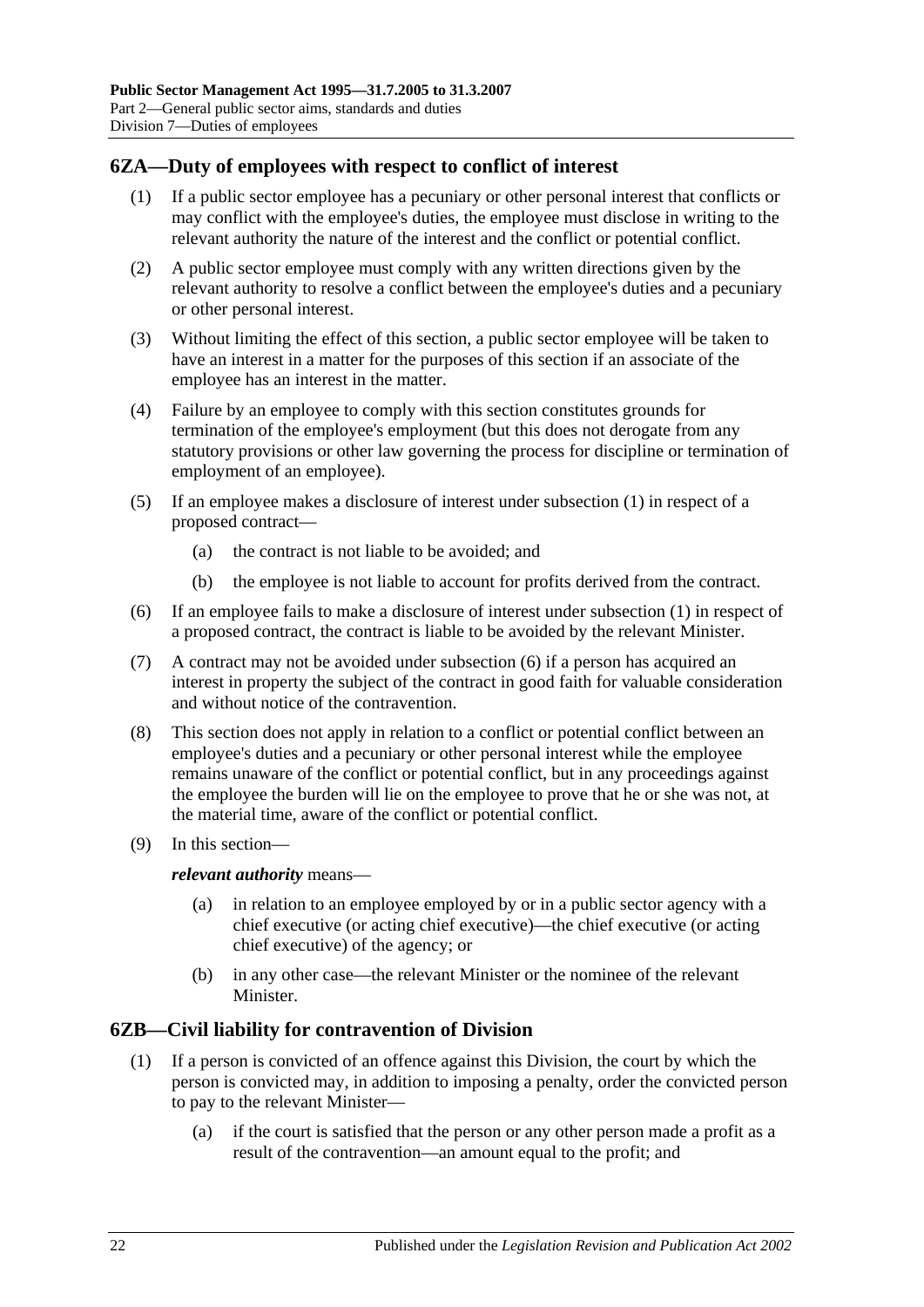## 6ZA—Duty of employees with respect to conflict of interest

(1) If a public sector employee has a pecuniary or other personal interest that conflicts or may conflict with the employee's duties, the employee must disclose in writing to the relevant authority the nature of the interest and the conflict or potential conflict.

(2) A public sector employee must comply with any written directions given by the relevant authority to resolve a conflict between the employee's duties and a pecuniary or other personal interest.

(3) Without limiting the effect of this section, a public sector employee will be taken to have an interest in a matter for the purposes of this section if an associate of the employee has an interest in the matter.

(4) Failure by an employee to comply with this section constitutes grounds for termination of the employee's employment (but this does not derogate from any statutory provisions or other law governing the process for discipline or termination of employment of an employee).

(5) If an employee makes a disclosure of interest under subsection (1) in respect of a proposed contract—

(a) the contract is not liable to be avoided; and

(b) the employee is not liable to account for profits derived from the contract.

(6) If an employee fails to make a disclosure of interest under subsection (1) in respect of a proposed contract, the contract is liable to be avoided by the relevant Minister.

(7) A contract may not be avoided under subsection (6) if a person has acquired an interest in property the subject of the contract in good faith for valuable consideration and without notice of the contravention.

(8) This section does not apply in relation to a conflict or potential conflict between an employee's duties and a pecuniary or other personal interest while the employee remains unaware of the conflict or potential conflict, but in any proceedings against the employee the burden will lie on the employee to prove that he or she was not, at the material time, aware of the conflict or potential conflict.

(9) In this section—

***relevant authority*** means—

(a) in relation to an employee employed by or in a public sector agency with a chief executive (or acting chief executive)—the chief executive (or acting chief executive) of the agency; or

(b) in any other case—the relevant Minister or the nominee of the relevant Minister.

## 6ZB—Civil liability for contravention of Division

(1) If a person is convicted of an offence against this Division, the court by which the person is convicted may, in addition to imposing a penalty, order the convicted person to pay to the relevant Minister—

(a) if the court is satisfied that the person or any other person made a profit as a result of the contravention—an amount equal to the profit; and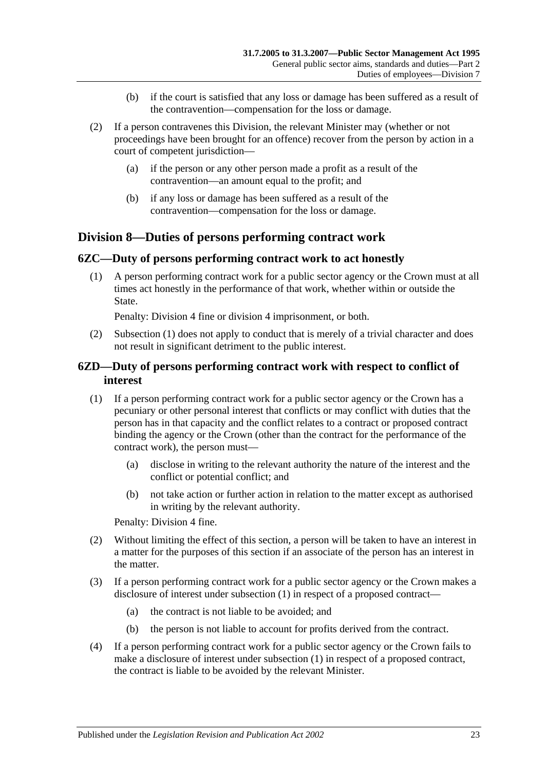(b) if the court is satisfied that any loss or damage has been suffered as a result of the contravention—compensation for the loss or damage.

(2) If a person contravenes this Division, the relevant Minister may (whether or not proceedings have been brought for an offence) recover from the person by action in a court of competent jurisdiction—

(a) if the person or any other person made a profit as a result of the contravention—an amount equal to the profit; and

(b) if any loss or damage has been suffered as a result of the contravention—compensation for the loss or damage.

## Division 8—Duties of persons performing contract work

### 6ZC—Duty of persons performing contract work to act honestly

(1) A person performing contract work for a public sector agency or the Crown must at all times act honestly in the performance of that work, whether within or outside the State.

Penalty: Division 4 fine or division 4 imprisonment, or both.

(2) Subsection (1) does not apply to conduct that is merely of a trivial character and does not result in significant detriment to the public interest.

### 6ZD—Duty of persons performing contract work with respect to conflict of interest

(1) If a person performing contract work for a public sector agency or the Crown has a pecuniary or other personal interest that conflicts or may conflict with duties that the person has in that capacity and the conflict relates to a contract or proposed contract binding the agency or the Crown (other than the contract for the performance of the contract work), the person must—

(a) disclose in writing to the relevant authority the nature of the interest and the conflict or potential conflict; and

(b) not take action or further action in relation to the matter except as authorised in writing by the relevant authority.

Penalty: Division 4 fine.

(2) Without limiting the effect of this section, a person will be taken to have an interest in a matter for the purposes of this section if an associate of the person has an interest in the matter.

(3) If a person performing contract work for a public sector agency or the Crown makes a disclosure of interest under subsection (1) in respect of a proposed contract—

(a) the contract is not liable to be avoided; and

(b) the person is not liable to account for profits derived from the contract.

(4) If a person performing contract work for a public sector agency or the Crown fails to make a disclosure of interest under subsection (1) in respect of a proposed contract, the contract is liable to be avoided by the relevant Minister.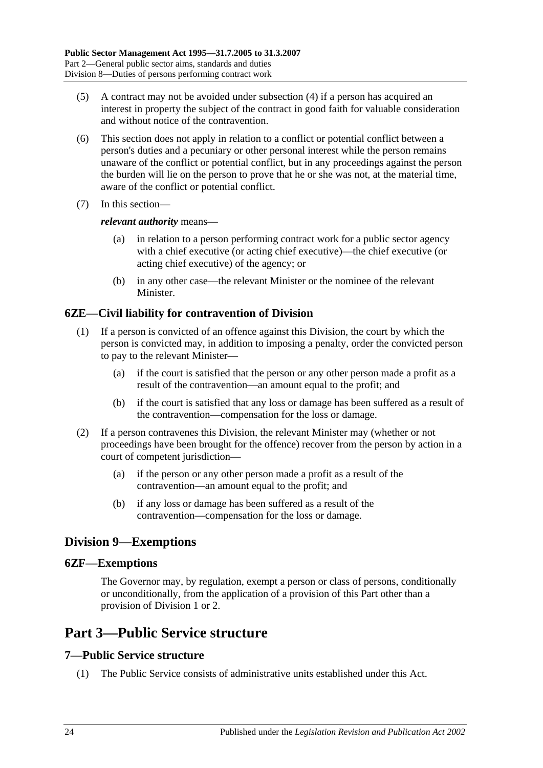(5) A contract may not be avoided under subsection (4) if a person has acquired an interest in property the subject of the contract in good faith for valuable consideration and without notice of the contravention.

(6) This section does not apply in relation to a conflict or potential conflict between a person's duties and a pecuniary or other personal interest while the person remains unaware of the conflict or potential conflict, but in any proceedings against the person the burden will lie on the person to prove that he or she was not, at the material time, aware of the conflict or potential conflict.

(7) In this section—

***relevant authority*** means—

- (a) in relation to a person performing contract work for a public sector agency with a chief executive (or acting chief executive)—the chief executive (or acting chief executive) of the agency; or
- (b) in any other case—the relevant Minister or the nominee of the relevant Minister.

### 6ZE—Civil liability for contravention of Division

(1) If a person is convicted of an offence against this Division, the court by which the person is convicted may, in addition to imposing a penalty, order the convicted person to pay to the relevant Minister—

- (a) if the court is satisfied that the person or any other person made a profit as a result of the contravention—an amount equal to the profit; and
- (b) if the court is satisfied that any loss or damage has been suffered as a result of the contravention—compensation for the loss or damage.

(2) If a person contravenes this Division, the relevant Minister may (whether or not proceedings have been brought for the offence) recover from the person by action in a court of competent jurisdiction—

- (a) if the person or any other person made a profit as a result of the contravention—an amount equal to the profit; and
- (b) if any loss or damage has been suffered as a result of the contravention—compensation for the loss or damage.

## Division 9—Exemptions

### 6ZF—Exemptions

The Governor may, by regulation, exempt a person or class of persons, conditionally or unconditionally, from the application of a provision of this Part other than a provision of Division 1 or 2.

# Part 3—Public Service structure

### 7—Public Service structure

(1) The Public Service consists of administrative units established under this Act.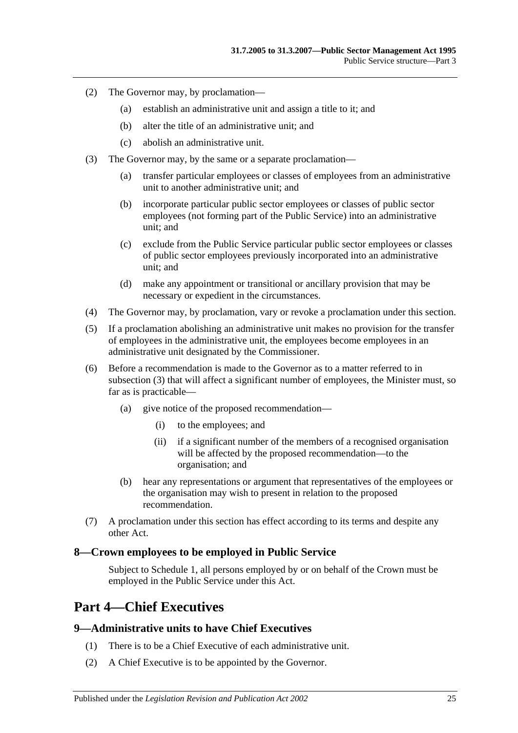(2) The Governor may, by proclamation—

(a) establish an administrative unit and assign a title to it; and

(b) alter the title of an administrative unit; and

(c) abolish an administrative unit.

(3) The Governor may, by the same or a separate proclamation—

(a) transfer particular employees or classes of employees from an administrative unit to another administrative unit; and

(b) incorporate particular public sector employees or classes of public sector employees (not forming part of the Public Service) into an administrative unit; and

(c) exclude from the Public Service particular public sector employees or classes of public sector employees previously incorporated into an administrative unit; and

(d) make any appointment or transitional or ancillary provision that may be necessary or expedient in the circumstances.

(4) The Governor may, by proclamation, vary or revoke a proclamation under this section.

(5) If a proclamation abolishing an administrative unit makes no provision for the transfer of employees in the administrative unit, the employees become employees in an administrative unit designated by the Commissioner.

(6) Before a recommendation is made to the Governor as to a matter referred to in subsection (3) that will affect a significant number of employees, the Minister must, so far as is practicable—

(a) give notice of the proposed recommendation—

(i) to the employees; and

(ii) if a significant number of the members of a recognised organisation will be affected by the proposed recommendation—to the organisation; and

(b) hear any representations or argument that representatives of the employees or the organisation may wish to present in relation to the proposed recommendation.

(7) A proclamation under this section has effect according to its terms and despite any other Act.

### 8—Crown employees to be employed in Public Service

Subject to Schedule 1, all persons employed by or on behalf of the Crown must be employed in the Public Service under this Act.

## Part 4—Chief Executives

### 9—Administrative units to have Chief Executives

(1) There is to be a Chief Executive of each administrative unit.

(2) A Chief Executive is to be appointed by the Governor.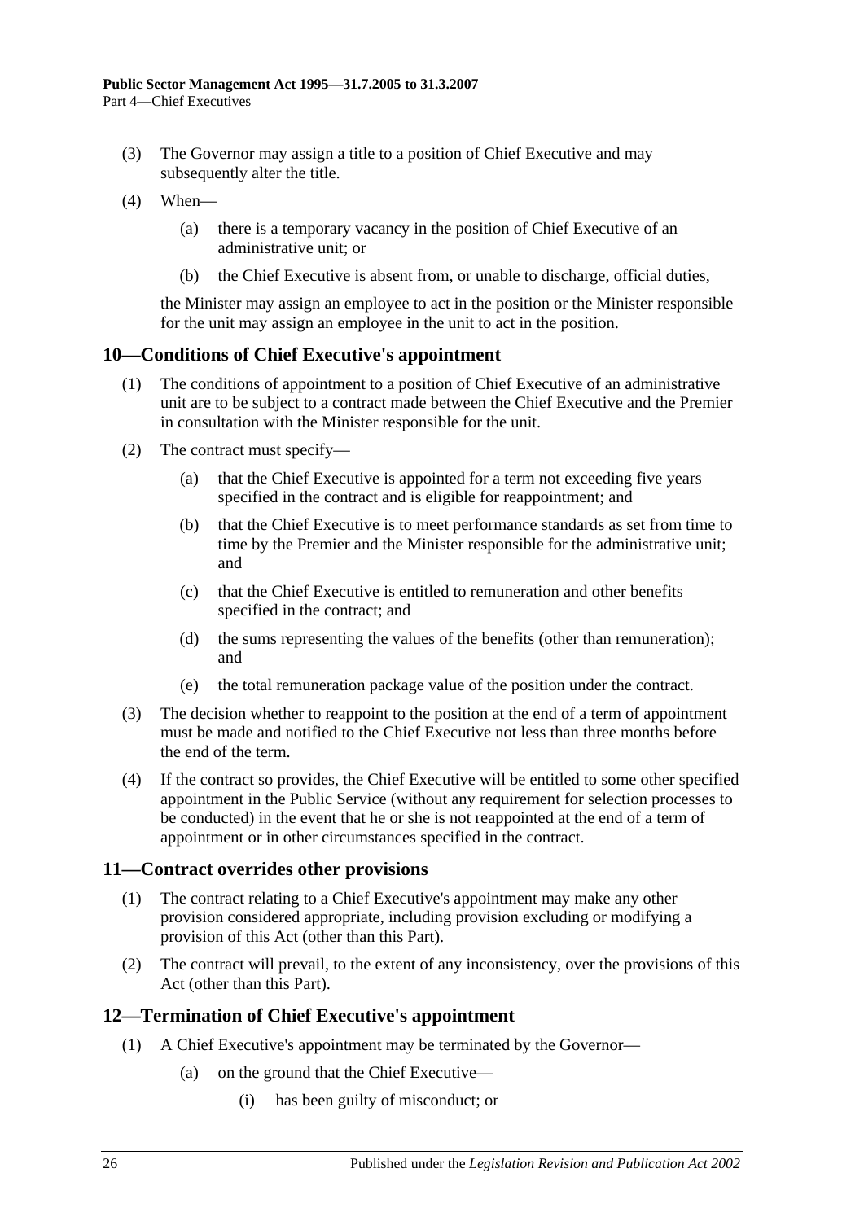(3) The Governor may assign a title to a position of Chief Executive and may subsequently alter the title.

(4) When—

  (a) there is a temporary vacancy in the position of Chief Executive of an administrative unit; or

  (b) the Chief Executive is absent from, or unable to discharge, official duties,

the Minister may assign an employee to act in the position or the Minister responsible for the unit may assign an employee in the unit to act in the position.

## 10—Conditions of Chief Executive's appointment

(1) The conditions of appointment to a position of Chief Executive of an administrative unit are to be subject to a contract made between the Chief Executive and the Premier in consultation with the Minister responsible for the unit.

(2) The contract must specify—

  (a) that the Chief Executive is appointed for a term not exceeding five years specified in the contract and is eligible for reappointment; and

  (b) that the Chief Executive is to meet performance standards as set from time to time by the Premier and the Minister responsible for the administrative unit; and

  (c) that the Chief Executive is entitled to remuneration and other benefits specified in the contract; and

  (d) the sums representing the values of the benefits (other than remuneration); and

  (e) the total remuneration package value of the position under the contract.

(3) The decision whether to reappoint to the position at the end of a term of appointment must be made and notified to the Chief Executive not less than three months before the end of the term.

(4) If the contract so provides, the Chief Executive will be entitled to some other specified appointment in the Public Service (without any requirement for selection processes to be conducted) in the event that he or she is not reappointed at the end of a term of appointment or in other circumstances specified in the contract.

## 11—Contract overrides other provisions

(1) The contract relating to a Chief Executive's appointment may make any other provision considered appropriate, including provision excluding or modifying a provision of this Act (other than this Part).

(2) The contract will prevail, to the extent of any inconsistency, over the provisions of this Act (other than this Part).

## 12—Termination of Chief Executive's appointment

(1) A Chief Executive's appointment may be terminated by the Governor—

  (a) on the ground that the Chief Executive—

    (i) has been guilty of misconduct; or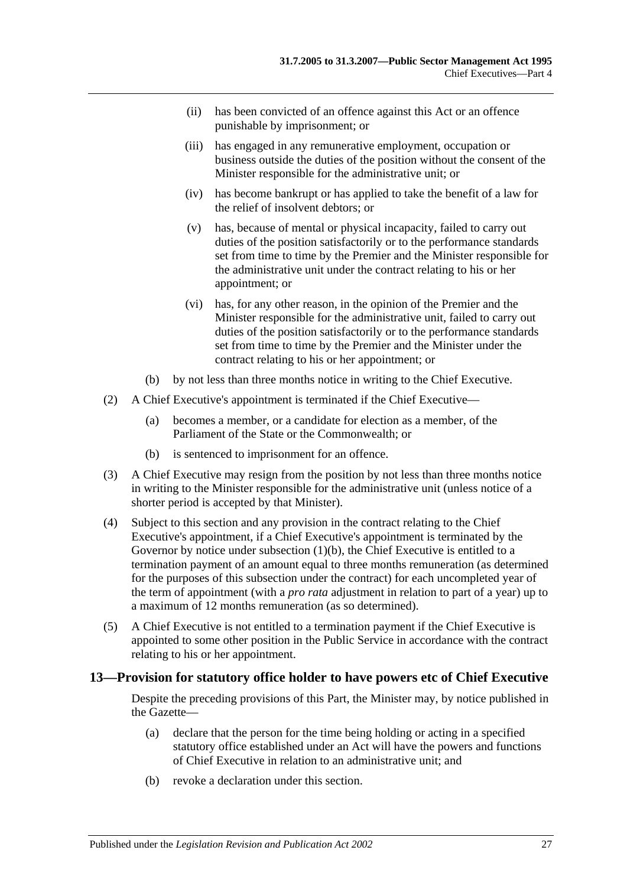(ii) has been convicted of an offence against this Act or an offence punishable by imprisonment; or

(iii) has engaged in any remunerative employment, occupation or business outside the duties of the position without the consent of the Minister responsible for the administrative unit; or

(iv) has become bankrupt or has applied to take the benefit of a law for the relief of insolvent debtors; or

(v) has, because of mental or physical incapacity, failed to carry out duties of the position satisfactorily or to the performance standards set from time to time by the Premier and the Minister responsible for the administrative unit under the contract relating to his or her appointment; or

(vi) has, for any other reason, in the opinion of the Premier and the Minister responsible for the administrative unit, failed to carry out duties of the position satisfactorily or to the performance standards set from time to time by the Premier and the Minister under the contract relating to his or her appointment; or

(b) by not less than three months notice in writing to the Chief Executive.

(2) A Chief Executive's appointment is terminated if the Chief Executive—

(a) becomes a member, or a candidate for election as a member, of the Parliament of the State or the Commonwealth; or

(b) is sentenced to imprisonment for an offence.

(3) A Chief Executive may resign from the position by not less than three months notice in writing to the Minister responsible for the administrative unit (unless notice of a shorter period is accepted by that Minister).

(4) Subject to this section and any provision in the contract relating to the Chief Executive's appointment, if a Chief Executive's appointment is terminated by the Governor by notice under subsection (1)(b), the Chief Executive is entitled to a termination payment of an amount equal to three months remuneration (as determined for the purposes of this subsection under the contract) for each uncompleted year of the term of appointment (with a *pro rata* adjustment in relation to part of a year) up to a maximum of 12 months remuneration (as so determined).

(5) A Chief Executive is not entitled to a termination payment if the Chief Executive is appointed to some other position in the Public Service in accordance with the contract relating to his or her appointment.

## 13—Provision for statutory office holder to have powers etc of Chief Executive

Despite the preceding provisions of this Part, the Minister may, by notice published in the Gazette—

(a) declare that the person for the time being holding or acting in a specified statutory office established under an Act will have the powers and functions of Chief Executive in relation to an administrative unit; and

(b) revoke a declaration under this section.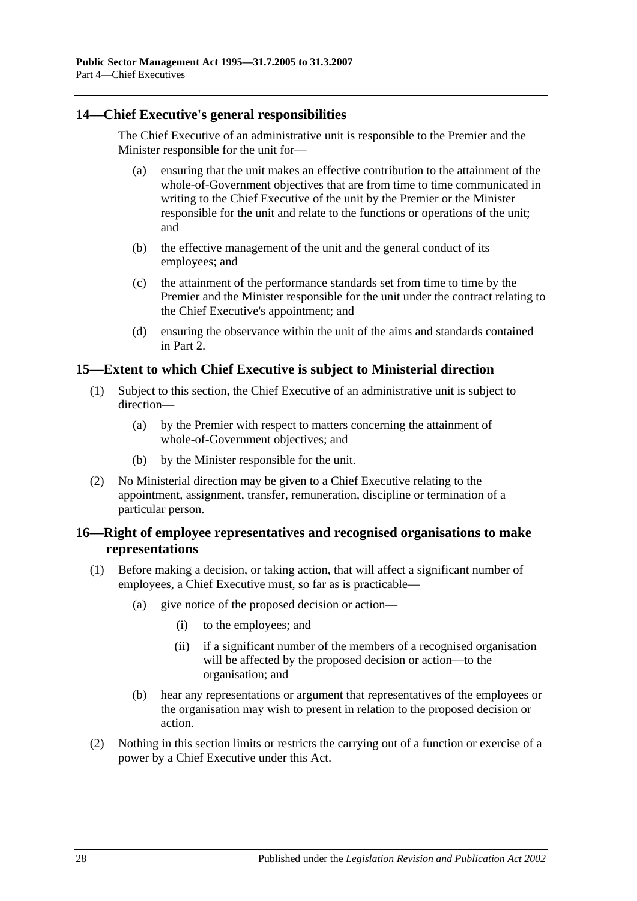## 14—Chief Executive's general responsibilities

The Chief Executive of an administrative unit is responsible to the Premier and the Minister responsible for the unit for—

- (a) ensuring that the unit makes an effective contribution to the attainment of the whole-of-Government objectives that are from time to time communicated in writing to the Chief Executive of the unit by the Premier or the Minister responsible for the unit and relate to the functions or operations of the unit; and
- (b) the effective management of the unit and the general conduct of its employees; and
- (c) the attainment of the performance standards set from time to time by the Premier and the Minister responsible for the unit under the contract relating to the Chief Executive's appointment; and
- (d) ensuring the observance within the unit of the aims and standards contained in Part 2.

## 15—Extent to which Chief Executive is subject to Ministerial direction

(1) Subject to this section, the Chief Executive of an administrative unit is subject to direction—

- (a) by the Premier with respect to matters concerning the attainment of whole-of-Government objectives; and
- (b) by the Minister responsible for the unit.

(2) No Ministerial direction may be given to a Chief Executive relating to the appointment, assignment, transfer, remuneration, discipline or termination of a particular person.

## 16—Right of employee representatives and recognised organisations to make representations

(1) Before making a decision, or taking action, that will affect a significant number of employees, a Chief Executive must, so far as is practicable—

- (a) give notice of the proposed decision or action—
  - (i) to the employees; and
  - (ii) if a significant number of the members of a recognised organisation will be affected by the proposed decision or action—to the organisation; and
- (b) hear any representations or argument that representatives of the employees or the organisation may wish to present in relation to the proposed decision or action.

(2) Nothing in this section limits or restricts the carrying out of a function or exercise of a power by a Chief Executive under this Act.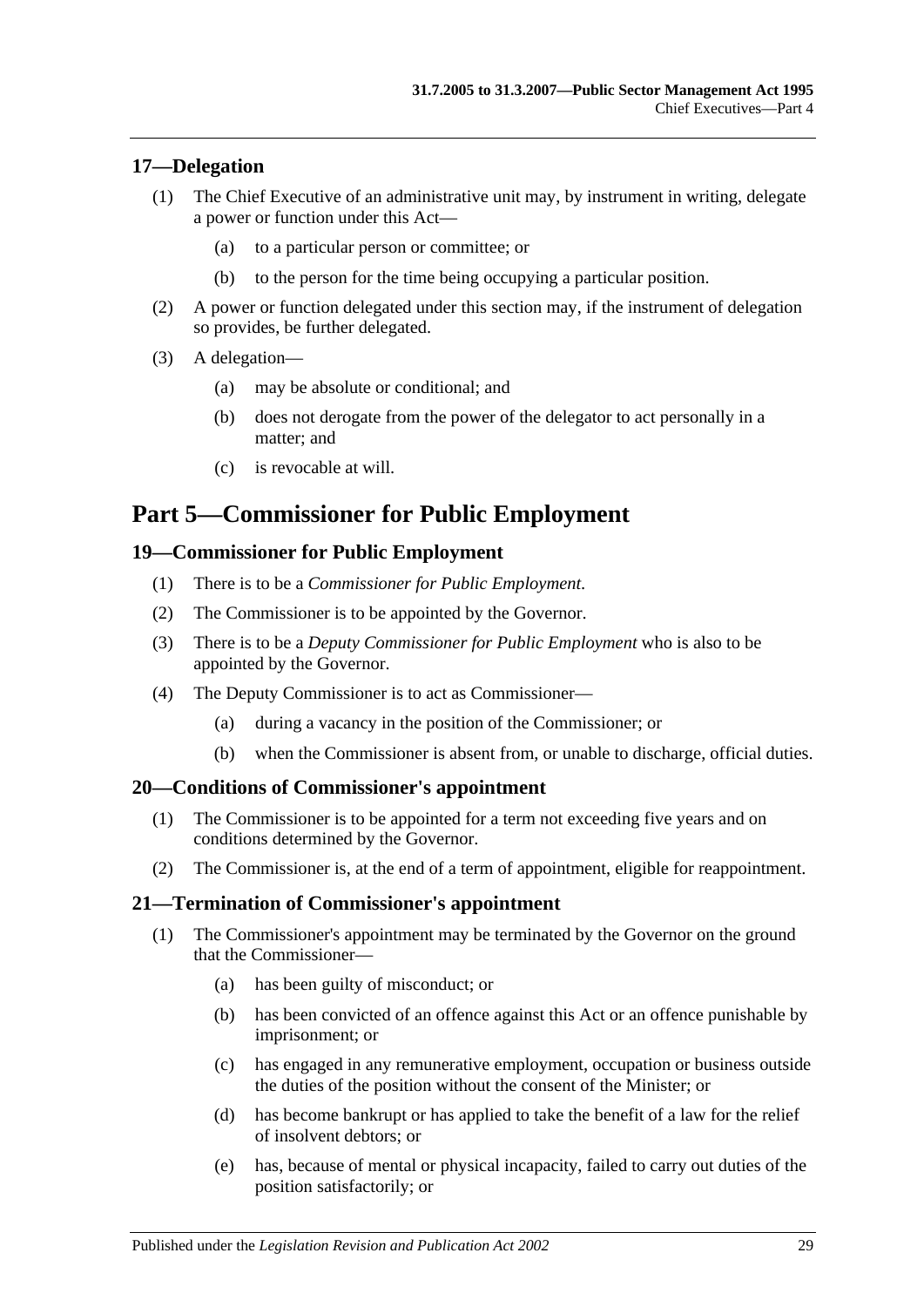### 17—Delegation

(1) The Chief Executive of an administrative unit may, by instrument in writing, delegate a power or function under this Act—

(a) to a particular person or committee; or

(b) to the person for the time being occupying a particular position.

(2) A power or function delegated under this section may, if the instrument of delegation so provides, be further delegated.

(3) A delegation—

(a) may be absolute or conditional; and

(b) does not derogate from the power of the delegator to act personally in a matter; and

(c) is revocable at will.

## Part 5—Commissioner for Public Employment

### 19—Commissioner for Public Employment

(1) There is to be a *Commissioner for Public Employment*.

(2) The Commissioner is to be appointed by the Governor.

(3) There is to be a *Deputy Commissioner for Public Employment* who is also to be appointed by the Governor.

(4) The Deputy Commissioner is to act as Commissioner—

(a) during a vacancy in the position of the Commissioner; or

(b) when the Commissioner is absent from, or unable to discharge, official duties.

### 20—Conditions of Commissioner's appointment

(1) The Commissioner is to be appointed for a term not exceeding five years and on conditions determined by the Governor.

(2) The Commissioner is, at the end of a term of appointment, eligible for reappointment.

### 21—Termination of Commissioner's appointment

(1) The Commissioner's appointment may be terminated by the Governor on the ground that the Commissioner—

(a) has been guilty of misconduct; or

(b) has been convicted of an offence against this Act or an offence punishable by imprisonment; or

(c) has engaged in any remunerative employment, occupation or business outside the duties of the position without the consent of the Minister; or

(d) has become bankrupt or has applied to take the benefit of a law for the relief of insolvent debtors; or

(e) has, because of mental or physical incapacity, failed to carry out duties of the position satisfactorily; or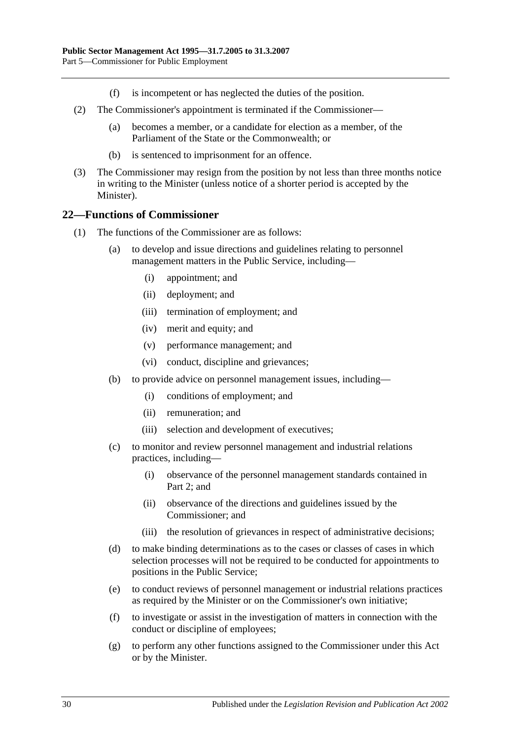(f) is incompetent or has neglected the duties of the position.

(2) The Commissioner's appointment is terminated if the Commissioner—

(a) becomes a member, or a candidate for election as a member, of the Parliament of the State or the Commonwealth; or

(b) is sentenced to imprisonment for an offence.

(3) The Commissioner may resign from the position by not less than three months notice in writing to the Minister (unless notice of a shorter period is accepted by the Minister).

## 22—Functions of Commissioner

(1) The functions of the Commissioner are as follows:

(a) to develop and issue directions and guidelines relating to personnel management matters in the Public Service, including—

(i) appointment; and

(ii) deployment; and

(iii) termination of employment; and

(iv) merit and equity; and

(v) performance management; and

(vi) conduct, discipline and grievances;

(b) to provide advice on personnel management issues, including—

(i) conditions of employment; and

(ii) remuneration; and

(iii) selection and development of executives;

(c) to monitor and review personnel management and industrial relations practices, including—

(i) observance of the personnel management standards contained in Part 2; and

(ii) observance of the directions and guidelines issued by the Commissioner; and

(iii) the resolution of grievances in respect of administrative decisions;

(d) to make binding determinations as to the cases or classes of cases in which selection processes will not be required to be conducted for appointments to positions in the Public Service;

(e) to conduct reviews of personnel management or industrial relations practices as required by the Minister or on the Commissioner's own initiative;

(f) to investigate or assist in the investigation of matters in connection with the conduct or discipline of employees;

(g) to perform any other functions assigned to the Commissioner under this Act or by the Minister.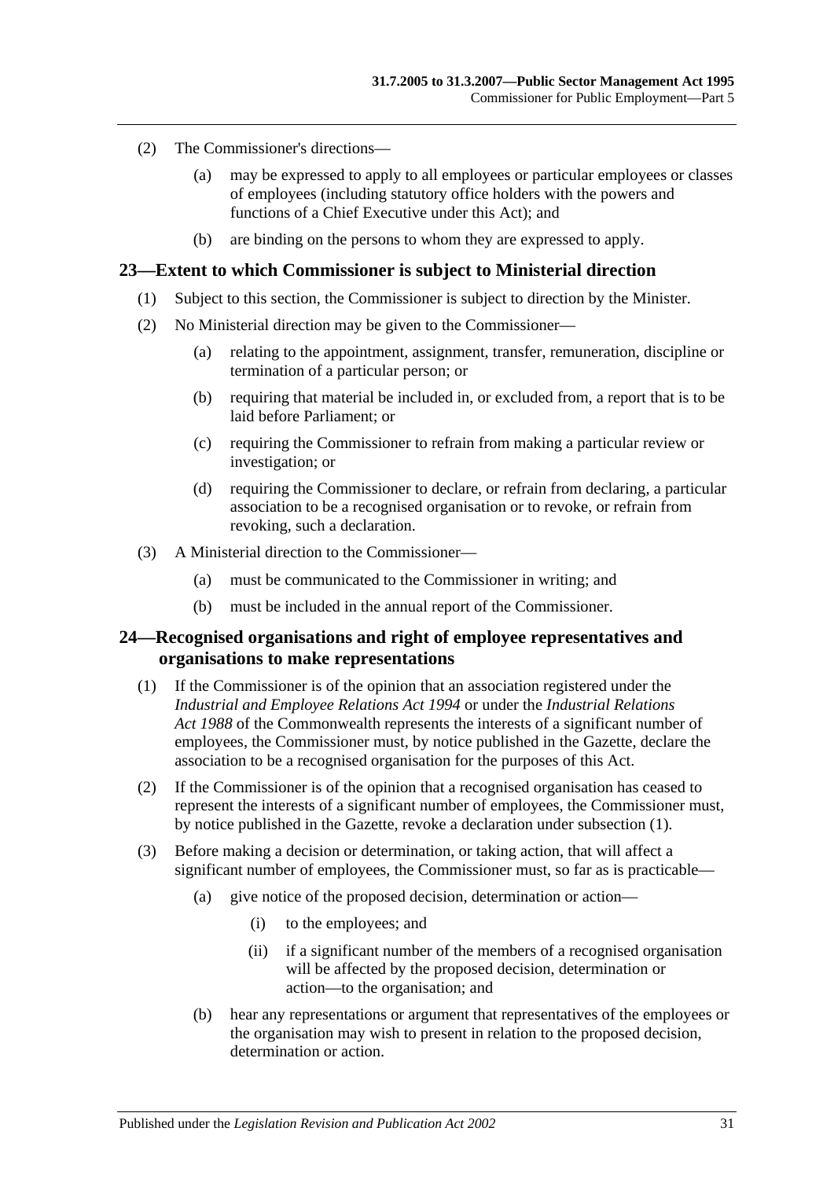(2) The Commissioner's directions—

(a) may be expressed to apply to all employees or particular employees or classes of employees (including statutory office holders with the powers and functions of a Chief Executive under this Act); and

(b) are binding on the persons to whom they are expressed to apply.

## 23—Extent to which Commissioner is subject to Ministerial direction

(1) Subject to this section, the Commissioner is subject to direction by the Minister.

(2) No Ministerial direction may be given to the Commissioner—

(a) relating to the appointment, assignment, transfer, remuneration, discipline or termination of a particular person; or

(b) requiring that material be included in, or excluded from, a report that is to be laid before Parliament; or

(c) requiring the Commissioner to refrain from making a particular review or investigation; or

(d) requiring the Commissioner to declare, or refrain from declaring, a particular association to be a recognised organisation or to revoke, or refrain from revoking, such a declaration.

(3) A Ministerial direction to the Commissioner—

(a) must be communicated to the Commissioner in writing; and

(b) must be included in the annual report of the Commissioner.

## 24—Recognised organisations and right of employee representatives and organisations to make representations

(1) If the Commissioner is of the opinion that an association registered under the *Industrial and Employee Relations Act 1994* or under the *Industrial Relations Act 1988* of the Commonwealth represents the interests of a significant number of employees, the Commissioner must, by notice published in the Gazette, declare the association to be a recognised organisation for the purposes of this Act.

(2) If the Commissioner is of the opinion that a recognised organisation has ceased to represent the interests of a significant number of employees, the Commissioner must, by notice published in the Gazette, revoke a declaration under subsection (1).

(3) Before making a decision or determination, or taking action, that will affect a significant number of employees, the Commissioner must, so far as is practicable—

(a) give notice of the proposed decision, determination or action—

(i) to the employees; and

(ii) if a significant number of the members of a recognised organisation will be affected by the proposed decision, determination or action—to the organisation; and

(b) hear any representations or argument that representatives of the employees or the organisation may wish to present in relation to the proposed decision, determination or action.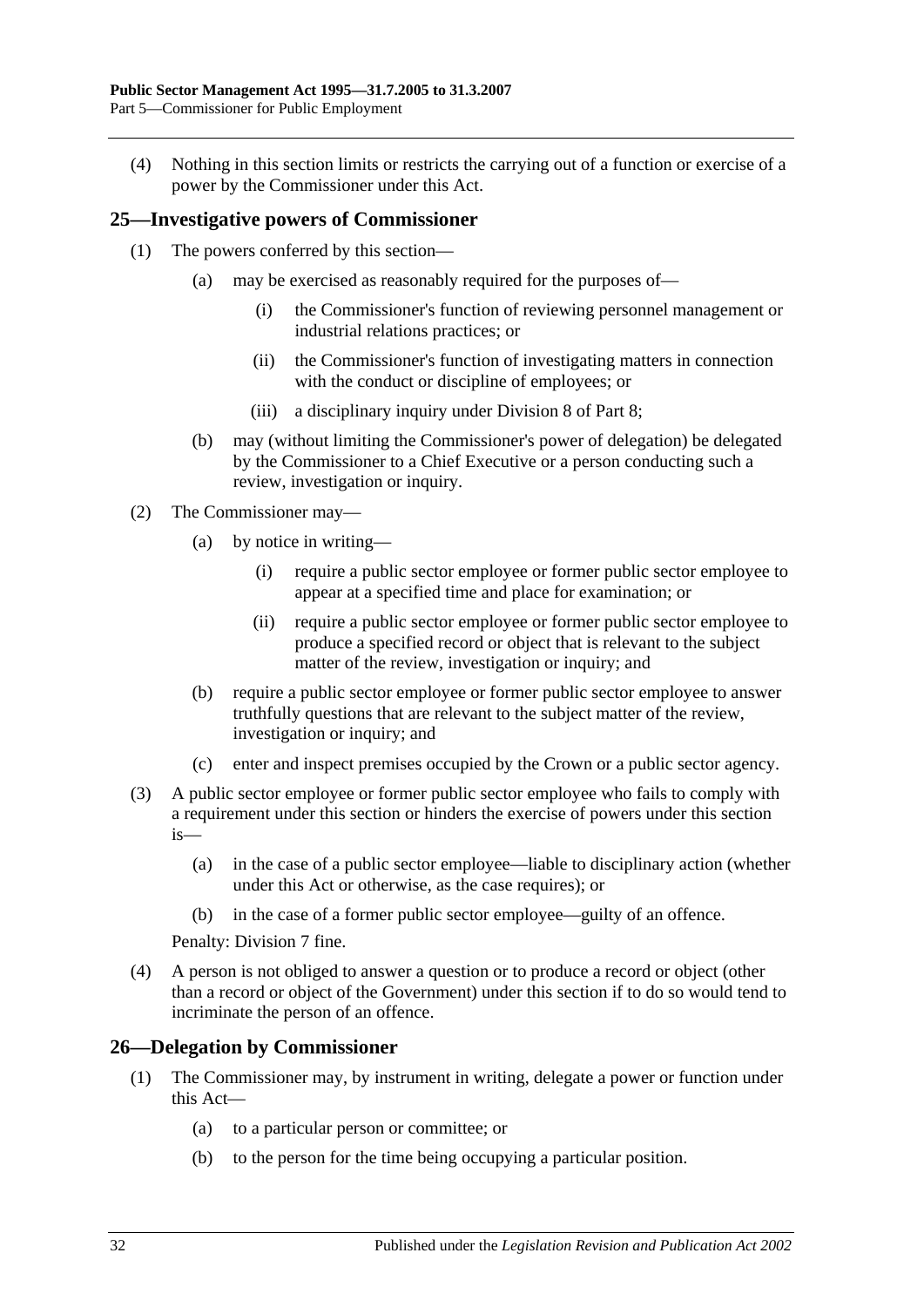(4) Nothing in this section limits or restricts the carrying out of a function or exercise of a power by the Commissioner under this Act.

## 25—Investigative powers of Commissioner

(1) The powers conferred by this section—

- (a) may be exercised as reasonably required for the purposes of—
  - (i) the Commissioner's function of reviewing personnel management or industrial relations practices; or
  - (ii) the Commissioner's function of investigating matters in connection with the conduct or discipline of employees; or
  - (iii) a disciplinary inquiry under Division 8 of Part 8;
- (b) may (without limiting the Commissioner's power of delegation) be delegated by the Commissioner to a Chief Executive or a person conducting such a review, investigation or inquiry.

(2) The Commissioner may—

- (a) by notice in writing—
  - (i) require a public sector employee or former public sector employee to appear at a specified time and place for examination; or
  - (ii) require a public sector employee or former public sector employee to produce a specified record or object that is relevant to the subject matter of the review, investigation or inquiry; and
- (b) require a public sector employee or former public sector employee to answer truthfully questions that are relevant to the subject matter of the review, investigation or inquiry; and
- (c) enter and inspect premises occupied by the Crown or a public sector agency.

(3) A public sector employee or former public sector employee who fails to comply with a requirement under this section or hinders the exercise of powers under this section is—

- (a) in the case of a public sector employee—liable to disciplinary action (whether under this Act or otherwise, as the case requires); or
- (b) in the case of a former public sector employee—guilty of an offence.

Penalty: Division 7 fine.

(4) A person is not obliged to answer a question or to produce a record or object (other than a record or object of the Government) under this section if to do so would tend to incriminate the person of an offence.

## 26—Delegation by Commissioner

(1) The Commissioner may, by instrument in writing, delegate a power or function under this Act—

- (a) to a particular person or committee; or
- (b) to the person for the time being occupying a particular position.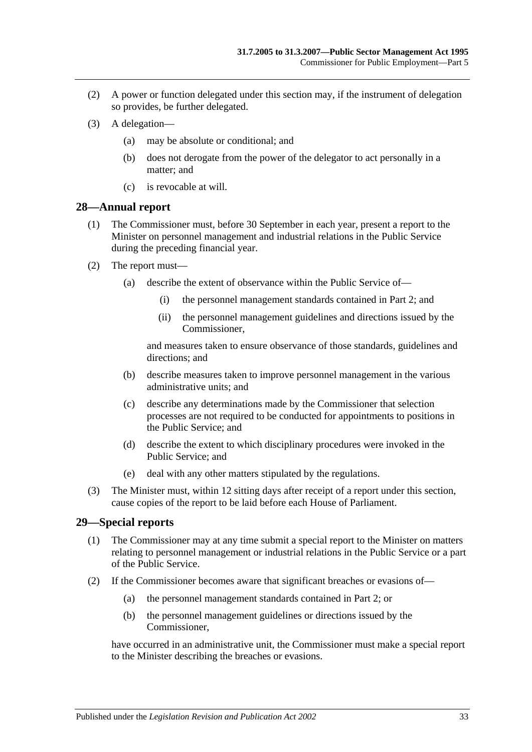(2) A power or function delegated under this section may, if the instrument of delegation so provides, be further delegated.

(3) A delegation—

(a) may be absolute or conditional; and

(b) does not derogate from the power of the delegator to act personally in a matter; and

(c) is revocable at will.

## 28—Annual report

(1) The Commissioner must, before 30 September in each year, present a report to the Minister on personnel management and industrial relations in the Public Service during the preceding financial year.

(2) The report must—

(a) describe the extent of observance within the Public Service of—

(i) the personnel management standards contained in Part 2; and

(ii) the personnel management guidelines and directions issued by the Commissioner,

and measures taken to ensure observance of those standards, guidelines and directions; and

(b) describe measures taken to improve personnel management in the various administrative units; and

(c) describe any determinations made by the Commissioner that selection processes are not required to be conducted for appointments to positions in the Public Service; and

(d) describe the extent to which disciplinary procedures were invoked in the Public Service; and

(e) deal with any other matters stipulated by the regulations.

(3) The Minister must, within 12 sitting days after receipt of a report under this section, cause copies of the report to be laid before each House of Parliament.

## 29—Special reports

(1) The Commissioner may at any time submit a special report to the Minister on matters relating to personnel management or industrial relations in the Public Service or a part of the Public Service.

(2) If the Commissioner becomes aware that significant breaches or evasions of—

(a) the personnel management standards contained in Part 2; or

(b) the personnel management guidelines or directions issued by the Commissioner,

have occurred in an administrative unit, the Commissioner must make a special report to the Minister describing the breaches or evasions.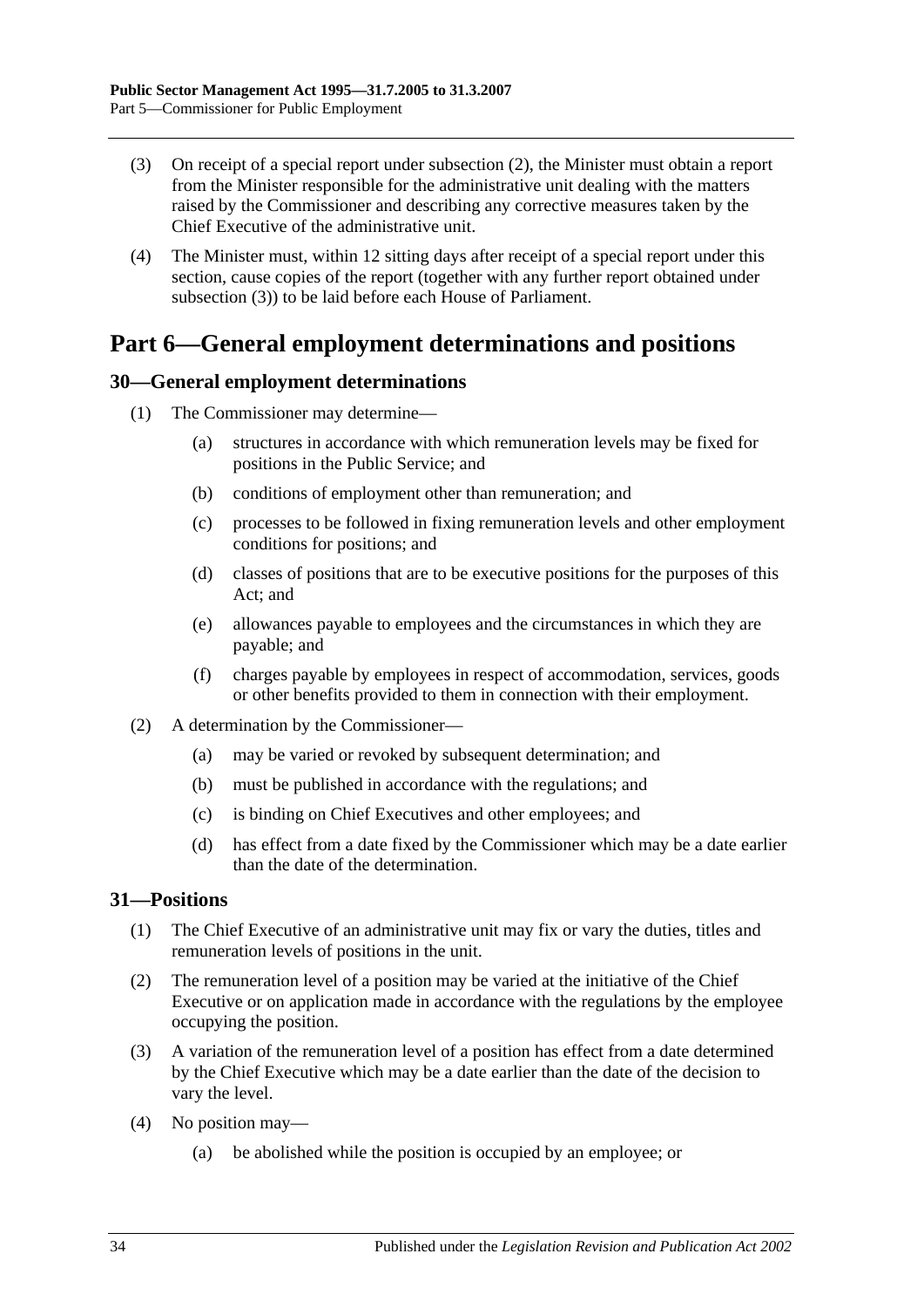(3) On receipt of a special report under subsection (2), the Minister must obtain a report from the Minister responsible for the administrative unit dealing with the matters raised by the Commissioner and describing any corrective measures taken by the Chief Executive of the administrative unit.

(4) The Minister must, within 12 sitting days after receipt of a special report under this section, cause copies of the report (together with any further report obtained under subsection (3)) to be laid before each House of Parliament.

# Part 6—General employment determinations and positions

## 30—General employment determinations

(1) The Commissioner may determine—

(a) structures in accordance with which remuneration levels may be fixed for positions in the Public Service; and

(b) conditions of employment other than remuneration; and

(c) processes to be followed in fixing remuneration levels and other employment conditions for positions; and

(d) classes of positions that are to be executive positions for the purposes of this Act; and

(e) allowances payable to employees and the circumstances in which they are payable; and

(f) charges payable by employees in respect of accommodation, services, goods or other benefits provided to them in connection with their employment.

(2) A determination by the Commissioner—

(a) may be varied or revoked by subsequent determination; and

(b) must be published in accordance with the regulations; and

(c) is binding on Chief Executives and other employees; and

(d) has effect from a date fixed by the Commissioner which may be a date earlier than the date of the determination.

## 31—Positions

(1) The Chief Executive of an administrative unit may fix or vary the duties, titles and remuneration levels of positions in the unit.

(2) The remuneration level of a position may be varied at the initiative of the Chief Executive or on application made in accordance with the regulations by the employee occupying the position.

(3) A variation of the remuneration level of a position has effect from a date determined by the Chief Executive which may be a date earlier than the date of the decision to vary the level.

(4) No position may—

(a) be abolished while the position is occupied by an employee; or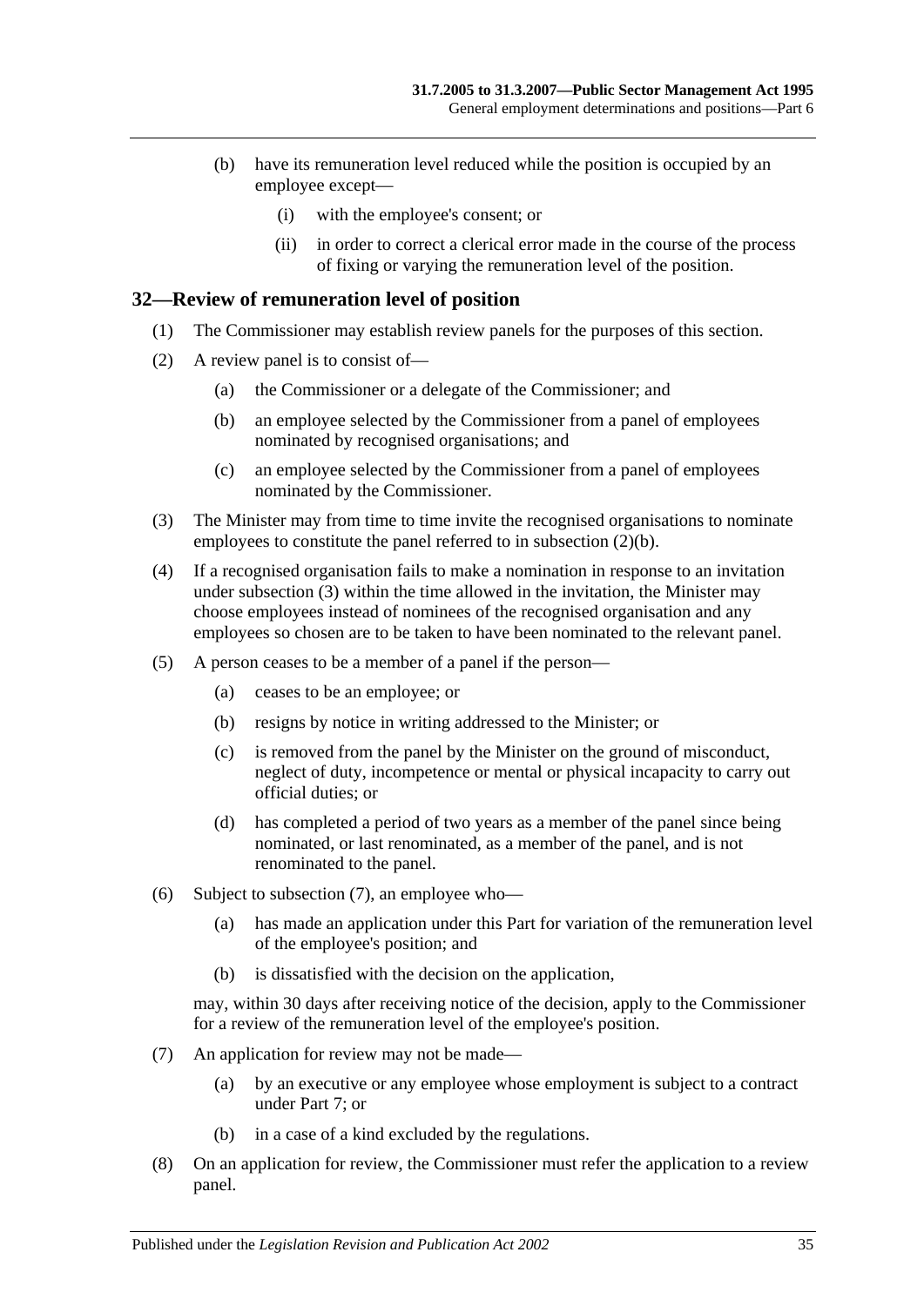(b) have its remuneration level reduced while the position is occupied by an employee except—

(i) with the employee's consent; or

(ii) in order to correct a clerical error made in the course of the process of fixing or varying the remuneration level of the position.

## 32—Review of remuneration level of position

(1) The Commissioner may establish review panels for the purposes of this section.

(2) A review panel is to consist of—

(a) the Commissioner or a delegate of the Commissioner; and

(b) an employee selected by the Commissioner from a panel of employees nominated by recognised organisations; and

(c) an employee selected by the Commissioner from a panel of employees nominated by the Commissioner.

(3) The Minister may from time to time invite the recognised organisations to nominate employees to constitute the panel referred to in subsection (2)(b).

(4) If a recognised organisation fails to make a nomination in response to an invitation under subsection (3) within the time allowed in the invitation, the Minister may choose employees instead of nominees of the recognised organisation and any employees so chosen are to be taken to have been nominated to the relevant panel.

(5) A person ceases to be a member of a panel if the person—

(a) ceases to be an employee; or

(b) resigns by notice in writing addressed to the Minister; or

(c) is removed from the panel by the Minister on the ground of misconduct, neglect of duty, incompetence or mental or physical incapacity to carry out official duties; or

(d) has completed a period of two years as a member of the panel since being nominated, or last renominated, as a member of the panel, and is not renominated to the panel.

(6) Subject to subsection (7), an employee who—

(a) has made an application under this Part for variation of the remuneration level of the employee's position; and

(b) is dissatisfied with the decision on the application,

may, within 30 days after receiving notice of the decision, apply to the Commissioner for a review of the remuneration level of the employee's position.

(7) An application for review may not be made—

(a) by an executive or any employee whose employment is subject to a contract under Part 7; or

(b) in a case of a kind excluded by the regulations.

(8) On an application for review, the Commissioner must refer the application to a review panel.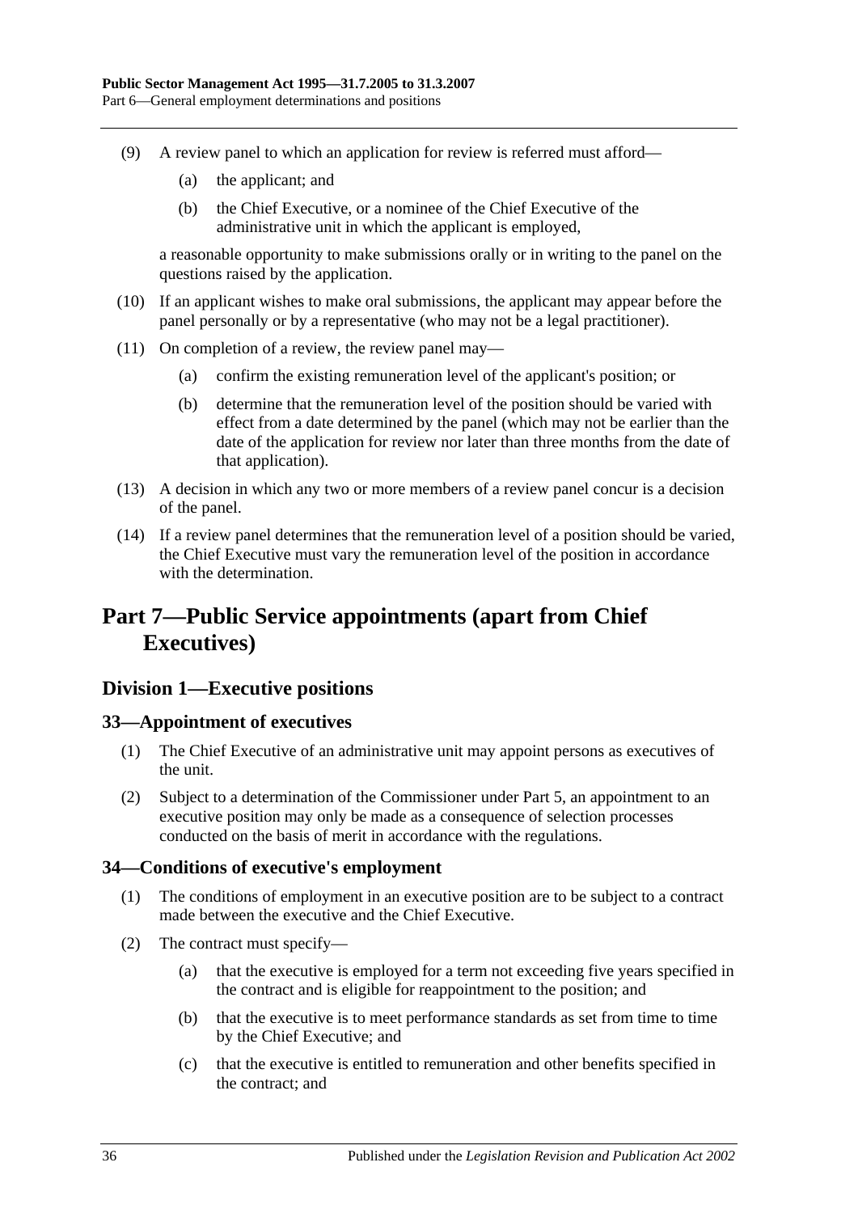(9) A review panel to which an application for review is referred must afford—

(a) the applicant; and

(b) the Chief Executive, or a nominee of the Chief Executive of the administrative unit in which the applicant is employed,

a reasonable opportunity to make submissions orally or in writing to the panel on the questions raised by the application.

(10) If an applicant wishes to make oral submissions, the applicant may appear before the panel personally or by a representative (who may not be a legal practitioner).

(11) On completion of a review, the review panel may—

(a) confirm the existing remuneration level of the applicant's position; or

(b) determine that the remuneration level of the position should be varied with effect from a date determined by the panel (which may not be earlier than the date of the application for review nor later than three months from the date of that application).

(13) A decision in which any two or more members of a review panel concur is a decision of the panel.

(14) If a review panel determines that the remuneration level of a position should be varied, the Chief Executive must vary the remuneration level of the position in accordance with the determination.

# Part 7—Public Service appointments (apart from Chief Executives)

## Division 1—Executive positions

### 33—Appointment of executives

(1) The Chief Executive of an administrative unit may appoint persons as executives of the unit.

(2) Subject to a determination of the Commissioner under Part 5, an appointment to an executive position may only be made as a consequence of selection processes conducted on the basis of merit in accordance with the regulations.

### 34—Conditions of executive's employment

(1) The conditions of employment in an executive position are to be subject to a contract made between the executive and the Chief Executive.

(2) The contract must specify—

(a) that the executive is employed for a term not exceeding five years specified in the contract and is eligible for reappointment to the position; and

(b) that the executive is to meet performance standards as set from time to time by the Chief Executive; and

(c) that the executive is entitled to remuneration and other benefits specified in the contract; and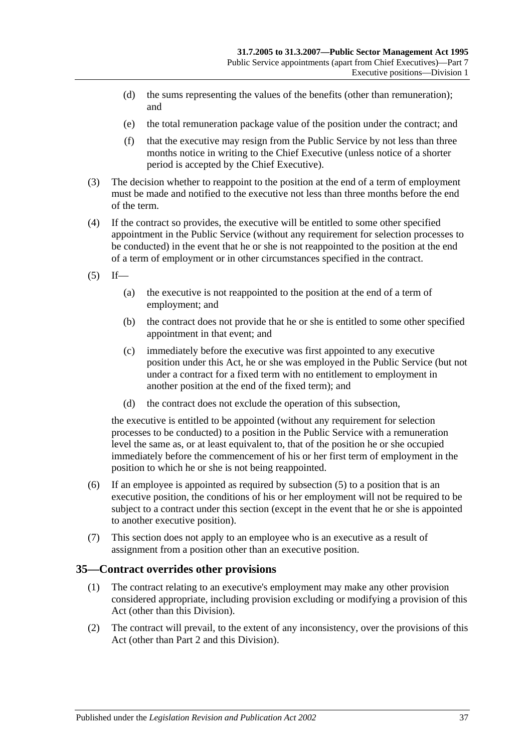(d) the sums representing the values of the benefits (other than remuneration); and

(e) the total remuneration package value of the position under the contract; and

(f) that the executive may resign from the Public Service by not less than three months notice in writing to the Chief Executive (unless notice of a shorter period is accepted by the Chief Executive).

(3) The decision whether to reappoint to the position at the end of a term of employment must be made and notified to the executive not less than three months before the end of the term.

(4) If the contract so provides, the executive will be entitled to some other specified appointment in the Public Service (without any requirement for selection processes to be conducted) in the event that he or she is not reappointed to the position at the end of a term of employment or in other circumstances specified in the contract.

(5) If—

(a) the executive is not reappointed to the position at the end of a term of employment; and

(b) the contract does not provide that he or she is entitled to some other specified appointment in that event; and

(c) immediately before the executive was first appointed to any executive position under this Act, he or she was employed in the Public Service (but not under a contract for a fixed term with no entitlement to employment in another position at the end of the fixed term); and

(d) the contract does not exclude the operation of this subsection,

the executive is entitled to be appointed (without any requirement for selection processes to be conducted) to a position in the Public Service with a remuneration level the same as, or at least equivalent to, that of the position he or she occupied immediately before the commencement of his or her first term of employment in the position to which he or she is not being reappointed.

(6) If an employee is appointed as required by subsection (5) to a position that is an executive position, the conditions of his or her employment will not be required to be subject to a contract under this section (except in the event that he or she is appointed to another executive position).

(7) This section does not apply to an employee who is an executive as a result of assignment from a position other than an executive position.

## 35—Contract overrides other provisions

(1) The contract relating to an executive's employment may make any other provision considered appropriate, including provision excluding or modifying a provision of this Act (other than this Division).

(2) The contract will prevail, to the extent of any inconsistency, over the provisions of this Act (other than Part 2 and this Division).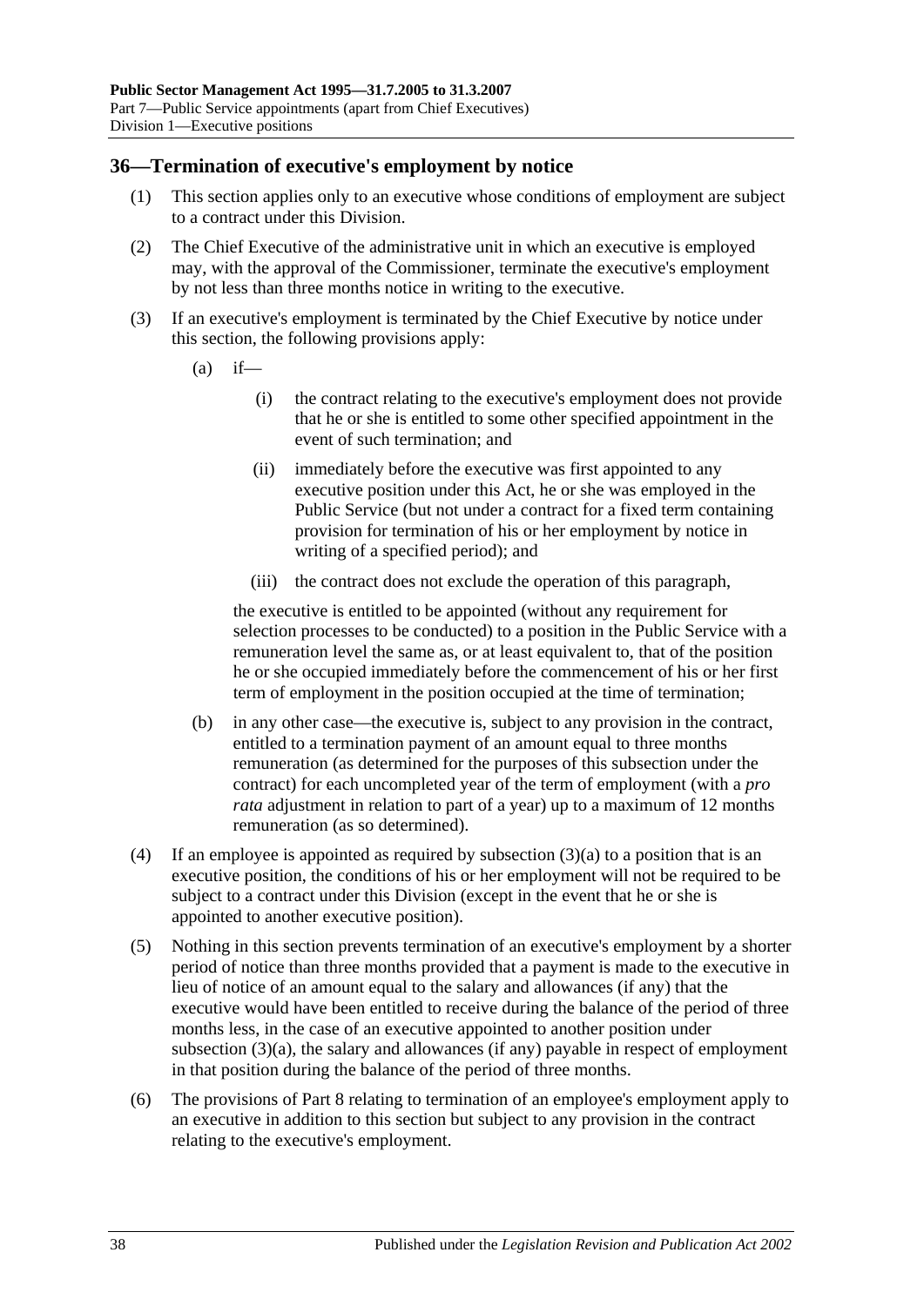## 36—Termination of executive's employment by notice

(1) This section applies only to an executive whose conditions of employment are subject to a contract under this Division.

(2) The Chief Executive of the administrative unit in which an executive is employed may, with the approval of the Commissioner, terminate the executive's employment by not less than three months notice in writing to the executive.

(3) If an executive's employment is terminated by the Chief Executive by notice under this section, the following provisions apply:

(a) if—

(i) the contract relating to the executive's employment does not provide that he or she is entitled to some other specified appointment in the event of such termination; and

(ii) immediately before the executive was first appointed to any executive position under this Act, he or she was employed in the Public Service (but not under a contract for a fixed term containing provision for termination of his or her employment by notice in writing of a specified period); and

(iii) the contract does not exclude the operation of this paragraph,

the executive is entitled to be appointed (without any requirement for selection processes to be conducted) to a position in the Public Service with a remuneration level the same as, or at least equivalent to, that of the position he or she occupied immediately before the commencement of his or her first term of employment in the position occupied at the time of termination;

(b) in any other case—the executive is, subject to any provision in the contract, entitled to a termination payment of an amount equal to three months remuneration (as determined for the purposes of this subsection under the contract) for each uncompleted year of the term of employment (with a *pro rata* adjustment in relation to part of a year) up to a maximum of 12 months remuneration (as so determined).

(4) If an employee is appointed as required by subsection (3)(a) to a position that is an executive position, the conditions of his or her employment will not be required to be subject to a contract under this Division (except in the event that he or she is appointed to another executive position).

(5) Nothing in this section prevents termination of an executive's employment by a shorter period of notice than three months provided that a payment is made to the executive in lieu of notice of an amount equal to the salary and allowances (if any) that the executive would have been entitled to receive during the balance of the period of three months less, in the case of an executive appointed to another position under subsection (3)(a), the salary and allowances (if any) payable in respect of employment in that position during the balance of the period of three months.

(6) The provisions of Part 8 relating to termination of an employee's employment apply to an executive in addition to this section but subject to any provision in the contract relating to the executive's employment.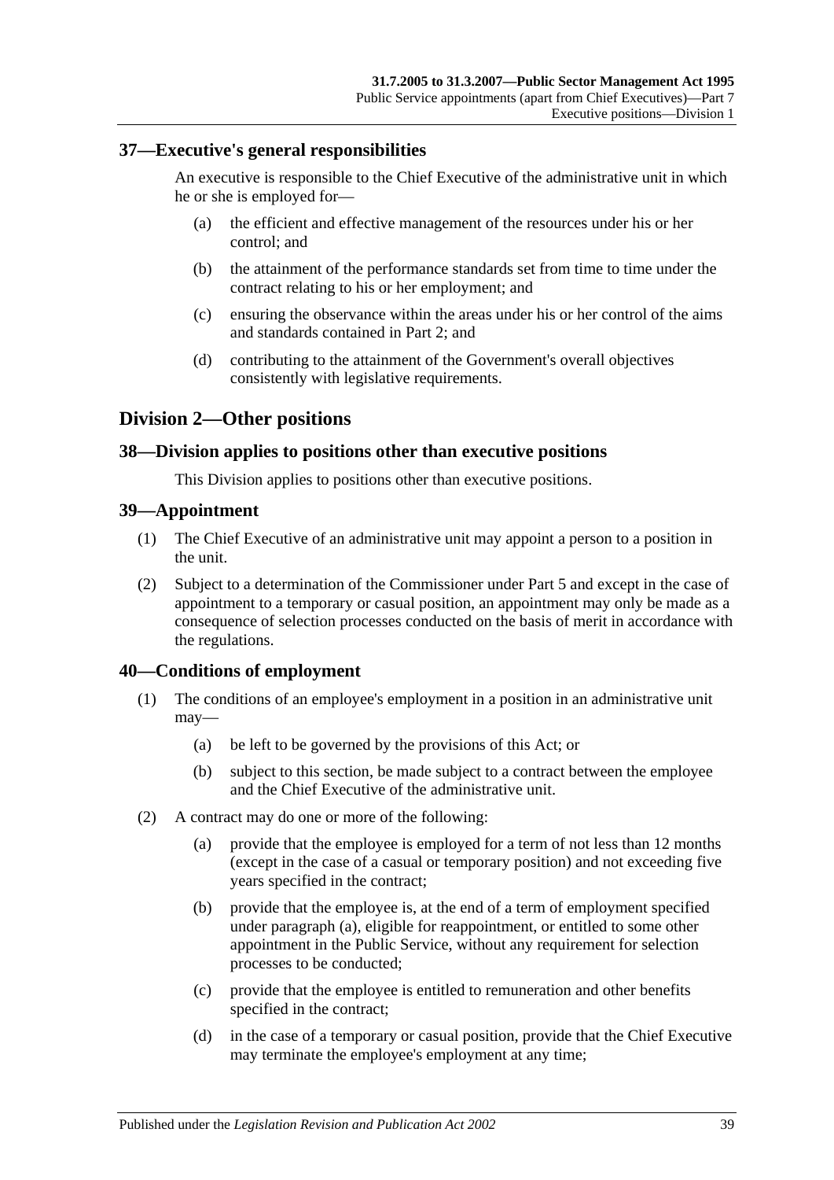## 37—Executive's general responsibilities

An executive is responsible to the Chief Executive of the administrative unit in which he or she is employed for—

(a) the efficient and effective management of the resources under his or her control; and

(b) the attainment of the performance standards set from time to time under the contract relating to his or her employment; and

(c) ensuring the observance within the areas under his or her control of the aims and standards contained in Part 2; and

(d) contributing to the attainment of the Government's overall objectives consistently with legislative requirements.

# Division 2—Other positions

## 38—Division applies to positions other than executive positions

This Division applies to positions other than executive positions.

## 39—Appointment

(1) The Chief Executive of an administrative unit may appoint a person to a position in the unit.

(2) Subject to a determination of the Commissioner under Part 5 and except in the case of appointment to a temporary or casual position, an appointment may only be made as a consequence of selection processes conducted on the basis of merit in accordance with the regulations.

## 40—Conditions of employment

(1) The conditions of an employee's employment in a position in an administrative unit may—

(a) be left to be governed by the provisions of this Act; or

(b) subject to this section, be made subject to a contract between the employee and the Chief Executive of the administrative unit.

(2) A contract may do one or more of the following:

(a) provide that the employee is employed for a term of not less than 12 months (except in the case of a casual or temporary position) and not exceeding five years specified in the contract;

(b) provide that the employee is, at the end of a term of employment specified under paragraph (a), eligible for reappointment, or entitled to some other appointment in the Public Service, without any requirement for selection processes to be conducted;

(c) provide that the employee is entitled to remuneration and other benefits specified in the contract;

(d) in the case of a temporary or casual position, provide that the Chief Executive may terminate the employee's employment at any time;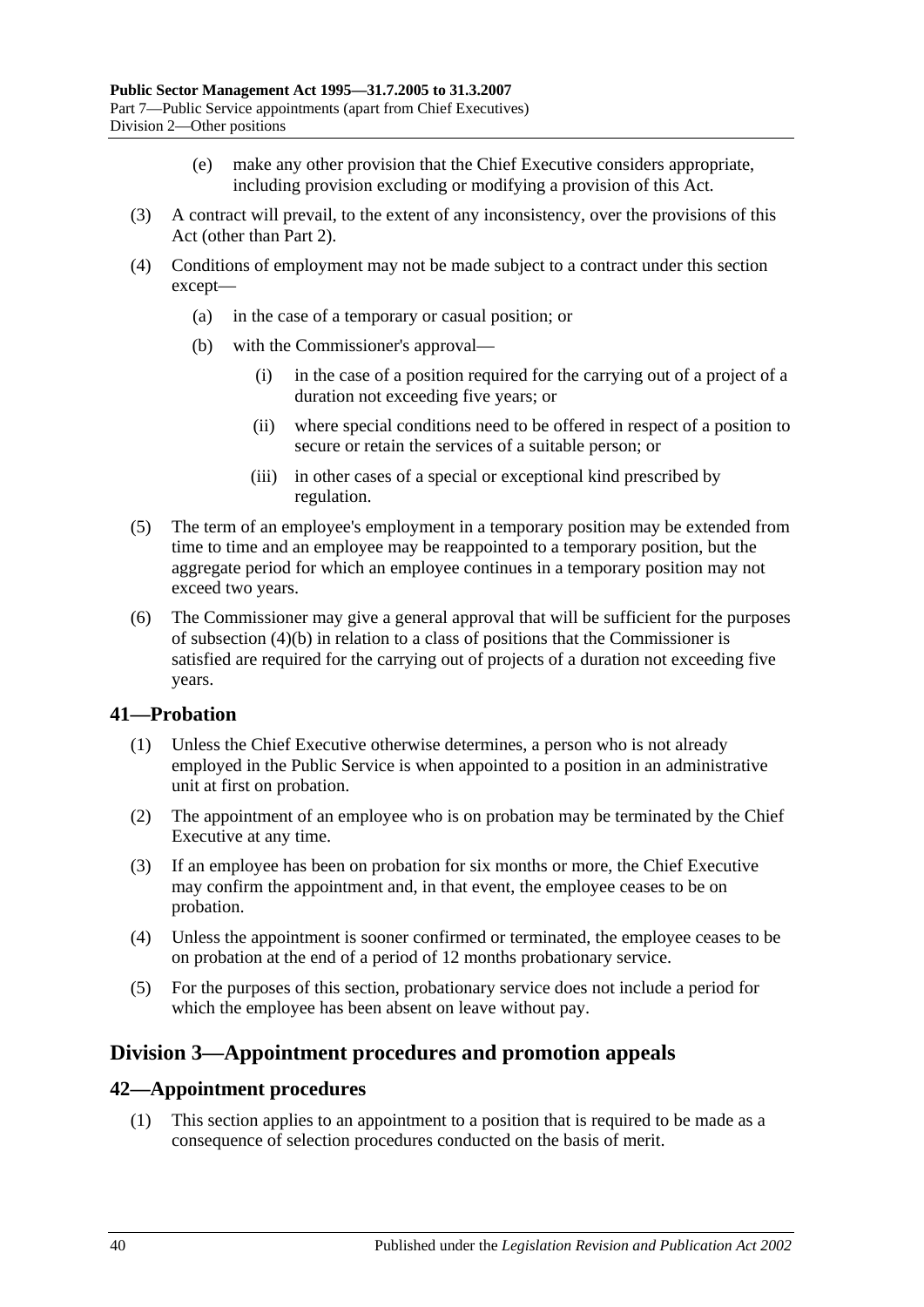(e) make any other provision that the Chief Executive considers appropriate, including provision excluding or modifying a provision of this Act.

(3) A contract will prevail, to the extent of any inconsistency, over the provisions of this Act (other than Part 2).

(4) Conditions of employment may not be made subject to a contract under this section except—

(a) in the case of a temporary or casual position; or

(b) with the Commissioner's approval—

(i) in the case of a position required for the carrying out of a project of a duration not exceeding five years; or

(ii) where special conditions need to be offered in respect of a position to secure or retain the services of a suitable person; or

(iii) in other cases of a special or exceptional kind prescribed by regulation.

(5) The term of an employee's employment in a temporary position may be extended from time to time and an employee may be reappointed to a temporary position, but the aggregate period for which an employee continues in a temporary position may not exceed two years.

(6) The Commissioner may give a general approval that will be sufficient for the purposes of subsection (4)(b) in relation to a class of positions that the Commissioner is satisfied are required for the carrying out of projects of a duration not exceeding five years.

## 41—Probation

(1) Unless the Chief Executive otherwise determines, a person who is not already employed in the Public Service is when appointed to a position in an administrative unit at first on probation.

(2) The appointment of an employee who is on probation may be terminated by the Chief Executive at any time.

(3) If an employee has been on probation for six months or more, the Chief Executive may confirm the appointment and, in that event, the employee ceases to be on probation.

(4) Unless the appointment is sooner confirmed or terminated, the employee ceases to be on probation at the end of a period of 12 months probationary service.

(5) For the purposes of this section, probationary service does not include a period for which the employee has been absent on leave without pay.

# Division 3—Appointment procedures and promotion appeals

## 42—Appointment procedures

(1) This section applies to an appointment to a position that is required to be made as a consequence of selection procedures conducted on the basis of merit.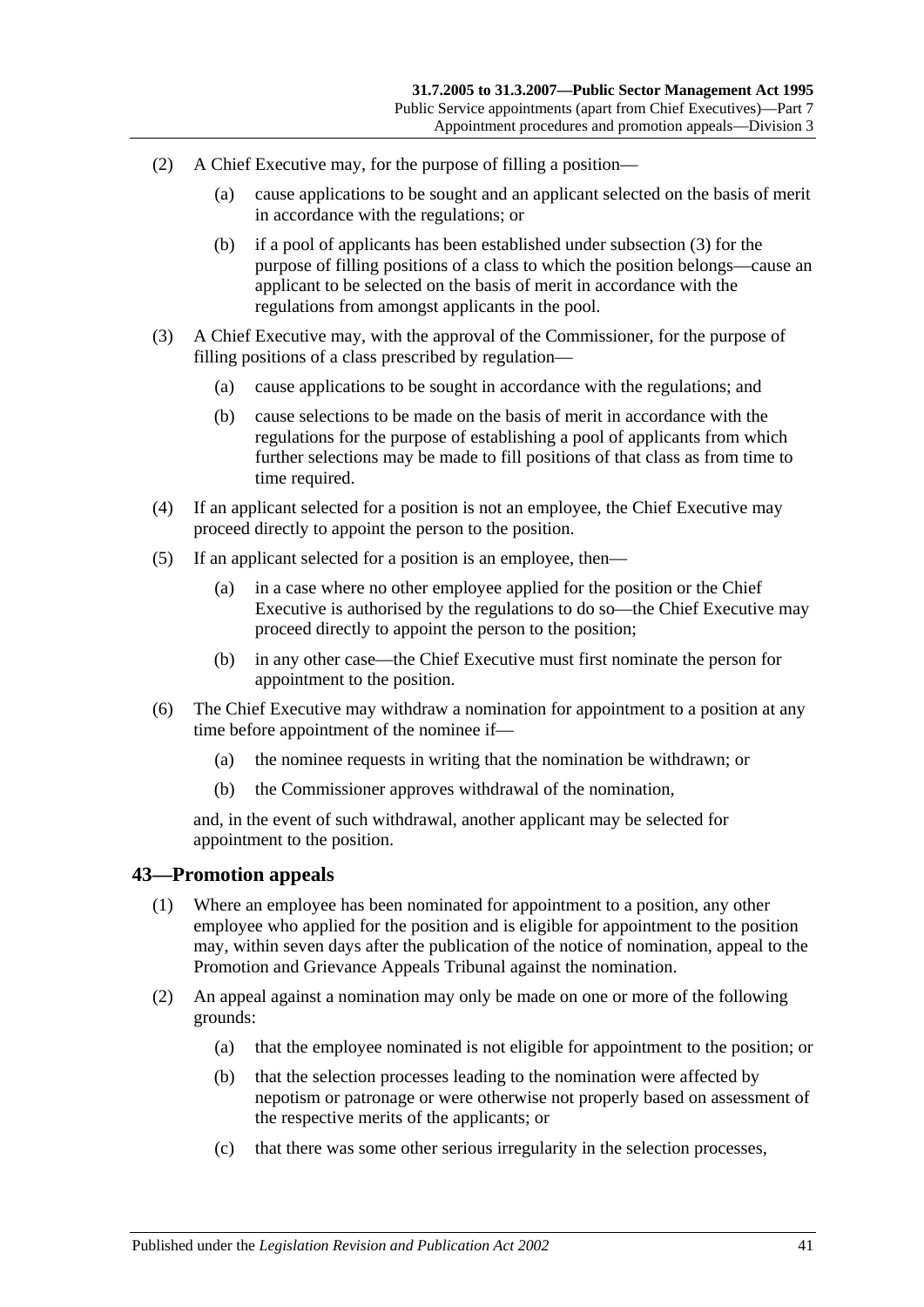(2) A Chief Executive may, for the purpose of filling a position—

(a) cause applications to be sought and an applicant selected on the basis of merit in accordance with the regulations; or

(b) if a pool of applicants has been established under subsection (3) for the purpose of filling positions of a class to which the position belongs—cause an applicant to be selected on the basis of merit in accordance with the regulations from amongst applicants in the pool.

(3) A Chief Executive may, with the approval of the Commissioner, for the purpose of filling positions of a class prescribed by regulation—

(a) cause applications to be sought in accordance with the regulations; and

(b) cause selections to be made on the basis of merit in accordance with the regulations for the purpose of establishing a pool of applicants from which further selections may be made to fill positions of that class as from time to time required.

(4) If an applicant selected for a position is not an employee, the Chief Executive may proceed directly to appoint the person to the position.

(5) If an applicant selected for a position is an employee, then—

(a) in a case where no other employee applied for the position or the Chief Executive is authorised by the regulations to do so—the Chief Executive may proceed directly to appoint the person to the position;

(b) in any other case—the Chief Executive must first nominate the person for appointment to the position.

(6) The Chief Executive may withdraw a nomination for appointment to a position at any time before appointment of the nominee if—

(a) the nominee requests in writing that the nomination be withdrawn; or

(b) the Commissioner approves withdrawal of the nomination,

and, in the event of such withdrawal, another applicant may be selected for appointment to the position.

## 43—Promotion appeals

(1) Where an employee has been nominated for appointment to a position, any other employee who applied for the position and is eligible for appointment to the position may, within seven days after the publication of the notice of nomination, appeal to the Promotion and Grievance Appeals Tribunal against the nomination.

(2) An appeal against a nomination may only be made on one or more of the following grounds:

(a) that the employee nominated is not eligible for appointment to the position; or

(b) that the selection processes leading to the nomination were affected by nepotism or patronage or were otherwise not properly based on assessment of the respective merits of the applicants; or

(c) that there was some other serious irregularity in the selection processes,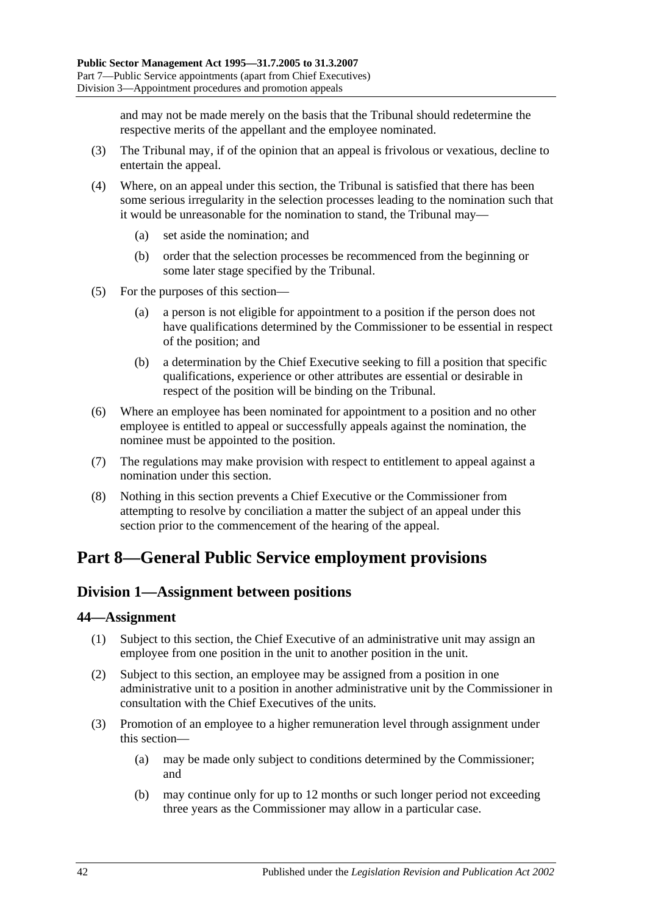and may not be made merely on the basis that the Tribunal should redetermine the respective merits of the appellant and the employee nominated.

(3) The Tribunal may, if of the opinion that an appeal is frivolous or vexatious, decline to entertain the appeal.

(4) Where, on an appeal under this section, the Tribunal is satisfied that there has been some serious irregularity in the selection processes leading to the nomination such that it would be unreasonable for the nomination to stand, the Tribunal may—

(a) set aside the nomination; and

(b) order that the selection processes be recommenced from the beginning or some later stage specified by the Tribunal.

(5) For the purposes of this section—

(a) a person is not eligible for appointment to a position if the person does not have qualifications determined by the Commissioner to be essential in respect of the position; and

(b) a determination by the Chief Executive seeking to fill a position that specific qualifications, experience or other attributes are essential or desirable in respect of the position will be binding on the Tribunal.

(6) Where an employee has been nominated for appointment to a position and no other employee is entitled to appeal or successfully appeals against the nomination, the nominee must be appointed to the position.

(7) The regulations may make provision with respect to entitlement to appeal against a nomination under this section.

(8) Nothing in this section prevents a Chief Executive or the Commissioner from attempting to resolve by conciliation a matter the subject of an appeal under this section prior to the commencement of the hearing of the appeal.

# Part 8—General Public Service employment provisions

## Division 1—Assignment between positions

### 44—Assignment

(1) Subject to this section, the Chief Executive of an administrative unit may assign an employee from one position in the unit to another position in the unit.

(2) Subject to this section, an employee may be assigned from a position in one administrative unit to a position in another administrative unit by the Commissioner in consultation with the Chief Executives of the units.

(3) Promotion of an employee to a higher remuneration level through assignment under this section—

(a) may be made only subject to conditions determined by the Commissioner; and

(b) may continue only for up to 12 months or such longer period not exceeding three years as the Commissioner may allow in a particular case.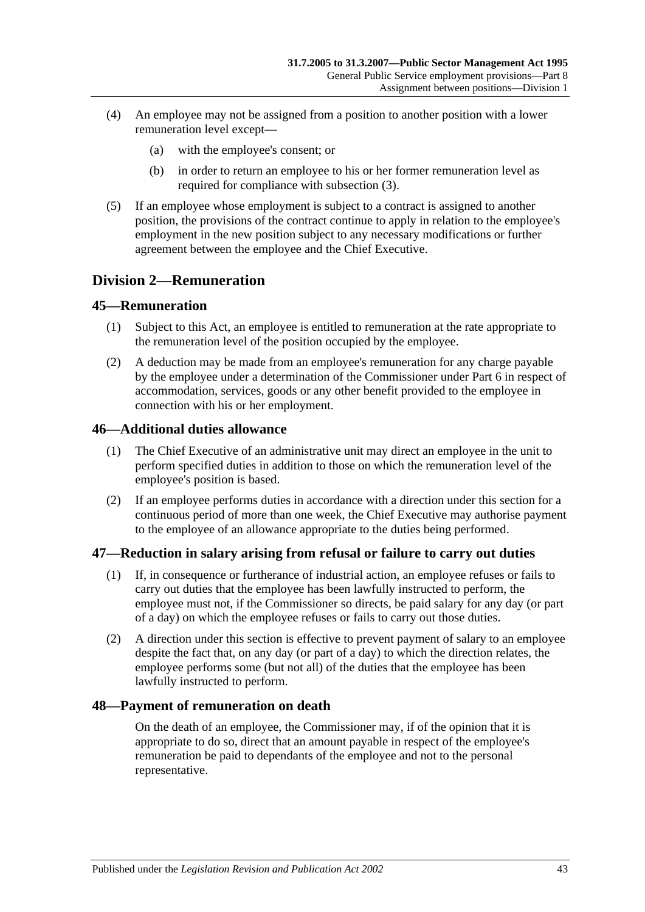(4) An employee may not be assigned from a position to another position with a lower remuneration level except—

(a) with the employee's consent; or

(b) in order to return an employee to his or her former remuneration level as required for compliance with subsection (3).

(5) If an employee whose employment is subject to a contract is assigned to another position, the provisions of the contract continue to apply in relation to the employee's employment in the new position subject to any necessary modifications or further agreement between the employee and the Chief Executive.

## Division 2—Remuneration

### 45—Remuneration

(1) Subject to this Act, an employee is entitled to remuneration at the rate appropriate to the remuneration level of the position occupied by the employee.

(2) A deduction may be made from an employee's remuneration for any charge payable by the employee under a determination of the Commissioner under Part 6 in respect of accommodation, services, goods or any other benefit provided to the employee in connection with his or her employment.

### 46—Additional duties allowance

(1) The Chief Executive of an administrative unit may direct an employee in the unit to perform specified duties in addition to those on which the remuneration level of the employee's position is based.

(2) If an employee performs duties in accordance with a direction under this section for a continuous period of more than one week, the Chief Executive may authorise payment to the employee of an allowance appropriate to the duties being performed.

### 47—Reduction in salary arising from refusal or failure to carry out duties

(1) If, in consequence or furtherance of industrial action, an employee refuses or fails to carry out duties that the employee has been lawfully instructed to perform, the employee must not, if the Commissioner so directs, be paid salary for any day (or part of a day) on which the employee refuses or fails to carry out those duties.

(2) A direction under this section is effective to prevent payment of salary to an employee despite the fact that, on any day (or part of a day) to which the direction relates, the employee performs some (but not all) of the duties that the employee has been lawfully instructed to perform.

### 48—Payment of remuneration on death

On the death of an employee, the Commissioner may, if of the opinion that it is appropriate to do so, direct that an amount payable in respect of the employee's remuneration be paid to dependants of the employee and not to the personal representative.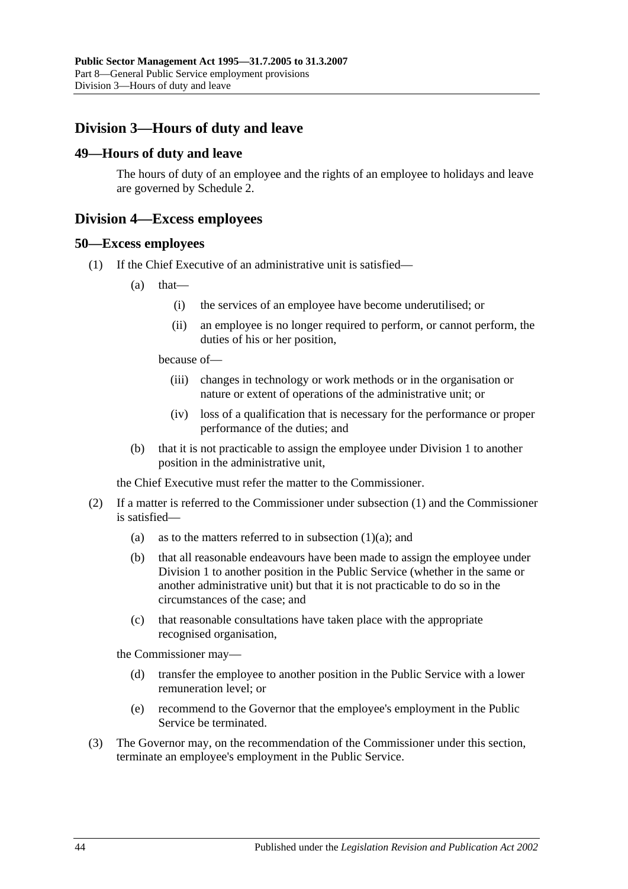## Division 3—Hours of duty and leave

### 49—Hours of duty and leave

The hours of duty of an employee and the rights of an employee to holidays and leave are governed by Schedule 2.

## Division 4—Excess employees

### 50—Excess employees

(1) If the Chief Executive of an administrative unit is satisfied—

  (a) that—

    (i) the services of an employee have become underutilised; or

    (ii) an employee is no longer required to perform, or cannot perform, the duties of his or her position,

  because of—

    (iii) changes in technology or work methods or in the organisation or nature or extent of operations of the administrative unit; or

    (iv) loss of a qualification that is necessary for the performance or proper performance of the duties; and

  (b) that it is not practicable to assign the employee under Division 1 to another position in the administrative unit,

the Chief Executive must refer the matter to the Commissioner.

(2) If a matter is referred to the Commissioner under subsection (1) and the Commissioner is satisfied—

  (a) as to the matters referred to in subsection (1)(a); and

  (b) that all reasonable endeavours have been made to assign the employee under Division 1 to another position in the Public Service (whether in the same or another administrative unit) but that it is not practicable to do so in the circumstances of the case; and

  (c) that reasonable consultations have taken place with the appropriate recognised organisation,

the Commissioner may—

  (d) transfer the employee to another position in the Public Service with a lower remuneration level; or

  (e) recommend to the Governor that the employee's employment in the Public Service be terminated.

(3) The Governor may, on the recommendation of the Commissioner under this section, terminate an employee's employment in the Public Service.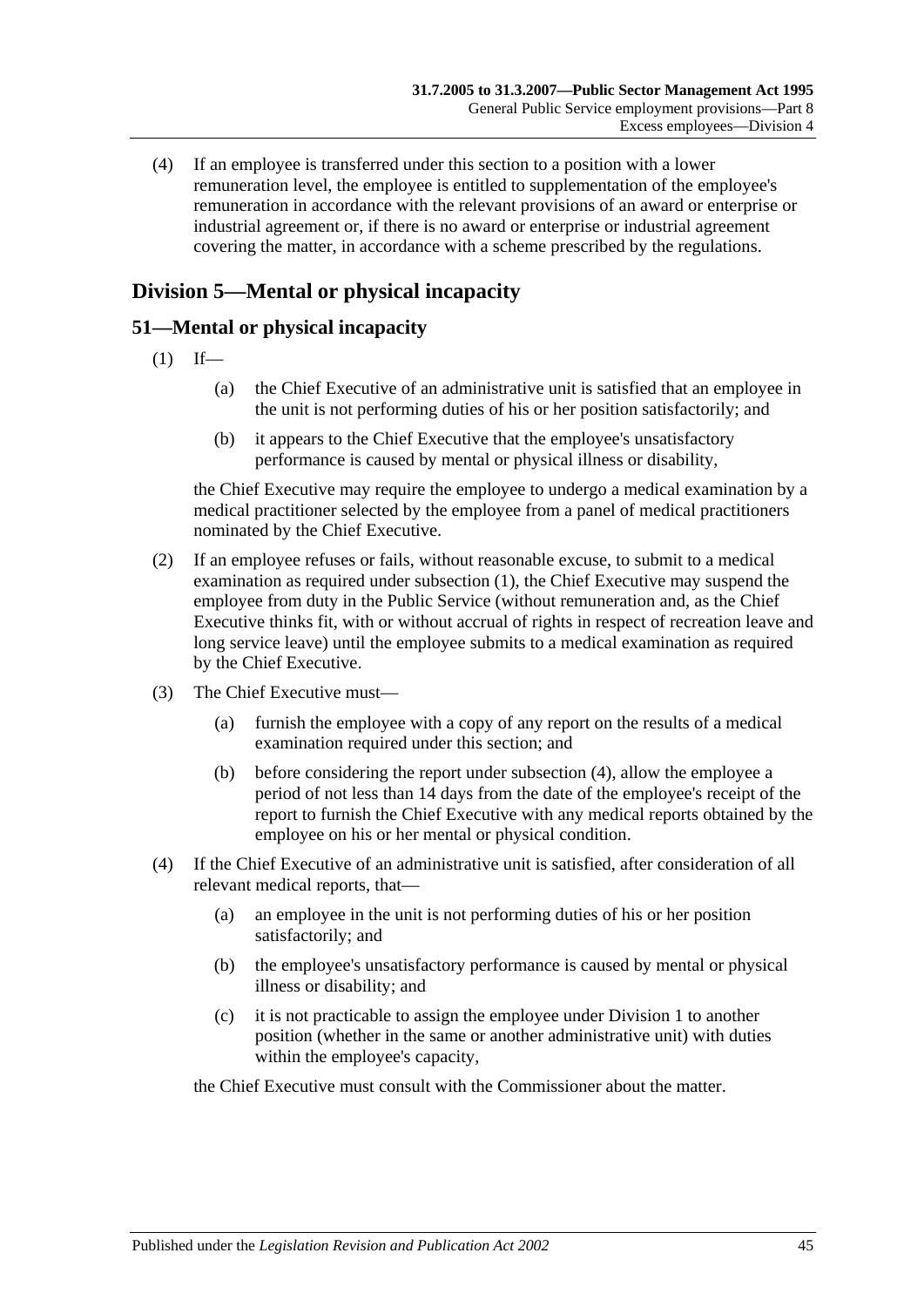(4) If an employee is transferred under this section to a position with a lower remuneration level, the employee is entitled to supplementation of the employee's remuneration in accordance with the relevant provisions of an award or enterprise or industrial agreement or, if there is no award or enterprise or industrial agreement covering the matter, in accordance with a scheme prescribed by the regulations.

## Division 5—Mental or physical incapacity

### 51—Mental or physical incapacity

(1) If—

(a) the Chief Executive of an administrative unit is satisfied that an employee in the unit is not performing duties of his or her position satisfactorily; and

(b) it appears to the Chief Executive that the employee's unsatisfactory performance is caused by mental or physical illness or disability,

the Chief Executive may require the employee to undergo a medical examination by a medical practitioner selected by the employee from a panel of medical practitioners nominated by the Chief Executive.

(2) If an employee refuses or fails, without reasonable excuse, to submit to a medical examination as required under subsection (1), the Chief Executive may suspend the employee from duty in the Public Service (without remuneration and, as the Chief Executive thinks fit, with or without accrual of rights in respect of recreation leave and long service leave) until the employee submits to a medical examination as required by the Chief Executive.

(3) The Chief Executive must—

(a) furnish the employee with a copy of any report on the results of a medical examination required under this section; and

(b) before considering the report under subsection (4), allow the employee a period of not less than 14 days from the date of the employee's receipt of the report to furnish the Chief Executive with any medical reports obtained by the employee on his or her mental or physical condition.

(4) If the Chief Executive of an administrative unit is satisfied, after consideration of all relevant medical reports, that—

(a) an employee in the unit is not performing duties of his or her position satisfactorily; and

(b) the employee's unsatisfactory performance is caused by mental or physical illness or disability; and

(c) it is not practicable to assign the employee under Division 1 to another position (whether in the same or another administrative unit) with duties within the employee's capacity,

the Chief Executive must consult with the Commissioner about the matter.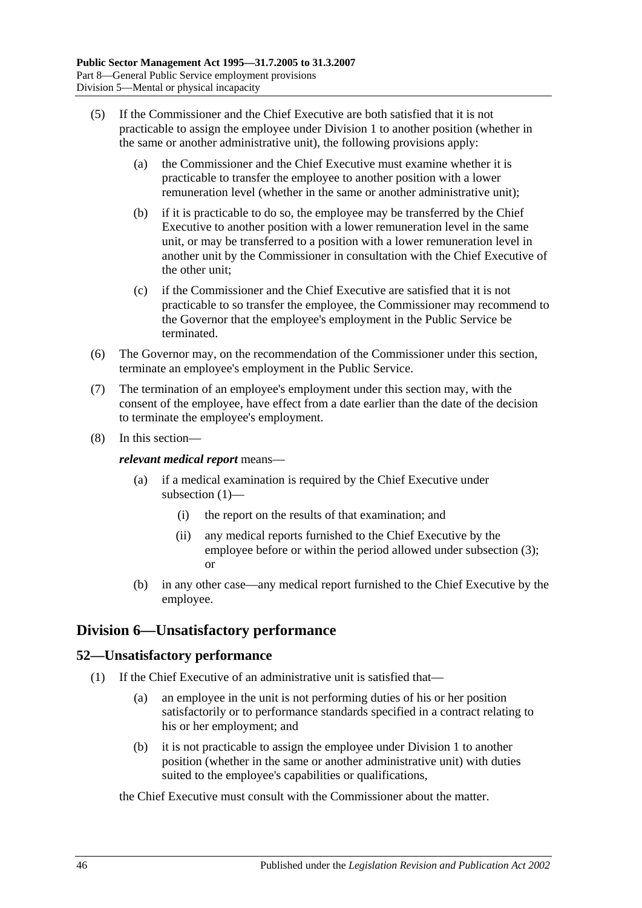(5) If the Commissioner and the Chief Executive are both satisfied that it is not practicable to assign the employee under Division 1 to another position (whether in the same or another administrative unit), the following provisions apply:

(a) the Commissioner and the Chief Executive must examine whether it is practicable to transfer the employee to another position with a lower remuneration level (whether in the same or another administrative unit);

(b) if it is practicable to do so, the employee may be transferred by the Chief Executive to another position with a lower remuneration level in the same unit, or may be transferred to a position with a lower remuneration level in another unit by the Commissioner in consultation with the Chief Executive of the other unit;

(c) if the Commissioner and the Chief Executive are satisfied that it is not practicable to so transfer the employee, the Commissioner may recommend to the Governor that the employee's employment in the Public Service be terminated.

(6) The Governor may, on the recommendation of the Commissioner under this section, terminate an employee's employment in the Public Service.

(7) The termination of an employee's employment under this section may, with the consent of the employee, have effect from a date earlier than the date of the decision to terminate the employee's employment.

(8) In this section—

***relevant medical report*** means—

(a) if a medical examination is required by the Chief Executive under subsection (1)—

(i) the report on the results of that examination; and

(ii) any medical reports furnished to the Chief Executive by the employee before or within the period allowed under subsection (3); or

(b) in any other case—any medical report furnished to the Chief Executive by the employee.

## Division 6—Unsatisfactory performance

### 52—Unsatisfactory performance

(1) If the Chief Executive of an administrative unit is satisfied that—

(a) an employee in the unit is not performing duties of his or her position satisfactorily or to performance standards specified in a contract relating to his or her employment; and

(b) it is not practicable to assign the employee under Division 1 to another position (whether in the same or another administrative unit) with duties suited to the employee's capabilities or qualifications,

the Chief Executive must consult with the Commissioner about the matter.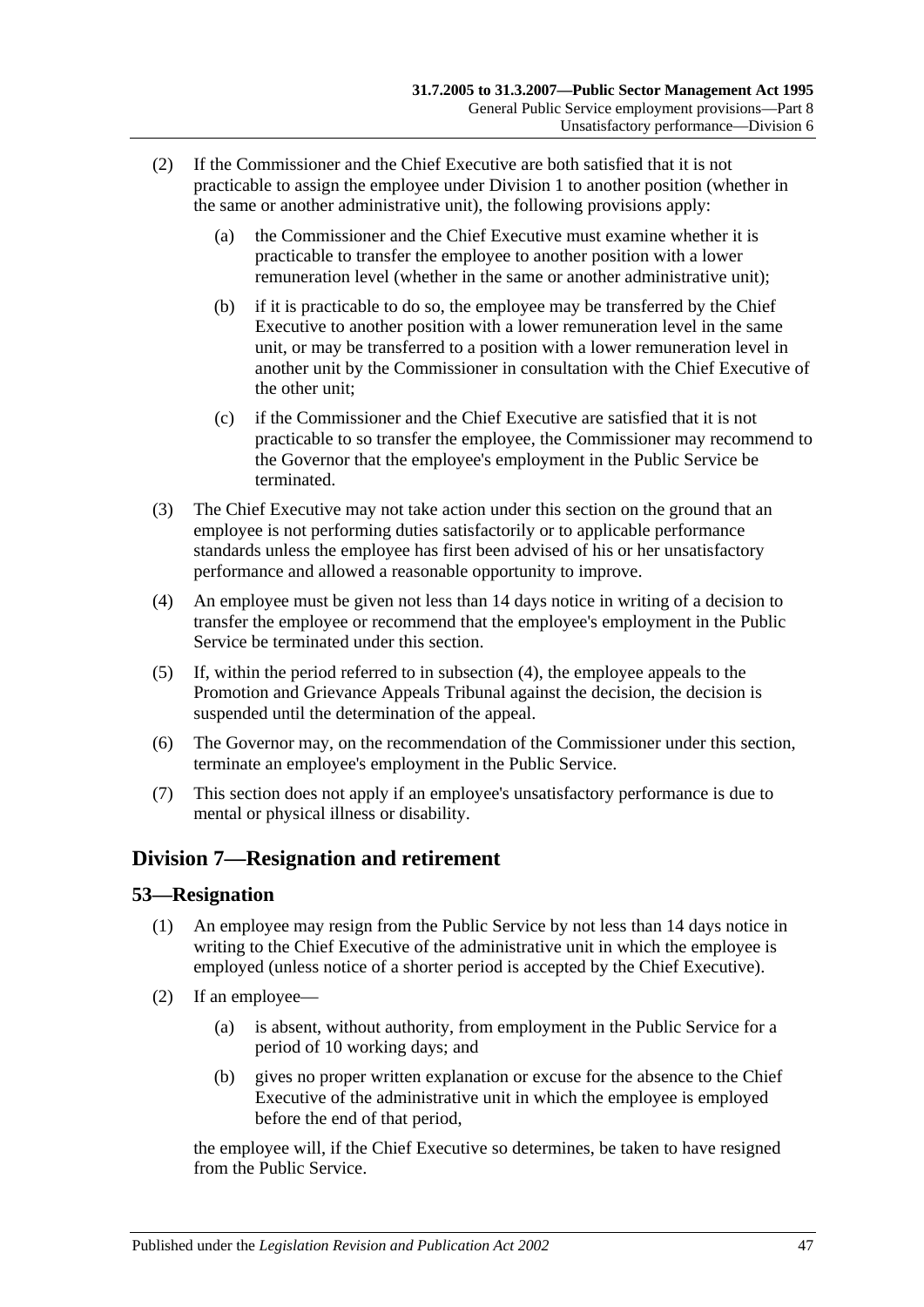(2) If the Commissioner and the Chief Executive are both satisfied that it is not practicable to assign the employee under Division 1 to another position (whether in the same or another administrative unit), the following provisions apply:

(a) the Commissioner and the Chief Executive must examine whether it is practicable to transfer the employee to another position with a lower remuneration level (whether in the same or another administrative unit);

(b) if it is practicable to do so, the employee may be transferred by the Chief Executive to another position with a lower remuneration level in the same unit, or may be transferred to a position with a lower remuneration level in another unit by the Commissioner in consultation with the Chief Executive of the other unit;

(c) if the Commissioner and the Chief Executive are satisfied that it is not practicable to so transfer the employee, the Commissioner may recommend to the Governor that the employee's employment in the Public Service be terminated.

(3) The Chief Executive may not take action under this section on the ground that an employee is not performing duties satisfactorily or to applicable performance standards unless the employee has first been advised of his or her unsatisfactory performance and allowed a reasonable opportunity to improve.

(4) An employee must be given not less than 14 days notice in writing of a decision to transfer the employee or recommend that the employee's employment in the Public Service be terminated under this section.

(5) If, within the period referred to in subsection (4), the employee appeals to the Promotion and Grievance Appeals Tribunal against the decision, the decision is suspended until the determination of the appeal.

(6) The Governor may, on the recommendation of the Commissioner under this section, terminate an employee's employment in the Public Service.

(7) This section does not apply if an employee's unsatisfactory performance is due to mental or physical illness or disability.

## Division 7—Resignation and retirement

### 53—Resignation

(1) An employee may resign from the Public Service by not less than 14 days notice in writing to the Chief Executive of the administrative unit in which the employee is employed (unless notice of a shorter period is accepted by the Chief Executive).

(2) If an employee—

(a) is absent, without authority, from employment in the Public Service for a period of 10 working days; and

(b) gives no proper written explanation or excuse for the absence to the Chief Executive of the administrative unit in which the employee is employed before the end of that period,

the employee will, if the Chief Executive so determines, be taken to have resigned from the Public Service.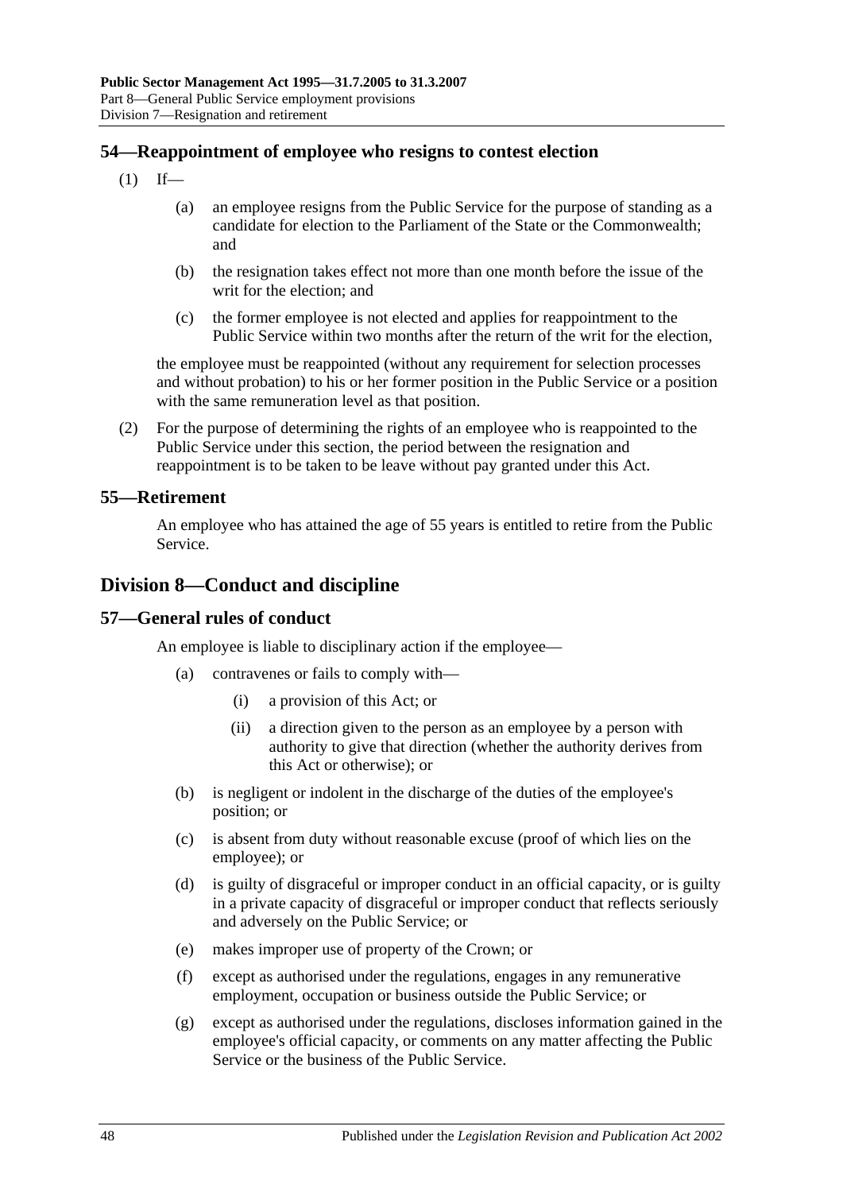## 54—Reappointment of employee who resigns to contest election

(1) If—

(a) an employee resigns from the Public Service for the purpose of standing as a candidate for election to the Parliament of the State or the Commonwealth; and

(b) the resignation takes effect not more than one month before the issue of the writ for the election; and

(c) the former employee is not elected and applies for reappointment to the Public Service within two months after the return of the writ for the election,

the employee must be reappointed (without any requirement for selection processes and without probation) to his or her former position in the Public Service or a position with the same remuneration level as that position.

(2) For the purpose of determining the rights of an employee who is reappointed to the Public Service under this section, the period between the resignation and reappointment is to be taken to be leave without pay granted under this Act.

## 55—Retirement

An employee who has attained the age of 55 years is entitled to retire from the Public Service.

# Division 8—Conduct and discipline

## 57—General rules of conduct

An employee is liable to disciplinary action if the employee—

(a) contravenes or fails to comply with—

(i) a provision of this Act; or

(ii) a direction given to the person as an employee by a person with authority to give that direction (whether the authority derives from this Act or otherwise); or

(b) is negligent or indolent in the discharge of the duties of the employee's position; or

(c) is absent from duty without reasonable excuse (proof of which lies on the employee); or

(d) is guilty of disgraceful or improper conduct in an official capacity, or is guilty in a private capacity of disgraceful or improper conduct that reflects seriously and adversely on the Public Service; or

(e) makes improper use of property of the Crown; or

(f) except as authorised under the regulations, engages in any remunerative employment, occupation or business outside the Public Service; or

(g) except as authorised under the regulations, discloses information gained in the employee's official capacity, or comments on any matter affecting the Public Service or the business of the Public Service.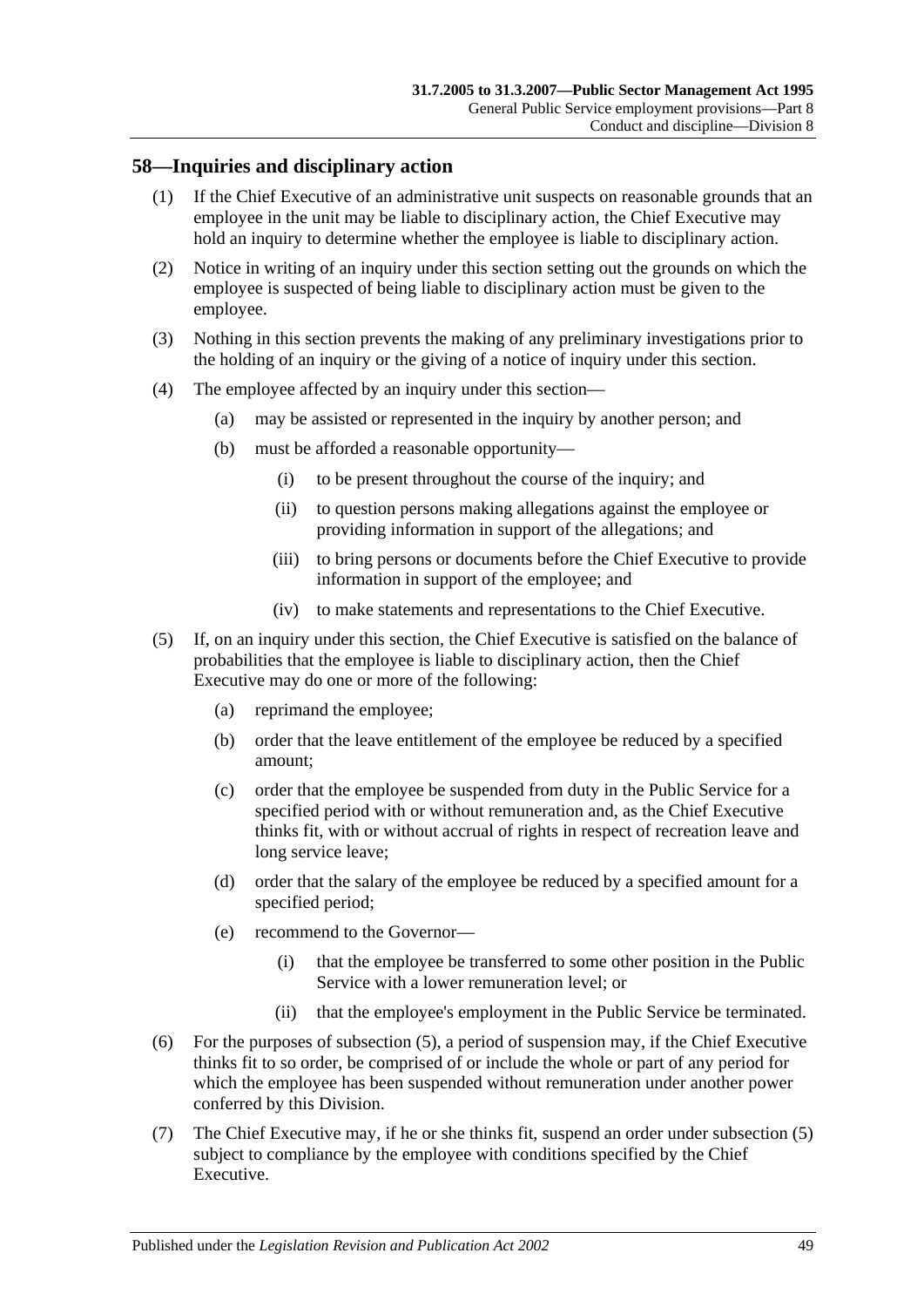## 58—Inquiries and disciplinary action

(1) If the Chief Executive of an administrative unit suspects on reasonable grounds that an employee in the unit may be liable to disciplinary action, the Chief Executive may hold an inquiry to determine whether the employee is liable to disciplinary action.

(2) Notice in writing of an inquiry under this section setting out the grounds on which the employee is suspected of being liable to disciplinary action must be given to the employee.

(3) Nothing in this section prevents the making of any preliminary investigations prior to the holding of an inquiry or the giving of a notice of inquiry under this section.

(4) The employee affected by an inquiry under this section—

(a) may be assisted or represented in the inquiry by another person; and

(b) must be afforded a reasonable opportunity—

(i) to be present throughout the course of the inquiry; and

(ii) to question persons making allegations against the employee or providing information in support of the allegations; and

(iii) to bring persons or documents before the Chief Executive to provide information in support of the employee; and

(iv) to make statements and representations to the Chief Executive.

(5) If, on an inquiry under this section, the Chief Executive is satisfied on the balance of probabilities that the employee is liable to disciplinary action, then the Chief Executive may do one or more of the following:

(a) reprimand the employee;

(b) order that the leave entitlement of the employee be reduced by a specified amount;

(c) order that the employee be suspended from duty in the Public Service for a specified period with or without remuneration and, as the Chief Executive thinks fit, with or without accrual of rights in respect of recreation leave and long service leave;

(d) order that the salary of the employee be reduced by a specified amount for a specified period;

(e) recommend to the Governor—

(i) that the employee be transferred to some other position in the Public Service with a lower remuneration level; or

(ii) that the employee's employment in the Public Service be terminated.

(6) For the purposes of subsection (5), a period of suspension may, if the Chief Executive thinks fit to so order, be comprised of or include the whole or part of any period for which the employee has been suspended without remuneration under another power conferred by this Division.

(7) The Chief Executive may, if he or she thinks fit, suspend an order under subsection (5) subject to compliance by the employee with conditions specified by the Chief Executive.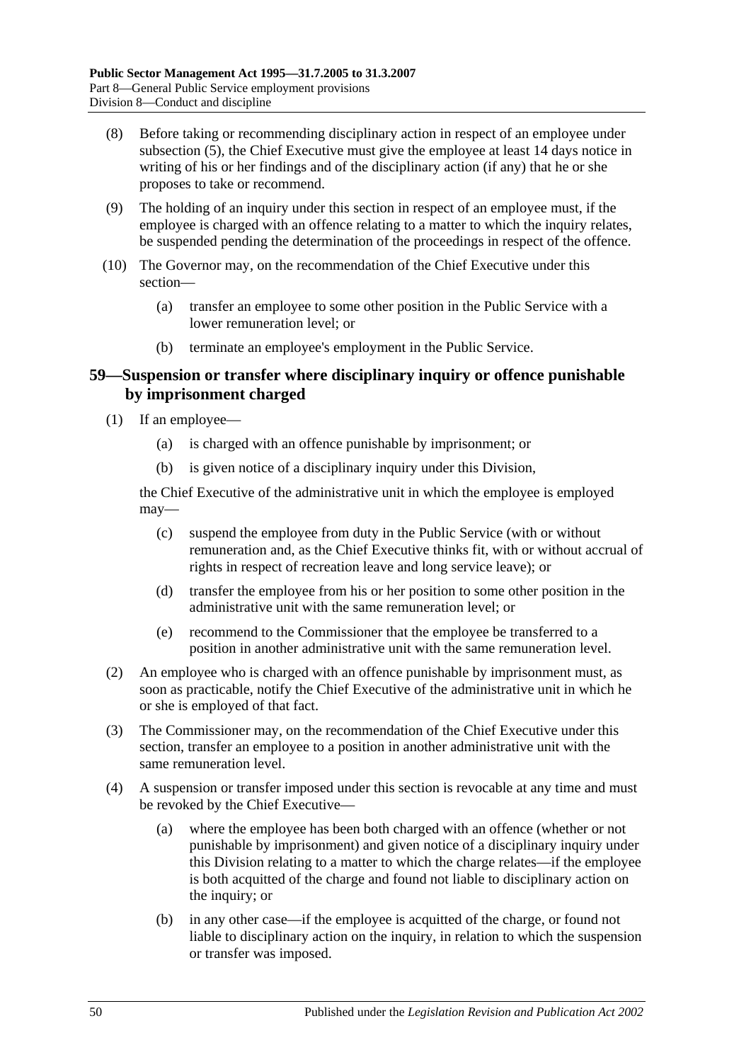(8) Before taking or recommending disciplinary action in respect of an employee under subsection (5), the Chief Executive must give the employee at least 14 days notice in writing of his or her findings and of the disciplinary action (if any) that he or she proposes to take or recommend.

(9) The holding of an inquiry under this section in respect of an employee must, if the employee is charged with an offence relating to a matter to which the inquiry relates, be suspended pending the determination of the proceedings in respect of the offence.

(10) The Governor may, on the recommendation of the Chief Executive under this section—

   (a) transfer an employee to some other position in the Public Service with a lower remuneration level; or

   (b) terminate an employee's employment in the Public Service.

## 59—Suspension or transfer where disciplinary inquiry or offence punishable by imprisonment charged

(1) If an employee—

   (a) is charged with an offence punishable by imprisonment; or

   (b) is given notice of a disciplinary inquiry under this Division,

   the Chief Executive of the administrative unit in which the employee is employed may—

   (c) suspend the employee from duty in the Public Service (with or without remuneration and, as the Chief Executive thinks fit, with or without accrual of rights in respect of recreation leave and long service leave); or

   (d) transfer the employee from his or her position to some other position in the administrative unit with the same remuneration level; or

   (e) recommend to the Commissioner that the employee be transferred to a position in another administrative unit with the same remuneration level.

(2) An employee who is charged with an offence punishable by imprisonment must, as soon as practicable, notify the Chief Executive of the administrative unit in which he or she is employed of that fact.

(3) The Commissioner may, on the recommendation of the Chief Executive under this section, transfer an employee to a position in another administrative unit with the same remuneration level.

(4) A suspension or transfer imposed under this section is revocable at any time and must be revoked by the Chief Executive—

   (a) where the employee has been both charged with an offence (whether or not punishable by imprisonment) and given notice of a disciplinary inquiry under this Division relating to a matter to which the charge relates—if the employee is both acquitted of the charge and found not liable to disciplinary action on the inquiry; or

   (b) in any other case—if the employee is acquitted of the charge, or found not liable to disciplinary action on the inquiry, in relation to which the suspension or transfer was imposed.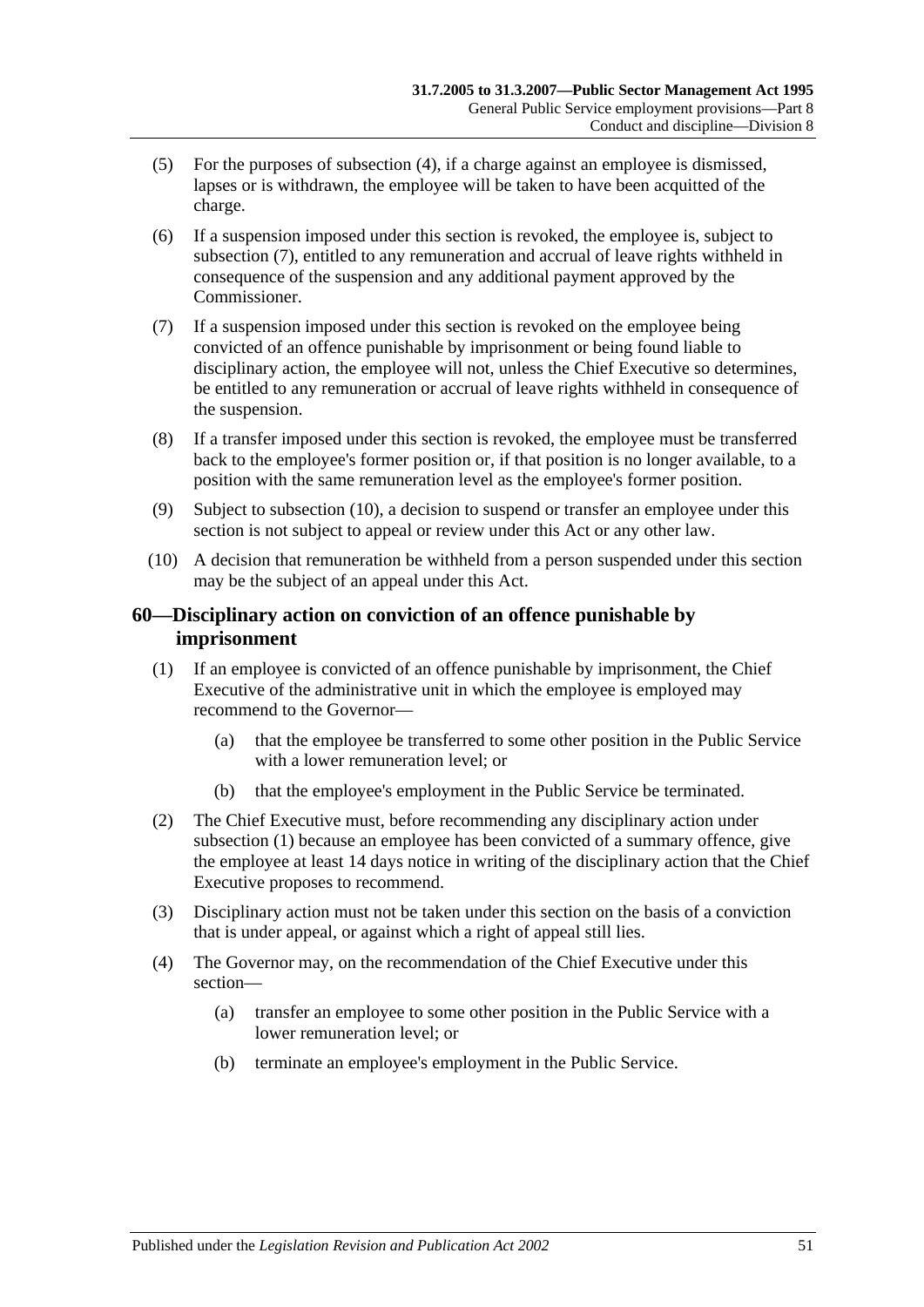(5) For the purposes of subsection (4), if a charge against an employee is dismissed, lapses or is withdrawn, the employee will be taken to have been acquitted of the charge.

(6) If a suspension imposed under this section is revoked, the employee is, subject to subsection (7), entitled to any remuneration and accrual of leave rights withheld in consequence of the suspension and any additional payment approved by the Commissioner.

(7) If a suspension imposed under this section is revoked on the employee being convicted of an offence punishable by imprisonment or being found liable to disciplinary action, the employee will not, unless the Chief Executive so determines, be entitled to any remuneration or accrual of leave rights withheld in consequence of the suspension.

(8) If a transfer imposed under this section is revoked, the employee must be transferred back to the employee's former position or, if that position is no longer available, to a position with the same remuneration level as the employee's former position.

(9) Subject to subsection (10), a decision to suspend or transfer an employee under this section is not subject to appeal or review under this Act or any other law.

(10) A decision that remuneration be withheld from a person suspended under this section may be the subject of an appeal under this Act.

## 60—Disciplinary action on conviction of an offence punishable by imprisonment

(1) If an employee is convicted of an offence punishable by imprisonment, the Chief Executive of the administrative unit in which the employee is employed may recommend to the Governor—

(a) that the employee be transferred to some other position in the Public Service with a lower remuneration level; or

(b) that the employee's employment in the Public Service be terminated.

(2) The Chief Executive must, before recommending any disciplinary action under subsection (1) because an employee has been convicted of a summary offence, give the employee at least 14 days notice in writing of the disciplinary action that the Chief Executive proposes to recommend.

(3) Disciplinary action must not be taken under this section on the basis of a conviction that is under appeal, or against which a right of appeal still lies.

(4) The Governor may, on the recommendation of the Chief Executive under this section—

(a) transfer an employee to some other position in the Public Service with a lower remuneration level; or

(b) terminate an employee's employment in the Public Service.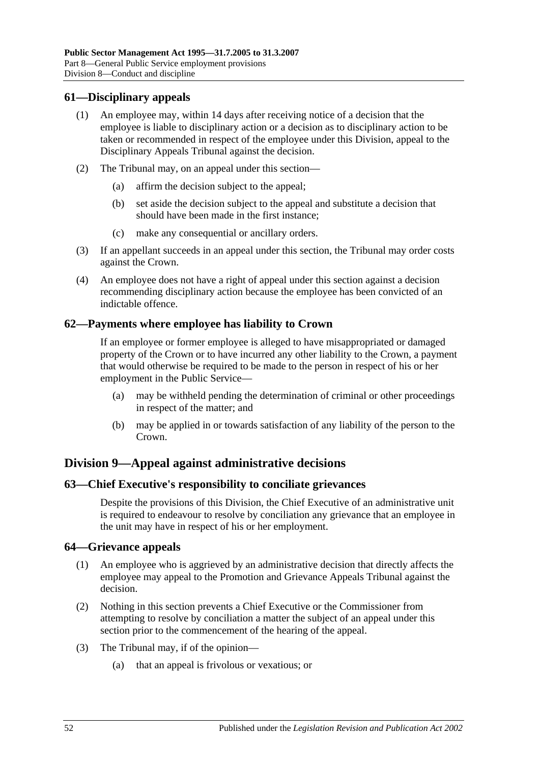## 61—Disciplinary appeals

(1) An employee may, within 14 days after receiving notice of a decision that the employee is liable to disciplinary action or a decision as to disciplinary action to be taken or recommended in respect of the employee under this Division, appeal to the Disciplinary Appeals Tribunal against the decision.

(2) The Tribunal may, on an appeal under this section—

(a) affirm the decision subject to the appeal;

(b) set aside the decision subject to the appeal and substitute a decision that should have been made in the first instance;

(c) make any consequential or ancillary orders.

(3) If an appellant succeeds in an appeal under this section, the Tribunal may order costs against the Crown.

(4) An employee does not have a right of appeal under this section against a decision recommending disciplinary action because the employee has been convicted of an indictable offence.

## 62—Payments where employee has liability to Crown

If an employee or former employee is alleged to have misappropriated or damaged property of the Crown or to have incurred any other liability to the Crown, a payment that would otherwise be required to be made to the person in respect of his or her employment in the Public Service—

(a) may be withheld pending the determination of criminal or other proceedings in respect of the matter; and

(b) may be applied in or towards satisfaction of any liability of the person to the Crown.

# Division 9—Appeal against administrative decisions

## 63—Chief Executive's responsibility to conciliate grievances

Despite the provisions of this Division, the Chief Executive of an administrative unit is required to endeavour to resolve by conciliation any grievance that an employee in the unit may have in respect of his or her employment.

## 64—Grievance appeals

(1) An employee who is aggrieved by an administrative decision that directly affects the employee may appeal to the Promotion and Grievance Appeals Tribunal against the decision.

(2) Nothing in this section prevents a Chief Executive or the Commissioner from attempting to resolve by conciliation a matter the subject of an appeal under this section prior to the commencement of the hearing of the appeal.

(3) The Tribunal may, if of the opinion—

(a) that an appeal is frivolous or vexatious; or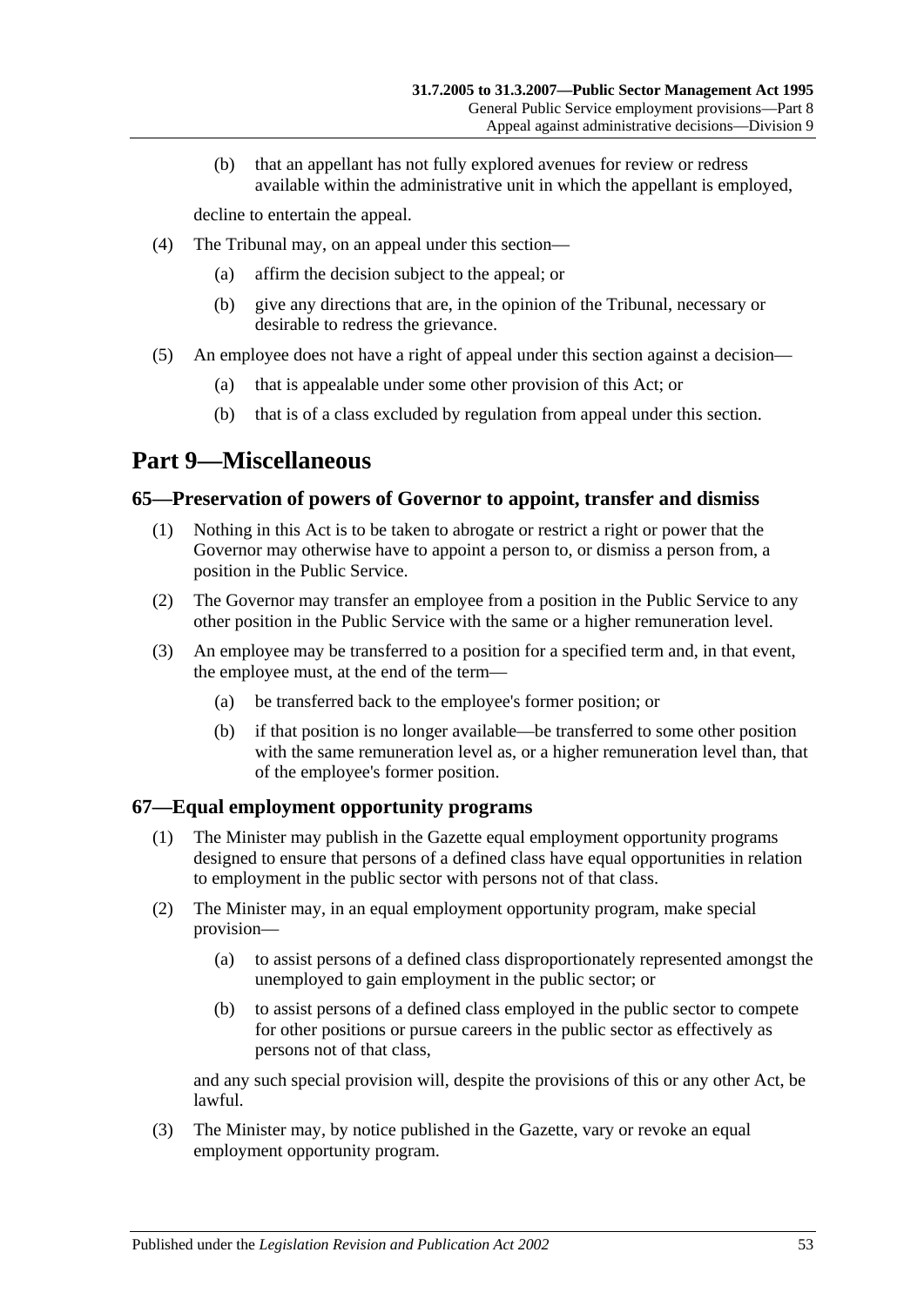(b) that an appellant has not fully explored avenues for review or redress available within the administrative unit in which the appellant is employed,

decline to entertain the appeal.

(4) The Tribunal may, on an appeal under this section—

(a) affirm the decision subject to the appeal; or

(b) give any directions that are, in the opinion of the Tribunal, necessary or desirable to redress the grievance.

(5) An employee does not have a right of appeal under this section against a decision—

(a) that is appealable under some other provision of this Act; or

(b) that is of a class excluded by regulation from appeal under this section.

# Part 9—Miscellaneous

## 65—Preservation of powers of Governor to appoint, transfer and dismiss

(1) Nothing in this Act is to be taken to abrogate or restrict a right or power that the Governor may otherwise have to appoint a person to, or dismiss a person from, a position in the Public Service.

(2) The Governor may transfer an employee from a position in the Public Service to any other position in the Public Service with the same or a higher remuneration level.

(3) An employee may be transferred to a position for a specified term and, in that event, the employee must, at the end of the term—

(a) be transferred back to the employee's former position; or

(b) if that position is no longer available—be transferred to some other position with the same remuneration level as, or a higher remuneration level than, that of the employee's former position.

## 67—Equal employment opportunity programs

(1) The Minister may publish in the Gazette equal employment opportunity programs designed to ensure that persons of a defined class have equal opportunities in relation to employment in the public sector with persons not of that class.

(2) The Minister may, in an equal employment opportunity program, make special provision—

(a) to assist persons of a defined class disproportionately represented amongst the unemployed to gain employment in the public sector; or

(b) to assist persons of a defined class employed in the public sector to compete for other positions or pursue careers in the public sector as effectively as persons not of that class,

and any such special provision will, despite the provisions of this or any other Act, be lawful.

(3) The Minister may, by notice published in the Gazette, vary or revoke an equal employment opportunity program.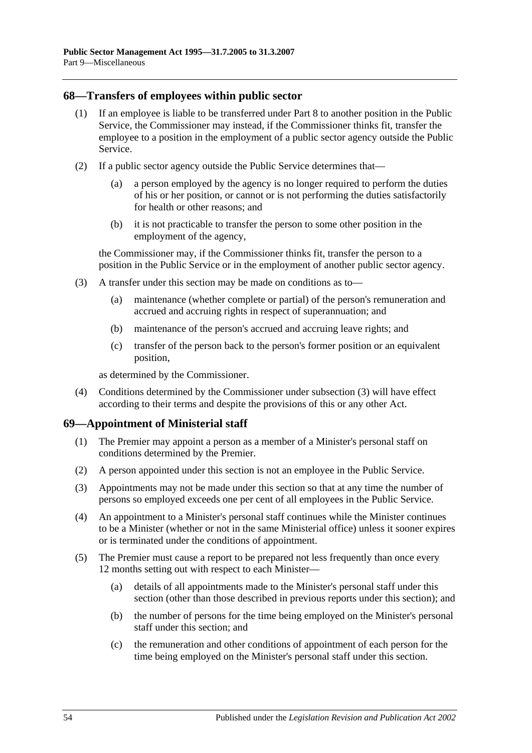## 68—Transfers of employees within public sector

(1) If an employee is liable to be transferred under Part 8 to another position in the Public Service, the Commissioner may instead, if the Commissioner thinks fit, transfer the employee to a position in the employment of a public sector agency outside the Public Service.

(2) If a public sector agency outside the Public Service determines that—

(a) a person employed by the agency is no longer required to perform the duties of his or her position, or cannot or is not performing the duties satisfactorily for health or other reasons; and

(b) it is not practicable to transfer the person to some other position in the employment of the agency,

the Commissioner may, if the Commissioner thinks fit, transfer the person to a position in the Public Service or in the employment of another public sector agency.

(3) A transfer under this section may be made on conditions as to—

(a) maintenance (whether complete or partial) of the person's remuneration and accrued and accruing rights in respect of superannuation; and

(b) maintenance of the person's accrued and accruing leave rights; and

(c) transfer of the person back to the person's former position or an equivalent position,

as determined by the Commissioner.

(4) Conditions determined by the Commissioner under subsection (3) will have effect according to their terms and despite the provisions of this or any other Act.

## 69—Appointment of Ministerial staff

(1) The Premier may appoint a person as a member of a Minister's personal staff on conditions determined by the Premier.

(2) A person appointed under this section is not an employee in the Public Service.

(3) Appointments may not be made under this section so that at any time the number of persons so employed exceeds one per cent of all employees in the Public Service.

(4) An appointment to a Minister's personal staff continues while the Minister continues to be a Minister (whether or not in the same Ministerial office) unless it sooner expires or is terminated under the conditions of appointment.

(5) The Premier must cause a report to be prepared not less frequently than once every 12 months setting out with respect to each Minister—

(a) details of all appointments made to the Minister's personal staff under this section (other than those described in previous reports under this section); and

(b) the number of persons for the time being employed on the Minister's personal staff under this section; and

(c) the remuneration and other conditions of appointment of each person for the time being employed on the Minister's personal staff under this section.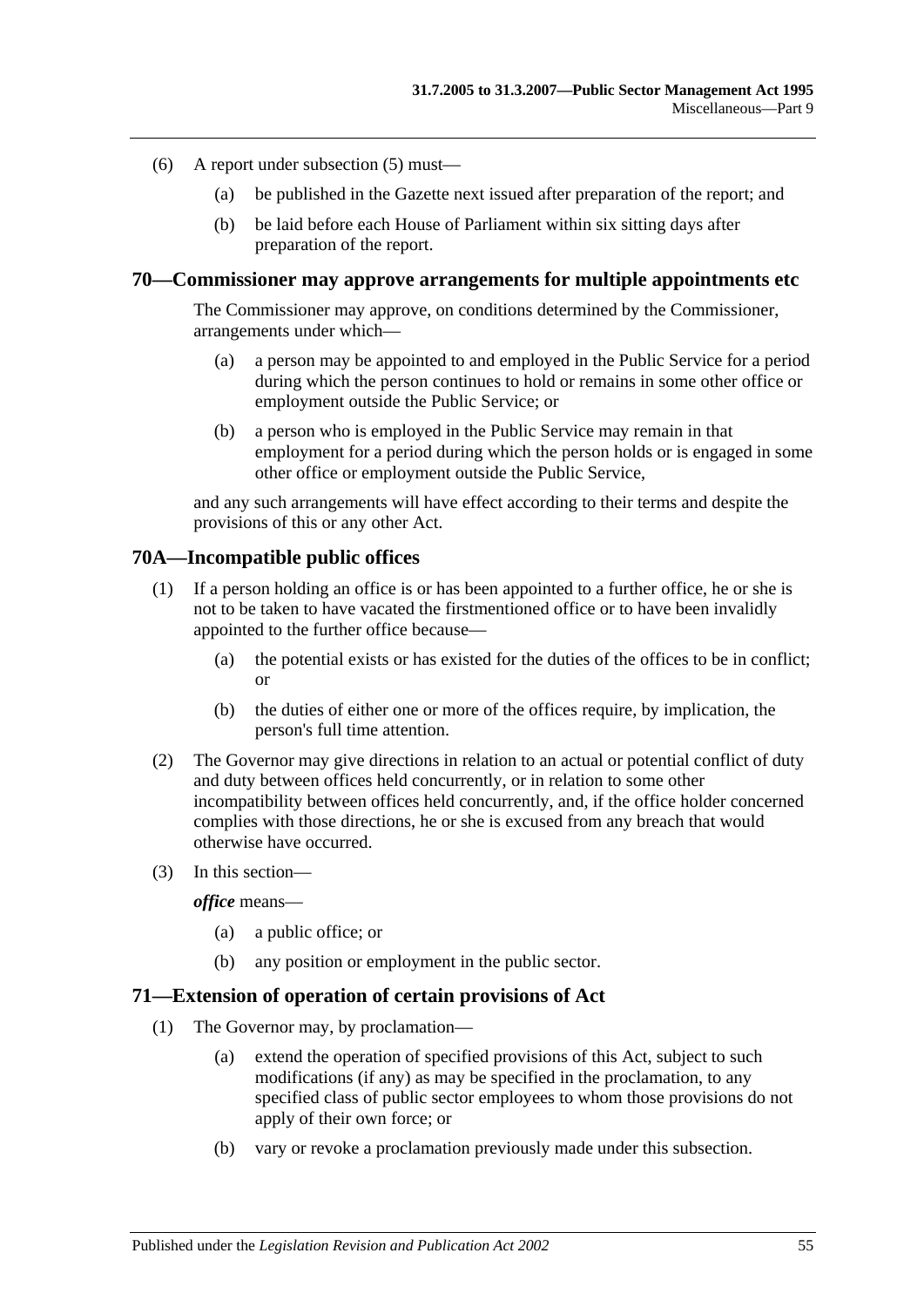(6) A report under subsection (5) must—

(a) be published in the Gazette next issued after preparation of the report; and

(b) be laid before each House of Parliament within six sitting days after preparation of the report.

## 70—Commissioner may approve arrangements for multiple appointments etc

The Commissioner may approve, on conditions determined by the Commissioner, arrangements under which—

(a) a person may be appointed to and employed in the Public Service for a period during which the person continues to hold or remains in some other office or employment outside the Public Service; or

(b) a person who is employed in the Public Service may remain in that employment for a period during which the person holds or is engaged in some other office or employment outside the Public Service,

and any such arrangements will have effect according to their terms and despite the provisions of this or any other Act.

## 70A—Incompatible public offices

(1) If a person holding an office is or has been appointed to a further office, he or she is not to be taken to have vacated the firstmentioned office or to have been invalidly appointed to the further office because—

(a) the potential exists or has existed for the duties of the offices to be in conflict; or

(b) the duties of either one or more of the offices require, by implication, the person's full time attention.

(2) The Governor may give directions in relation to an actual or potential conflict of duty and duty between offices held concurrently, or in relation to some other incompatibility between offices held concurrently, and, if the office holder concerned complies with those directions, he or she is excused from any breach that would otherwise have occurred.

(3) In this section—

***office*** means—

(a) a public office; or

(b) any position or employment in the public sector.

## 71—Extension of operation of certain provisions of Act

(1) The Governor may, by proclamation—

(a) extend the operation of specified provisions of this Act, subject to such modifications (if any) as may be specified in the proclamation, to any specified class of public sector employees to whom those provisions do not apply of their own force; or

(b) vary or revoke a proclamation previously made under this subsection.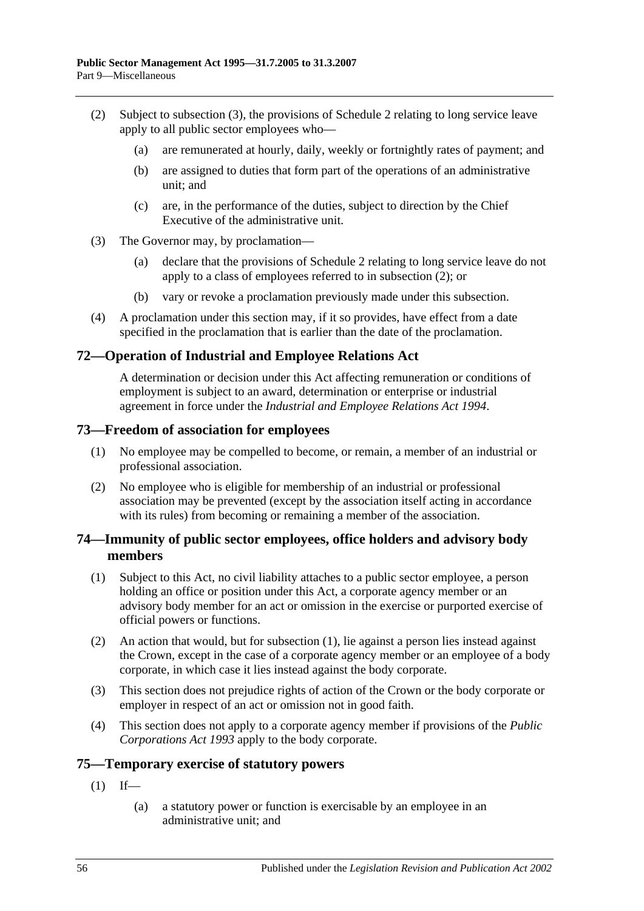(2) Subject to subsection (3), the provisions of Schedule 2 relating to long service leave apply to all public sector employees who—

(a) are remunerated at hourly, daily, weekly or fortnightly rates of payment; and

(b) are assigned to duties that form part of the operations of an administrative unit; and

(c) are, in the performance of the duties, subject to direction by the Chief Executive of the administrative unit.

(3) The Governor may, by proclamation—

(a) declare that the provisions of Schedule 2 relating to long service leave do not apply to a class of employees referred to in subsection (2); or

(b) vary or revoke a proclamation previously made under this subsection.

(4) A proclamation under this section may, if it so provides, have effect from a date specified in the proclamation that is earlier than the date of the proclamation.

## 72—Operation of Industrial and Employee Relations Act

A determination or decision under this Act affecting remuneration or conditions of employment is subject to an award, determination or enterprise or industrial agreement in force under the *Industrial and Employee Relations Act 1994*.

## 73—Freedom of association for employees

(1) No employee may be compelled to become, or remain, a member of an industrial or professional association.

(2) No employee who is eligible for membership of an industrial or professional association may be prevented (except by the association itself acting in accordance with its rules) from becoming or remaining a member of the association.

## 74—Immunity of public sector employees, office holders and advisory body members

(1) Subject to this Act, no civil liability attaches to a public sector employee, a person holding an office or position under this Act, a corporate agency member or an advisory body member for an act or omission in the exercise or purported exercise of official powers or functions.

(2) An action that would, but for subsection (1), lie against a person lies instead against the Crown, except in the case of a corporate agency member or an employee of a body corporate, in which case it lies instead against the body corporate.

(3) This section does not prejudice rights of action of the Crown or the body corporate or employer in respect of an act or omission not in good faith.

(4) This section does not apply to a corporate agency member if provisions of the *Public Corporations Act 1993* apply to the body corporate.

## 75—Temporary exercise of statutory powers

(1) If—

(a) a statutory power or function is exercisable by an employee in an administrative unit; and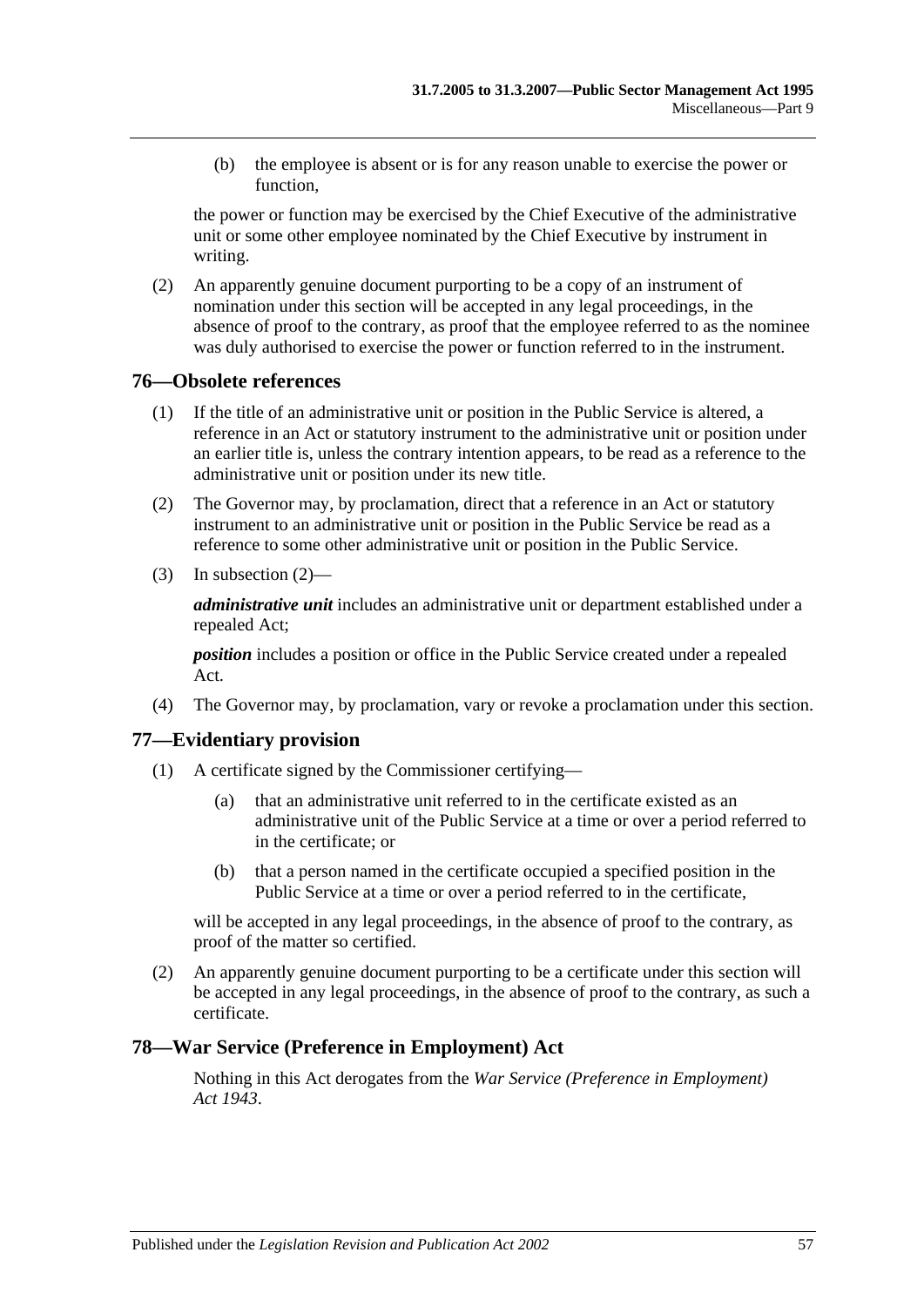(b) the employee is absent or is for any reason unable to exercise the power or function,

the power or function may be exercised by the Chief Executive of the administrative unit or some other employee nominated by the Chief Executive by instrument in writing.

(2) An apparently genuine document purporting to be a copy of an instrument of nomination under this section will be accepted in any legal proceedings, in the absence of proof to the contrary, as proof that the employee referred to as the nominee was duly authorised to exercise the power or function referred to in the instrument.

## 76—Obsolete references

(1) If the title of an administrative unit or position in the Public Service is altered, a reference in an Act or statutory instrument to the administrative unit or position under an earlier title is, unless the contrary intention appears, to be read as a reference to the administrative unit or position under its new title.

(2) The Governor may, by proclamation, direct that a reference in an Act or statutory instrument to an administrative unit or position in the Public Service be read as a reference to some other administrative unit or position in the Public Service.

(3) In subsection (2)—

***administrative unit*** includes an administrative unit or department established under a repealed Act;

***position*** includes a position or office in the Public Service created under a repealed Act.

(4) The Governor may, by proclamation, vary or revoke a proclamation under this section.

## 77—Evidentiary provision

(1) A certificate signed by the Commissioner certifying—

(a) that an administrative unit referred to in the certificate existed as an administrative unit of the Public Service at a time or over a period referred to in the certificate; or

(b) that a person named in the certificate occupied a specified position in the Public Service at a time or over a period referred to in the certificate,

will be accepted in any legal proceedings, in the absence of proof to the contrary, as proof of the matter so certified.

(2) An apparently genuine document purporting to be a certificate under this section will be accepted in any legal proceedings, in the absence of proof to the contrary, as such a certificate.

## 78—War Service (Preference in Employment) Act

Nothing in this Act derogates from the *War Service (Preference in Employment) Act 1943*.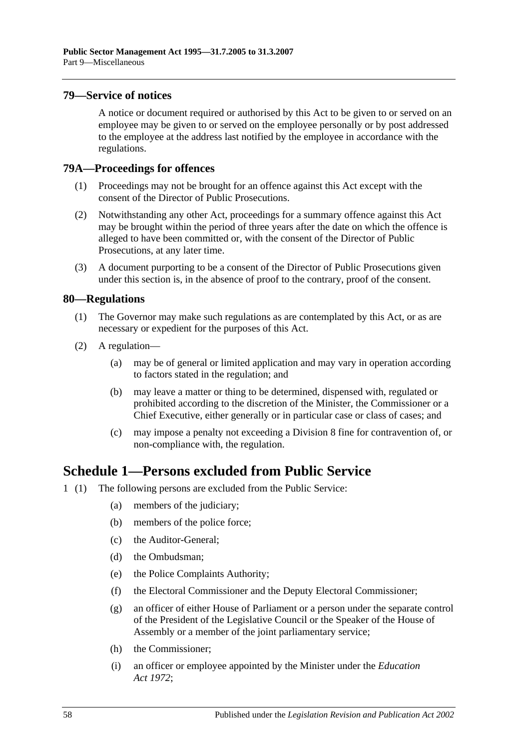## 79—Service of notices

A notice or document required or authorised by this Act to be given to or served on an employee may be given to or served on the employee personally or by post addressed to the employee at the address last notified by the employee in accordance with the regulations.

## 79A—Proceedings for offences

(1) Proceedings may not be brought for an offence against this Act except with the consent of the Director of Public Prosecutions.

(2) Notwithstanding any other Act, proceedings for a summary offence against this Act may be brought within the period of three years after the date on which the offence is alleged to have been committed or, with the consent of the Director of Public Prosecutions, at any later time.

(3) A document purporting to be a consent of the Director of Public Prosecutions given under this section is, in the absence of proof to the contrary, proof of the consent.

## 80—Regulations

(1) The Governor may make such regulations as are contemplated by this Act, or as are necessary or expedient for the purposes of this Act.

(2) A regulation—

- (a) may be of general or limited application and may vary in operation according to factors stated in the regulation; and
- (b) may leave a matter or thing to be determined, dispensed with, regulated or prohibited according to the discretion of the Minister, the Commissioner or a Chief Executive, either generally or in particular case or class of cases; and
- (c) may impose a penalty not exceeding a Division 8 fine for contravention of, or non-compliance with, the regulation.

# Schedule 1—Persons excluded from Public Service

1 (1) The following persons are excluded from the Public Service:

- (a) members of the judiciary;
- (b) members of the police force;
- (c) the Auditor-General;
- (d) the Ombudsman;
- (e) the Police Complaints Authority;
- (f) the Electoral Commissioner and the Deputy Electoral Commissioner;
- (g) an officer of either House of Parliament or a person under the separate control of the President of the Legislative Council or the Speaker of the House of Assembly or a member of the joint parliamentary service;
- (h) the Commissioner;
- (i) an officer or employee appointed by the Minister under the *Education Act 1972*;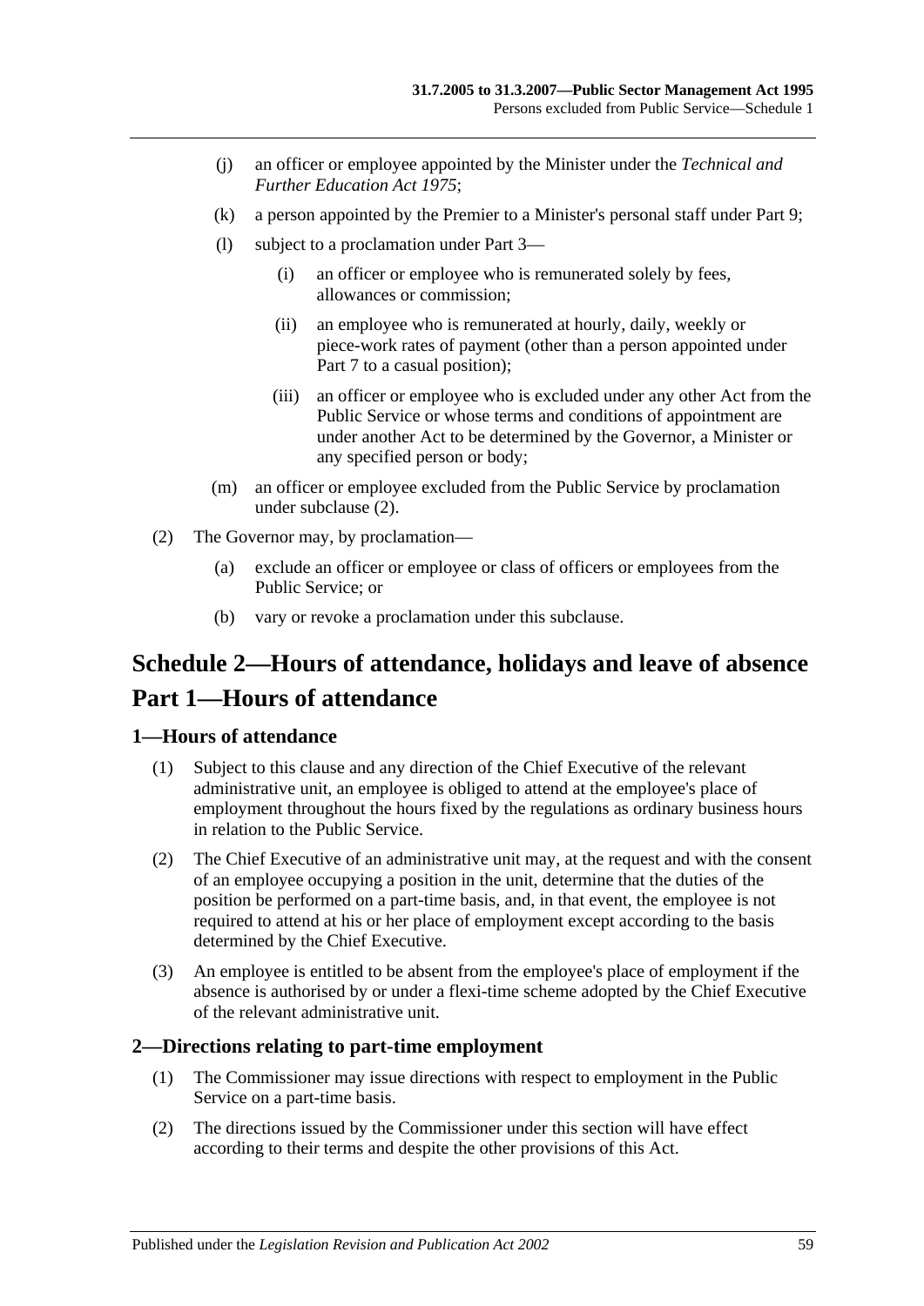(j) an officer or employee appointed by the Minister under the *Technical and Further Education Act 1975*;

(k) a person appointed by the Premier to a Minister's personal staff under Part 9;

(l) subject to a proclamation under Part 3—

(i) an officer or employee who is remunerated solely by fees, allowances or commission;

(ii) an employee who is remunerated at hourly, daily, weekly or piece-work rates of payment (other than a person appointed under Part 7 to a casual position);

(iii) an officer or employee who is excluded under any other Act from the Public Service or whose terms and conditions of appointment are under another Act to be determined by the Governor, a Minister or any specified person or body;

(m) an officer or employee excluded from the Public Service by proclamation under subclause (2).

(2) The Governor may, by proclamation—

(a) exclude an officer or employee or class of officers or employees from the Public Service; or

(b) vary or revoke a proclamation under this subclause.

# Schedule 2—Hours of attendance, holidays and leave of absence

# Part 1—Hours of attendance

## 1—Hours of attendance

(1) Subject to this clause and any direction of the Chief Executive of the relevant administrative unit, an employee is obliged to attend at the employee's place of employment throughout the hours fixed by the regulations as ordinary business hours in relation to the Public Service.

(2) The Chief Executive of an administrative unit may, at the request and with the consent of an employee occupying a position in the unit, determine that the duties of the position be performed on a part-time basis, and, in that event, the employee is not required to attend at his or her place of employment except according to the basis determined by the Chief Executive.

(3) An employee is entitled to be absent from the employee's place of employment if the absence is authorised by or under a flexi-time scheme adopted by the Chief Executive of the relevant administrative unit.

## 2—Directions relating to part-time employment

(1) The Commissioner may issue directions with respect to employment in the Public Service on a part-time basis.

(2) The directions issued by the Commissioner under this section will have effect according to their terms and despite the other provisions of this Act.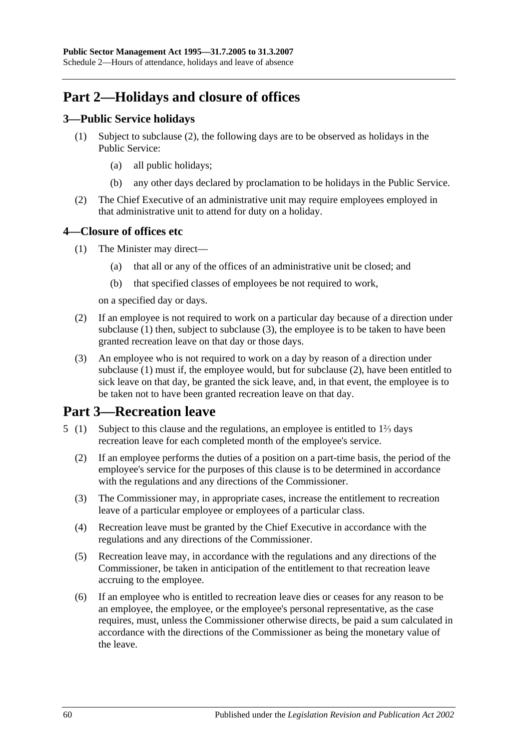## Part 2—Holidays and closure of offices

### 3—Public Service holidays

(1) Subject to subclause (2), the following days are to be observed as holidays in the Public Service:

(a) all public holidays;

(b) any other days declared by proclamation to be holidays in the Public Service.

(2) The Chief Executive of an administrative unit may require employees employed in that administrative unit to attend for duty on a holiday.

### 4—Closure of offices etc

(1) The Minister may direct—

(a) that all or any of the offices of an administrative unit be closed; and

(b) that specified classes of employees be not required to work,

on a specified day or days.

(2) If an employee is not required to work on a particular day because of a direction under subclause (1) then, subject to subclause (3), the employee is to be taken to have been granted recreation leave on that day or those days.

(3) An employee who is not required to work on a day by reason of a direction under subclause (1) must if, the employee would, but for subclause (2), have been entitled to sick leave on that day, be granted the sick leave, and, in that event, the employee is to be taken not to have been granted recreation leave on that day.

## Part 3—Recreation leave

5 (1) Subject to this clause and the regulations, an employee is entitled to 1⅔ days recreation leave for each completed month of the employee's service.

(2) If an employee performs the duties of a position on a part-time basis, the period of the employee's service for the purposes of this clause is to be determined in accordance with the regulations and any directions of the Commissioner.

(3) The Commissioner may, in appropriate cases, increase the entitlement to recreation leave of a particular employee or employees of a particular class.

(4) Recreation leave must be granted by the Chief Executive in accordance with the regulations and any directions of the Commissioner.

(5) Recreation leave may, in accordance with the regulations and any directions of the Commissioner, be taken in anticipation of the entitlement to that recreation leave accruing to the employee.

(6) If an employee who is entitled to recreation leave dies or ceases for any reason to be an employee, the employee, or the employee's personal representative, as the case requires, must, unless the Commissioner otherwise directs, be paid a sum calculated in accordance with the directions of the Commissioner as being the monetary value of the leave.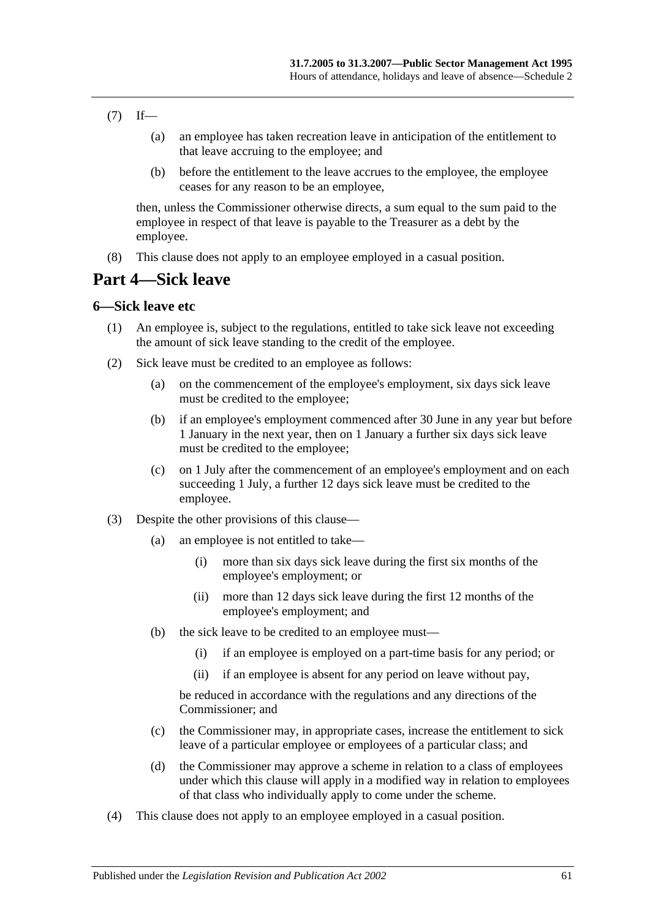(7) If—

(a) an employee has taken recreation leave in anticipation of the entitlement to that leave accruing to the employee; and

(b) before the entitlement to the leave accrues to the employee, the employee ceases for any reason to be an employee,

then, unless the Commissioner otherwise directs, a sum equal to the sum paid to the employee in respect of that leave is payable to the Treasurer as a debt by the employee.

(8) This clause does not apply to an employee employed in a casual position.

## Part 4—Sick leave

### 6—Sick leave etc

(1) An employee is, subject to the regulations, entitled to take sick leave not exceeding the amount of sick leave standing to the credit of the employee.

(2) Sick leave must be credited to an employee as follows:

(a) on the commencement of the employee's employment, six days sick leave must be credited to the employee;

(b) if an employee's employment commenced after 30 June in any year but before 1 January in the next year, then on 1 January a further six days sick leave must be credited to the employee;

(c) on 1 July after the commencement of an employee's employment and on each succeeding 1 July, a further 12 days sick leave must be credited to the employee.

(3) Despite the other provisions of this clause—

(a) an employee is not entitled to take—

(i) more than six days sick leave during the first six months of the employee's employment; or

(ii) more than 12 days sick leave during the first 12 months of the employee's employment; and

(b) the sick leave to be credited to an employee must—

(i) if an employee is employed on a part-time basis for any period; or

(ii) if an employee is absent for any period on leave without pay,

be reduced in accordance with the regulations and any directions of the Commissioner; and

(c) the Commissioner may, in appropriate cases, increase the entitlement to sick leave of a particular employee or employees of a particular class; and

(d) the Commissioner may approve a scheme in relation to a class of employees under which this clause will apply in a modified way in relation to employees of that class who individually apply to come under the scheme.

(4) This clause does not apply to an employee employed in a casual position.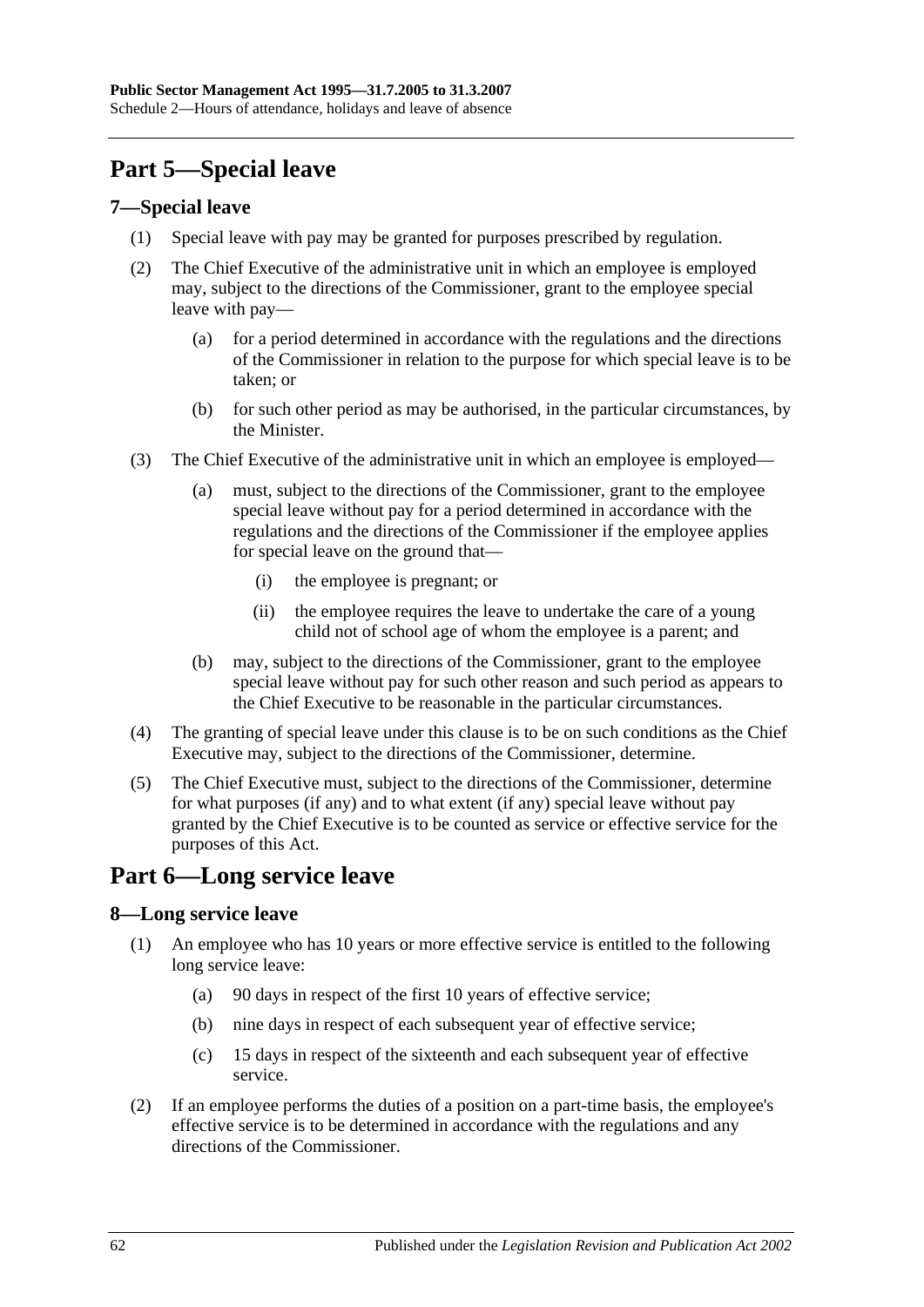# Part 5—Special leave

## 7—Special leave

(1) Special leave with pay may be granted for purposes prescribed by regulation.

(2) The Chief Executive of the administrative unit in which an employee is employed may, subject to the directions of the Commissioner, grant to the employee special leave with pay—

 (a) for a period determined in accordance with the regulations and the directions of the Commissioner in relation to the purpose for which special leave is to be taken; or

 (b) for such other period as may be authorised, in the particular circumstances, by the Minister.

(3) The Chief Executive of the administrative unit in which an employee is employed—

 (a) must, subject to the directions of the Commissioner, grant to the employee special leave without pay for a period determined in accordance with the regulations and the directions of the Commissioner if the employee applies for special leave on the ground that—

  (i) the employee is pregnant; or

  (ii) the employee requires the leave to undertake the care of a young child not of school age of whom the employee is a parent; and

 (b) may, subject to the directions of the Commissioner, grant to the employee special leave without pay for such other reason and such period as appears to the Chief Executive to be reasonable in the particular circumstances.

(4) The granting of special leave under this clause is to be on such conditions as the Chief Executive may, subject to the directions of the Commissioner, determine.

(5) The Chief Executive must, subject to the directions of the Commissioner, determine for what purposes (if any) and to what extent (if any) special leave without pay granted by the Chief Executive is to be counted as service or effective service for the purposes of this Act.

# Part 6—Long service leave

## 8—Long service leave

(1) An employee who has 10 years or more effective service is entitled to the following long service leave:

 (a) 90 days in respect of the first 10 years of effective service;

 (b) nine days in respect of each subsequent year of effective service;

 (c) 15 days in respect of the sixteenth and each subsequent year of effective service.

(2) If an employee performs the duties of a position on a part-time basis, the employee's effective service is to be determined in accordance with the regulations and any directions of the Commissioner.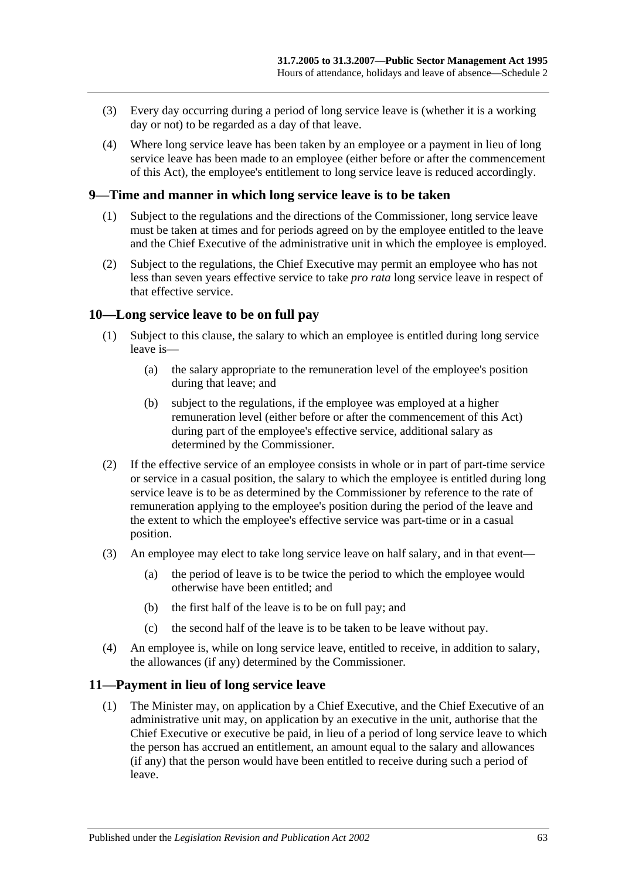(3) Every day occurring during a period of long service leave is (whether it is a working day or not) to be regarded as a day of that leave.

(4) Where long service leave has been taken by an employee or a payment in lieu of long service leave has been made to an employee (either before or after the commencement of this Act), the employee's entitlement to long service leave is reduced accordingly.

## 9—Time and manner in which long service leave is to be taken

(1) Subject to the regulations and the directions of the Commissioner, long service leave must be taken at times and for periods agreed on by the employee entitled to the leave and the Chief Executive of the administrative unit in which the employee is employed.

(2) Subject to the regulations, the Chief Executive may permit an employee who has not less than seven years effective service to take *pro rata* long service leave in respect of that effective service.

## 10—Long service leave to be on full pay

(1) Subject to this clause, the salary to which an employee is entitled during long service leave is—

(a) the salary appropriate to the remuneration level of the employee's position during that leave; and

(b) subject to the regulations, if the employee was employed at a higher remuneration level (either before or after the commencement of this Act) during part of the employee's effective service, additional salary as determined by the Commissioner.

(2) If the effective service of an employee consists in whole or in part of part-time service or service in a casual position, the salary to which the employee is entitled during long service leave is to be as determined by the Commissioner by reference to the rate of remuneration applying to the employee's position during the period of the leave and the extent to which the employee's effective service was part-time or in a casual position.

(3) An employee may elect to take long service leave on half salary, and in that event—

(a) the period of leave is to be twice the period to which the employee would otherwise have been entitled; and

(b) the first half of the leave is to be on full pay; and

(c) the second half of the leave is to be taken to be leave without pay.

(4) An employee is, while on long service leave, entitled to receive, in addition to salary, the allowances (if any) determined by the Commissioner.

## 11—Payment in lieu of long service leave

(1) The Minister may, on application by a Chief Executive, and the Chief Executive of an administrative unit may, on application by an executive in the unit, authorise that the Chief Executive or executive be paid, in lieu of a period of long service leave to which the person has accrued an entitlement, an amount equal to the salary and allowances (if any) that the person would have been entitled to receive during such a period of leave.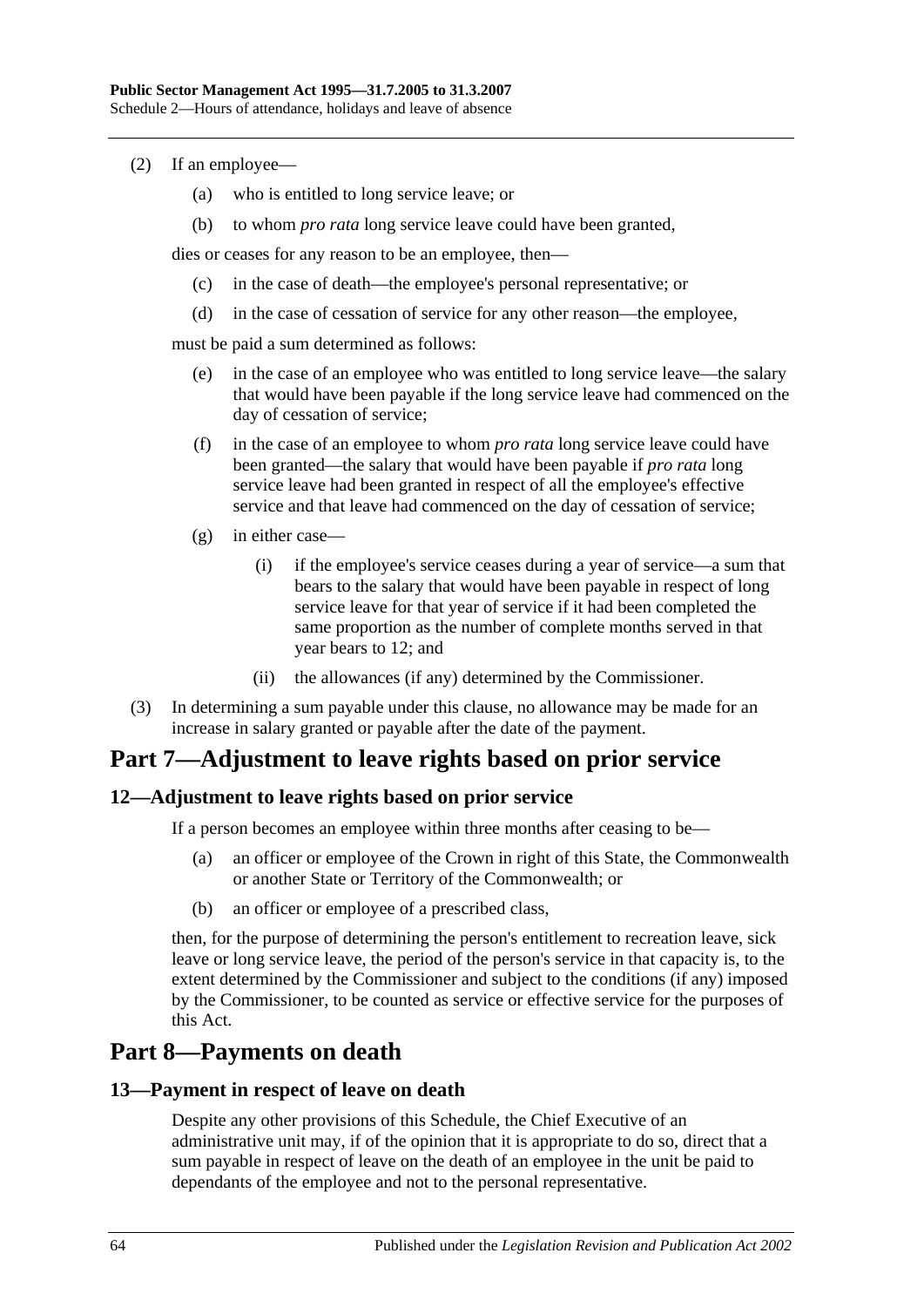(2) If an employee—

(a) who is entitled to long service leave; or

(b) to whom *pro rata* long service leave could have been granted,

dies or ceases for any reason to be an employee, then—

(c) in the case of death—the employee's personal representative; or

(d) in the case of cessation of service for any other reason—the employee,

must be paid a sum determined as follows:

(e) in the case of an employee who was entitled to long service leave—the salary that would have been payable if the long service leave had commenced on the day of cessation of service;

(f) in the case of an employee to whom *pro rata* long service leave could have been granted—the salary that would have been payable if *pro rata* long service leave had been granted in respect of all the employee's effective service and that leave had commenced on the day of cessation of service;

(g) in either case—

(i) if the employee's service ceases during a year of service—a sum that bears to the salary that would have been payable in respect of long service leave for that year of service if it had been completed the same proportion as the number of complete months served in that year bears to 12; and

(ii) the allowances (if any) determined by the Commissioner.

(3) In determining a sum payable under this clause, no allowance may be made for an increase in salary granted or payable after the date of the payment.

# Part 7—Adjustment to leave rights based on prior service

## 12—Adjustment to leave rights based on prior service

If a person becomes an employee within three months after ceasing to be—

(a) an officer or employee of the Crown in right of this State, the Commonwealth or another State or Territory of the Commonwealth; or

(b) an officer or employee of a prescribed class,

then, for the purpose of determining the person's entitlement to recreation leave, sick leave or long service leave, the period of the person's service in that capacity is, to the extent determined by the Commissioner and subject to the conditions (if any) imposed by the Commissioner, to be counted as service or effective service for the purposes of this Act.

# Part 8—Payments on death

## 13—Payment in respect of leave on death

Despite any other provisions of this Schedule, the Chief Executive of an administrative unit may, if of the opinion that it is appropriate to do so, direct that a sum payable in respect of leave on the death of an employee in the unit be paid to dependants of the employee and not to the personal representative.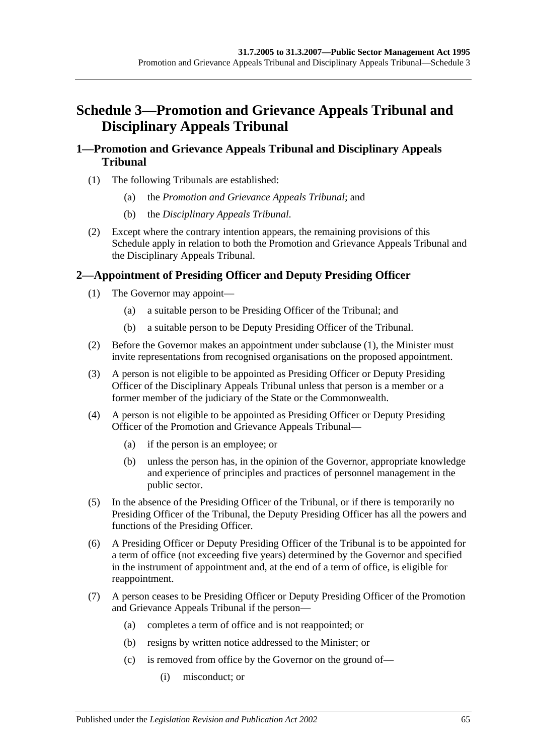# Schedule 3—Promotion and Grievance Appeals Tribunal and Disciplinary Appeals Tribunal

## 1—Promotion and Grievance Appeals Tribunal and Disciplinary Appeals Tribunal

(1) The following Tribunals are established:

(a) the *Promotion and Grievance Appeals Tribunal*; and

(b) the *Disciplinary Appeals Tribunal*.

(2) Except where the contrary intention appears, the remaining provisions of this Schedule apply in relation to both the Promotion and Grievance Appeals Tribunal and the Disciplinary Appeals Tribunal.

## 2—Appointment of Presiding Officer and Deputy Presiding Officer

(1) The Governor may appoint—

(a) a suitable person to be Presiding Officer of the Tribunal; and

(b) a suitable person to be Deputy Presiding Officer of the Tribunal.

(2) Before the Governor makes an appointment under subclause (1), the Minister must invite representations from recognised organisations on the proposed appointment.

(3) A person is not eligible to be appointed as Presiding Officer or Deputy Presiding Officer of the Disciplinary Appeals Tribunal unless that person is a member or a former member of the judiciary of the State or the Commonwealth.

(4) A person is not eligible to be appointed as Presiding Officer or Deputy Presiding Officer of the Promotion and Grievance Appeals Tribunal—

(a) if the person is an employee; or

(b) unless the person has, in the opinion of the Governor, appropriate knowledge and experience of principles and practices of personnel management in the public sector.

(5) In the absence of the Presiding Officer of the Tribunal, or if there is temporarily no Presiding Officer of the Tribunal, the Deputy Presiding Officer has all the powers and functions of the Presiding Officer.

(6) A Presiding Officer or Deputy Presiding Officer of the Tribunal is to be appointed for a term of office (not exceeding five years) determined by the Governor and specified in the instrument of appointment and, at the end of a term of office, is eligible for reappointment.

(7) A person ceases to be Presiding Officer or Deputy Presiding Officer of the Promotion and Grievance Appeals Tribunal if the person—

(a) completes a term of office and is not reappointed; or

(b) resigns by written notice addressed to the Minister; or

(c) is removed from office by the Governor on the ground of—

(i) misconduct; or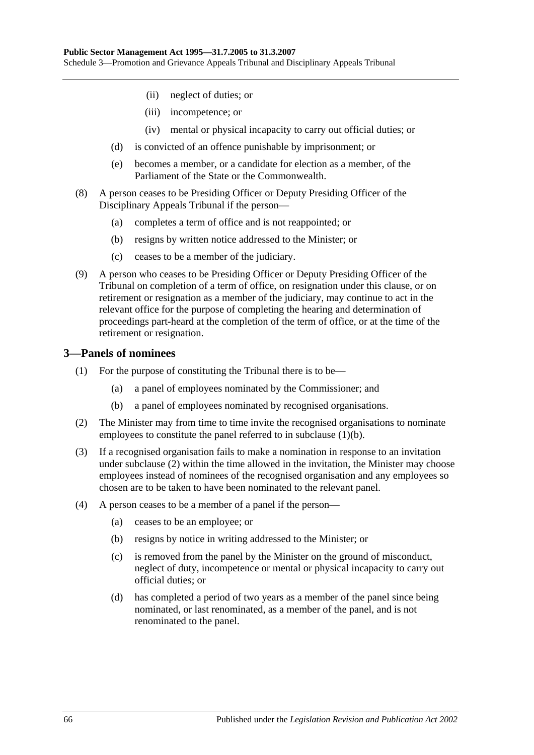(ii) neglect of duties; or

(iii) incompetence; or

(iv) mental or physical incapacity to carry out official duties; or

(d) is convicted of an offence punishable by imprisonment; or

(e) becomes a member, or a candidate for election as a member, of the Parliament of the State or the Commonwealth.

(8) A person ceases to be Presiding Officer or Deputy Presiding Officer of the Disciplinary Appeals Tribunal if the person—

(a) completes a term of office and is not reappointed; or

(b) resigns by written notice addressed to the Minister; or

(c) ceases to be a member of the judiciary.

(9) A person who ceases to be Presiding Officer or Deputy Presiding Officer of the Tribunal on completion of a term of office, on resignation under this clause, or on retirement or resignation as a member of the judiciary, may continue to act in the relevant office for the purpose of completing the hearing and determination of proceedings part-heard at the completion of the term of office, or at the time of the retirement or resignation.

## 3—Panels of nominees

(1) For the purpose of constituting the Tribunal there is to be—

(a) a panel of employees nominated by the Commissioner; and

(b) a panel of employees nominated by recognised organisations.

(2) The Minister may from time to time invite the recognised organisations to nominate employees to constitute the panel referred to in subclause (1)(b).

(3) If a recognised organisation fails to make a nomination in response to an invitation under subclause (2) within the time allowed in the invitation, the Minister may choose employees instead of nominees of the recognised organisation and any employees so chosen are to be taken to have been nominated to the relevant panel.

(4) A person ceases to be a member of a panel if the person—

(a) ceases to be an employee; or

(b) resigns by notice in writing addressed to the Minister; or

(c) is removed from the panel by the Minister on the ground of misconduct, neglect of duty, incompetence or mental or physical incapacity to carry out official duties; or

(d) has completed a period of two years as a member of the panel since being nominated, or last renominated, as a member of the panel, and is not renominated to the panel.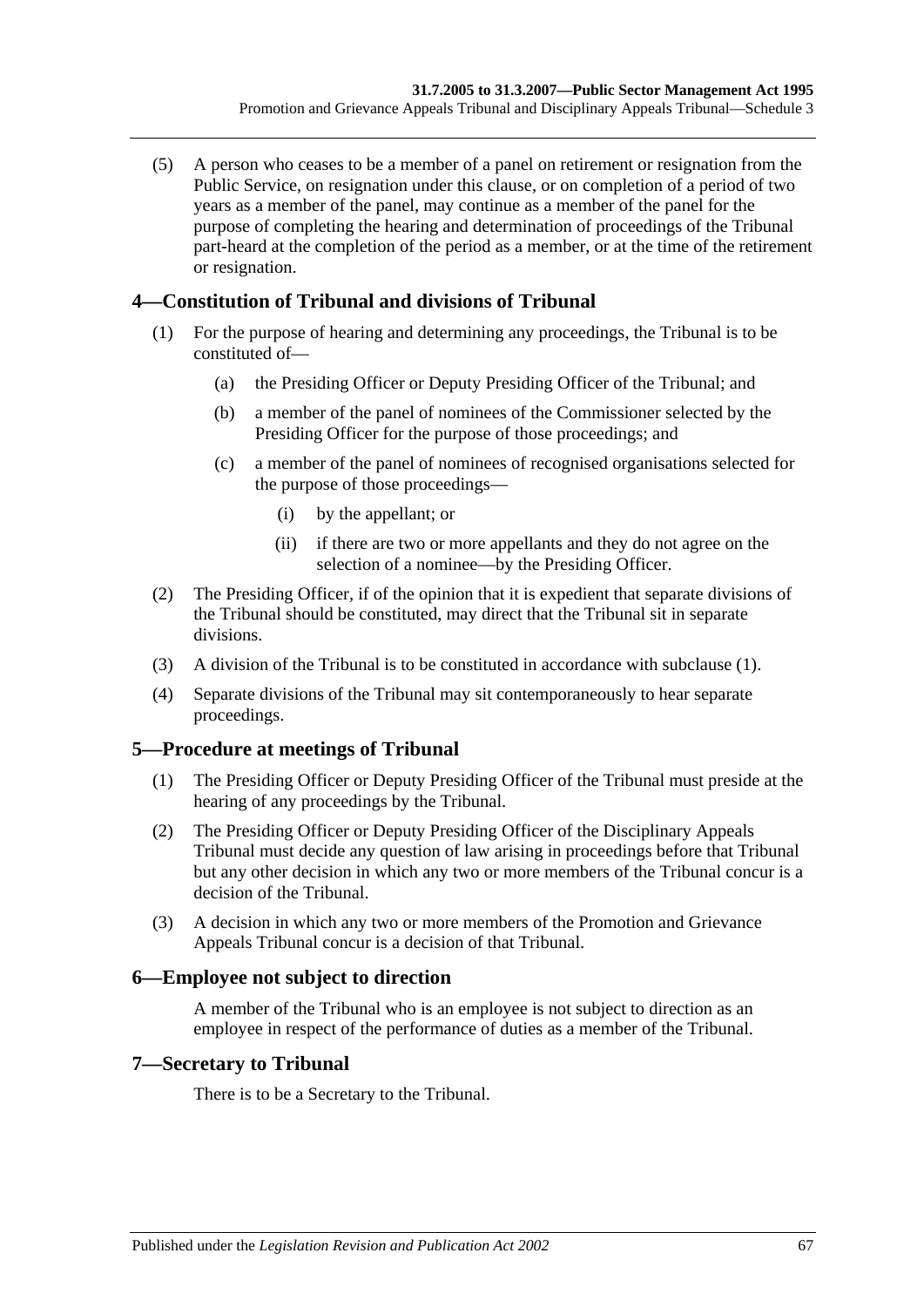(5) A person who ceases to be a member of a panel on retirement or resignation from the Public Service, on resignation under this clause, or on completion of a period of two years as a member of the panel, may continue as a member of the panel for the purpose of completing the hearing and determination of proceedings of the Tribunal part-heard at the completion of the period as a member, or at the time of the retirement or resignation.

## 4—Constitution of Tribunal and divisions of Tribunal

(1) For the purpose of hearing and determining any proceedings, the Tribunal is to be constituted of—

(a) the Presiding Officer or Deputy Presiding Officer of the Tribunal; and

(b) a member of the panel of nominees of the Commissioner selected by the Presiding Officer for the purpose of those proceedings; and

(c) a member of the panel of nominees of recognised organisations selected for the purpose of those proceedings—

(i) by the appellant; or

(ii) if there are two or more appellants and they do not agree on the selection of a nominee—by the Presiding Officer.

(2) The Presiding Officer, if of the opinion that it is expedient that separate divisions of the Tribunal should be constituted, may direct that the Tribunal sit in separate divisions.

(3) A division of the Tribunal is to be constituted in accordance with subclause (1).

(4) Separate divisions of the Tribunal may sit contemporaneously to hear separate proceedings.

## 5—Procedure at meetings of Tribunal

(1) The Presiding Officer or Deputy Presiding Officer of the Tribunal must preside at the hearing of any proceedings by the Tribunal.

(2) The Presiding Officer or Deputy Presiding Officer of the Disciplinary Appeals Tribunal must decide any question of law arising in proceedings before that Tribunal but any other decision in which any two or more members of the Tribunal concur is a decision of the Tribunal.

(3) A decision in which any two or more members of the Promotion and Grievance Appeals Tribunal concur is a decision of that Tribunal.

## 6—Employee not subject to direction

A member of the Tribunal who is an employee is not subject to direction as an employee in respect of the performance of duties as a member of the Tribunal.

## 7—Secretary to Tribunal

There is to be a Secretary to the Tribunal.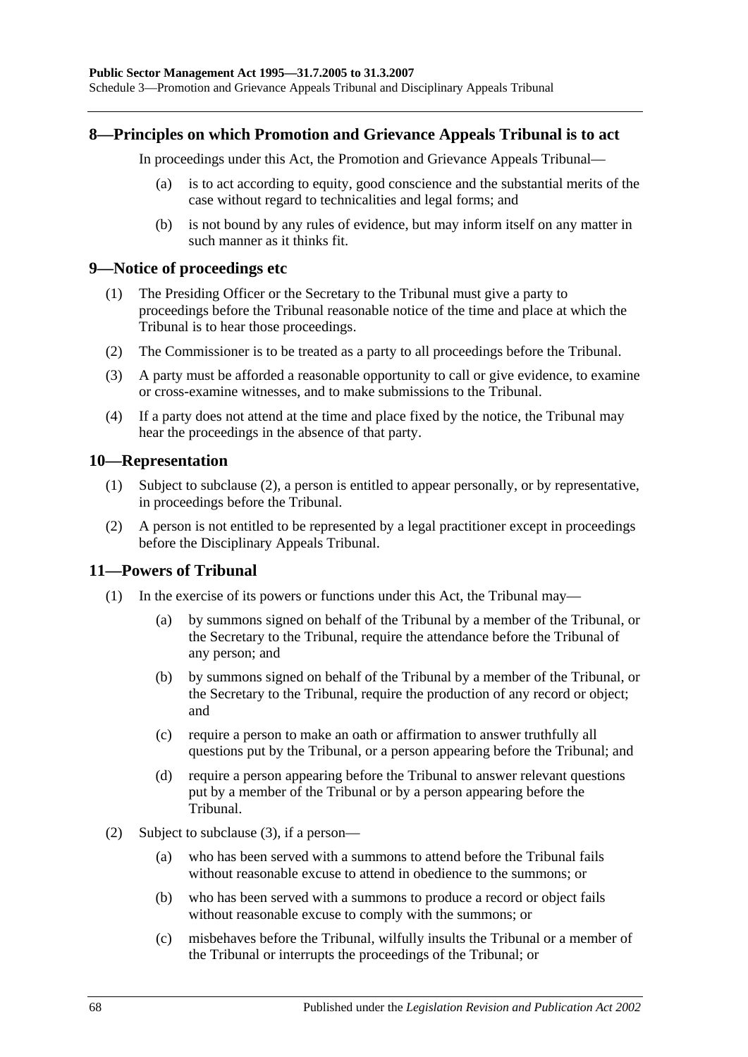## 8—Principles on which Promotion and Grievance Appeals Tribunal is to act

In proceedings under this Act, the Promotion and Grievance Appeals Tribunal—

(a) is to act according to equity, good conscience and the substantial merits of the case without regard to technicalities and legal forms; and

(b) is not bound by any rules of evidence, but may inform itself on any matter in such manner as it thinks fit.

## 9—Notice of proceedings etc

(1) The Presiding Officer or the Secretary to the Tribunal must give a party to proceedings before the Tribunal reasonable notice of the time and place at which the Tribunal is to hear those proceedings.

(2) The Commissioner is to be treated as a party to all proceedings before the Tribunal.

(3) A party must be afforded a reasonable opportunity to call or give evidence, to examine or cross-examine witnesses, and to make submissions to the Tribunal.

(4) If a party does not attend at the time and place fixed by the notice, the Tribunal may hear the proceedings in the absence of that party.

## 10—Representation

(1) Subject to subclause (2), a person is entitled to appear personally, or by representative, in proceedings before the Tribunal.

(2) A person is not entitled to be represented by a legal practitioner except in proceedings before the Disciplinary Appeals Tribunal.

## 11—Powers of Tribunal

(1) In the exercise of its powers or functions under this Act, the Tribunal may—

(a) by summons signed on behalf of the Tribunal by a member of the Tribunal, or the Secretary to the Tribunal, require the attendance before the Tribunal of any person; and

(b) by summons signed on behalf of the Tribunal by a member of the Tribunal, or the Secretary to the Tribunal, require the production of any record or object; and

(c) require a person to make an oath or affirmation to answer truthfully all questions put by the Tribunal, or a person appearing before the Tribunal; and

(d) require a person appearing before the Tribunal to answer relevant questions put by a member of the Tribunal or by a person appearing before the Tribunal.

(2) Subject to subclause (3), if a person—

(a) who has been served with a summons to attend before the Tribunal fails without reasonable excuse to attend in obedience to the summons; or

(b) who has been served with a summons to produce a record or object fails without reasonable excuse to comply with the summons; or

(c) misbehaves before the Tribunal, wilfully insults the Tribunal or a member of the Tribunal or interrupts the proceedings of the Tribunal; or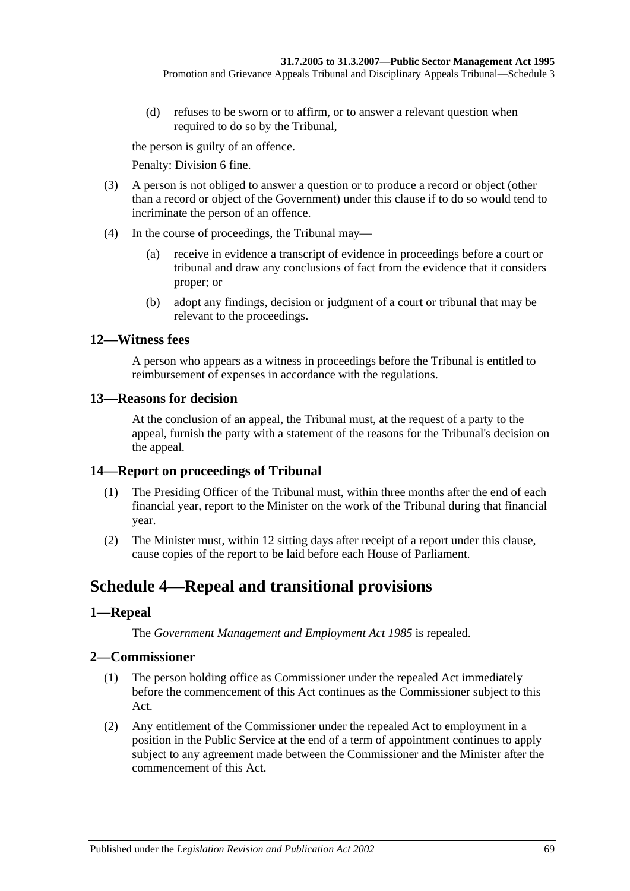(d) refuses to be sworn or to affirm, or to answer a relevant question when required to do so by the Tribunal,

the person is guilty of an offence.

Penalty: Division 6 fine.

(3) A person is not obliged to answer a question or to produce a record or object (other than a record or object of the Government) under this clause if to do so would tend to incriminate the person of an offence.

(4) In the course of proceedings, the Tribunal may—

(a) receive in evidence a transcript of evidence in proceedings before a court or tribunal and draw any conclusions of fact from the evidence that it considers proper; or

(b) adopt any findings, decision or judgment of a court or tribunal that may be relevant to the proceedings.

### 12—Witness fees

A person who appears as a witness in proceedings before the Tribunal is entitled to reimbursement of expenses in accordance with the regulations.

### 13—Reasons for decision

At the conclusion of an appeal, the Tribunal must, at the request of a party to the appeal, furnish the party with a statement of the reasons for the Tribunal's decision on the appeal.

### 14—Report on proceedings of Tribunal

(1) The Presiding Officer of the Tribunal must, within three months after the end of each financial year, report to the Minister on the work of the Tribunal during that financial year.

(2) The Minister must, within 12 sitting days after receipt of a report under this clause, cause copies of the report to be laid before each House of Parliament.

## Schedule 4—Repeal and transitional provisions

### 1—Repeal

The *Government Management and Employment Act 1985* is repealed.

### 2—Commissioner

(1) The person holding office as Commissioner under the repealed Act immediately before the commencement of this Act continues as the Commissioner subject to this Act.

(2) Any entitlement of the Commissioner under the repealed Act to employment in a position in the Public Service at the end of a term of appointment continues to apply subject to any agreement made between the Commissioner and the Minister after the commencement of this Act.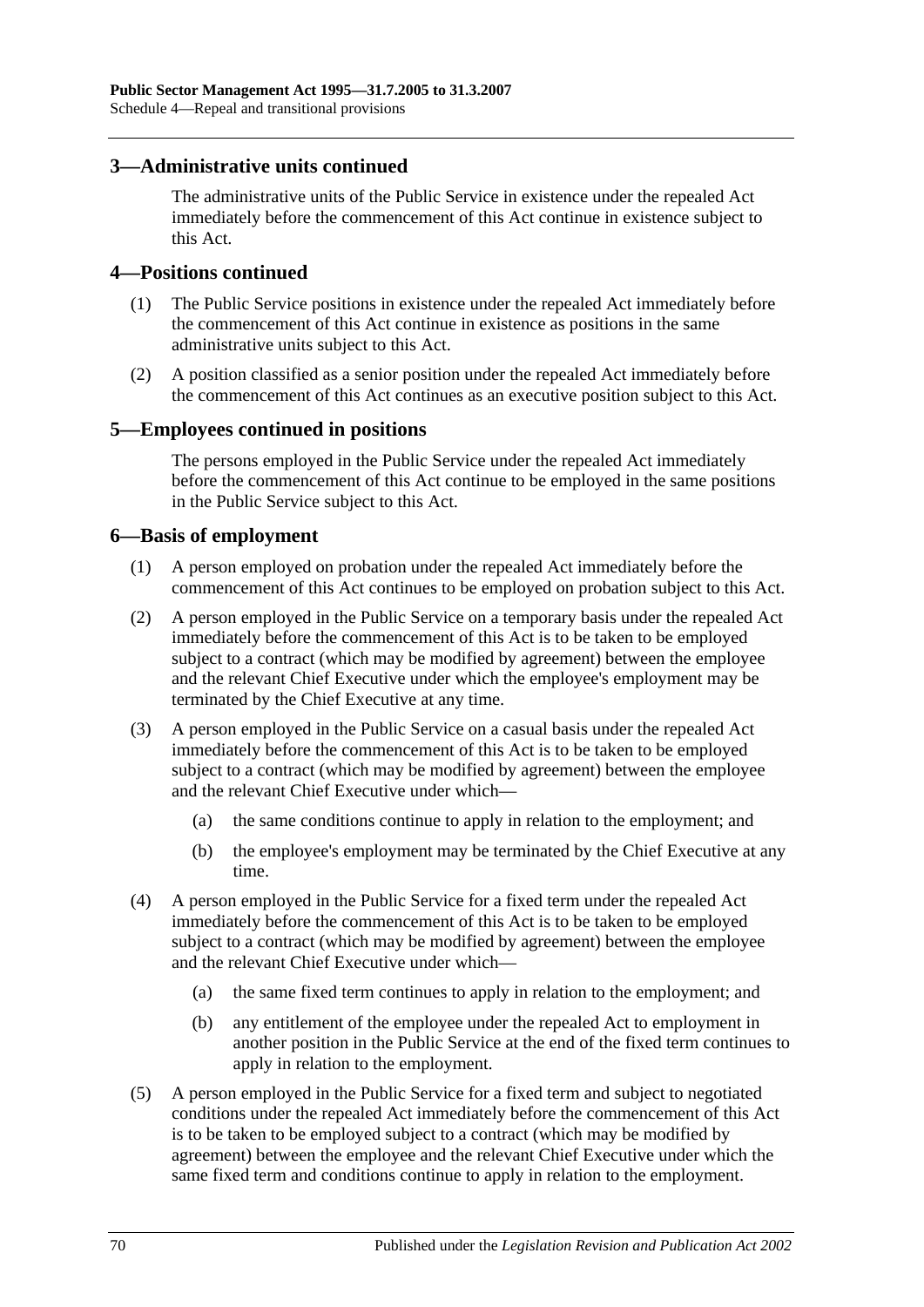## 3—Administrative units continued

The administrative units of the Public Service in existence under the repealed Act immediately before the commencement of this Act continue in existence subject to this Act.

## 4—Positions continued

(1) The Public Service positions in existence under the repealed Act immediately before the commencement of this Act continue in existence as positions in the same administrative units subject to this Act.

(2) A position classified as a senior position under the repealed Act immediately before the commencement of this Act continues as an executive position subject to this Act.

## 5—Employees continued in positions

The persons employed in the Public Service under the repealed Act immediately before the commencement of this Act continue to be employed in the same positions in the Public Service subject to this Act.

## 6—Basis of employment

(1) A person employed on probation under the repealed Act immediately before the commencement of this Act continues to be employed on probation subject to this Act.

(2) A person employed in the Public Service on a temporary basis under the repealed Act immediately before the commencement of this Act is to be taken to be employed subject to a contract (which may be modified by agreement) between the employee and the relevant Chief Executive under which the employee's employment may be terminated by the Chief Executive at any time.

(3) A person employed in the Public Service on a casual basis under the repealed Act immediately before the commencement of this Act is to be taken to be employed subject to a contract (which may be modified by agreement) between the employee and the relevant Chief Executive under which—

(a) the same conditions continue to apply in relation to the employment; and

(b) the employee's employment may be terminated by the Chief Executive at any time.

(4) A person employed in the Public Service for a fixed term under the repealed Act immediately before the commencement of this Act is to be taken to be employed subject to a contract (which may be modified by agreement) between the employee and the relevant Chief Executive under which—

(a) the same fixed term continues to apply in relation to the employment; and

(b) any entitlement of the employee under the repealed Act to employment in another position in the Public Service at the end of the fixed term continues to apply in relation to the employment.

(5) A person employed in the Public Service for a fixed term and subject to negotiated conditions under the repealed Act immediately before the commencement of this Act is to be taken to be employed subject to a contract (which may be modified by agreement) between the employee and the relevant Chief Executive under which the same fixed term and conditions continue to apply in relation to the employment.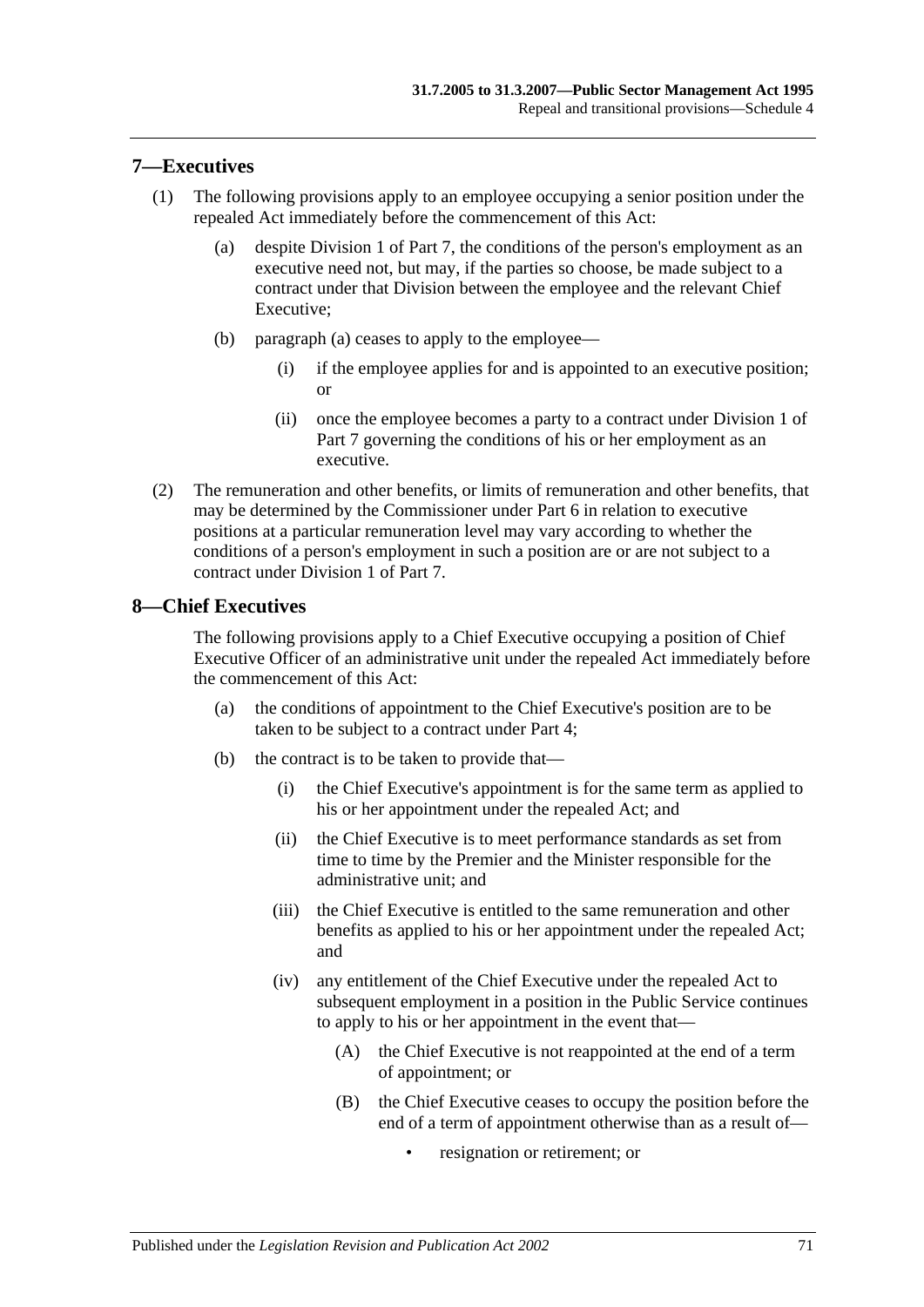## 7—Executives

(1) The following provisions apply to an employee occupying a senior position under the repealed Act immediately before the commencement of this Act:

(a) despite Division 1 of Part 7, the conditions of the person's employment as an executive need not, but may, if the parties so choose, be made subject to a contract under that Division between the employee and the relevant Chief Executive;

(b) paragraph (a) ceases to apply to the employee—

(i) if the employee applies for and is appointed to an executive position; or

(ii) once the employee becomes a party to a contract under Division 1 of Part 7 governing the conditions of his or her employment as an executive.

(2) The remuneration and other benefits, or limits of remuneration and other benefits, that may be determined by the Commissioner under Part 6 in relation to executive positions at a particular remuneration level may vary according to whether the conditions of a person's employment in such a position are or are not subject to a contract under Division 1 of Part 7.

## 8—Chief Executives

The following provisions apply to a Chief Executive occupying a position of Chief Executive Officer of an administrative unit under the repealed Act immediately before the commencement of this Act:

(a) the conditions of appointment to the Chief Executive's position are to be taken to be subject to a contract under Part 4;

(b) the contract is to be taken to provide that—

(i) the Chief Executive's appointment is for the same term as applied to his or her appointment under the repealed Act; and

(ii) the Chief Executive is to meet performance standards as set from time to time by the Premier and the Minister responsible for the administrative unit; and

(iii) the Chief Executive is entitled to the same remuneration and other benefits as applied to his or her appointment under the repealed Act; and

(iv) any entitlement of the Chief Executive under the repealed Act to subsequent employment in a position in the Public Service continues to apply to his or her appointment in the event that—

(A) the Chief Executive is not reappointed at the end of a term of appointment; or

(B) the Chief Executive ceases to occupy the position before the end of a term of appointment otherwise than as a result of—

- resignation or retirement; or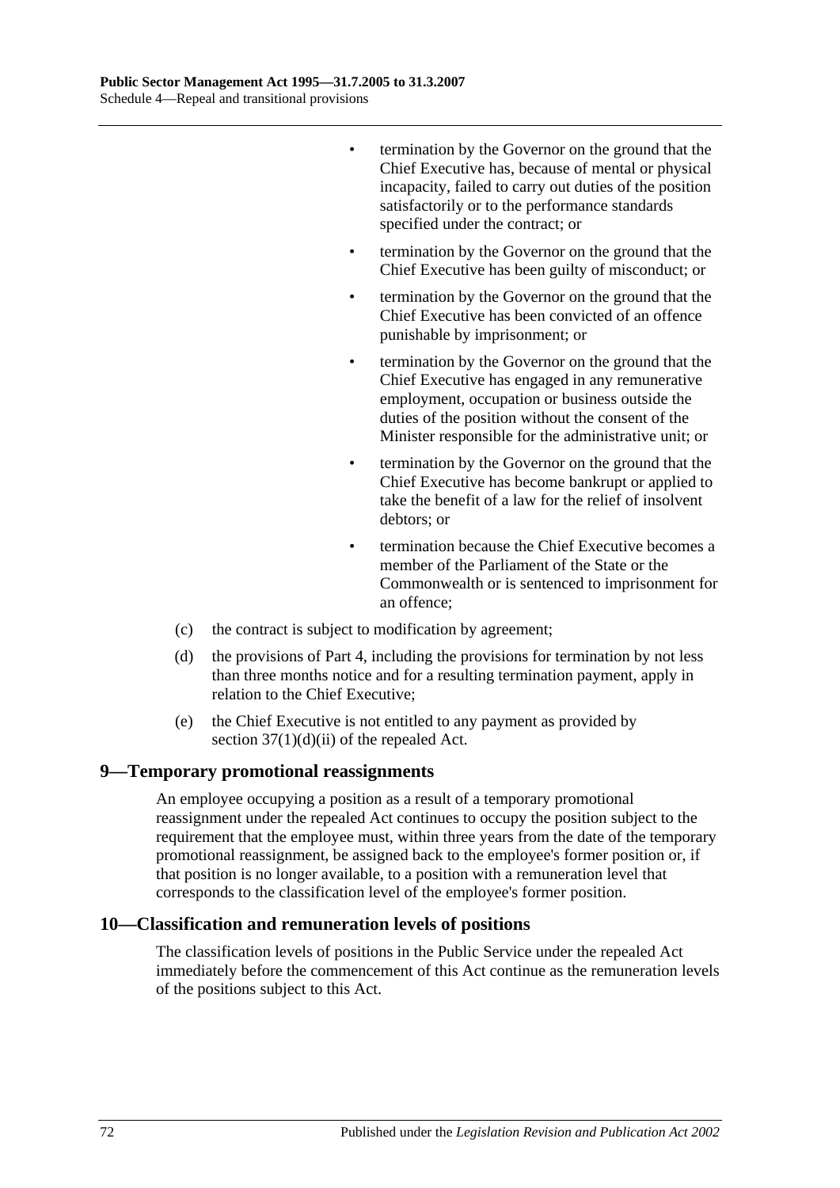- termination by the Governor on the ground that the Chief Executive has, because of mental or physical incapacity, failed to carry out duties of the position satisfactorily or to the performance standards specified under the contract; or
- termination by the Governor on the ground that the Chief Executive has been guilty of misconduct; or
- termination by the Governor on the ground that the Chief Executive has been convicted of an offence punishable by imprisonment; or
- termination by the Governor on the ground that the Chief Executive has engaged in any remunerative employment, occupation or business outside the duties of the position without the consent of the Minister responsible for the administrative unit; or
- termination by the Governor on the ground that the Chief Executive has become bankrupt or applied to take the benefit of a law for the relief of insolvent debtors; or
- termination because the Chief Executive becomes a member of the Parliament of the State or the Commonwealth or is sentenced to imprisonment for an offence;

(c) the contract is subject to modification by agreement;

(d) the provisions of Part 4, including the provisions for termination by not less than three months notice and for a resulting termination payment, apply in relation to the Chief Executive;

(e) the Chief Executive is not entitled to any payment as provided by section 37(1)(d)(ii) of the repealed Act.

## 9—Temporary promotional reassignments

An employee occupying a position as a result of a temporary promotional reassignment under the repealed Act continues to occupy the position subject to the requirement that the employee must, within three years from the date of the temporary promotional reassignment, be assigned back to the employee's former position or, if that position is no longer available, to a position with a remuneration level that corresponds to the classification level of the employee's former position.

## 10—Classification and remuneration levels of positions

The classification levels of positions in the Public Service under the repealed Act immediately before the commencement of this Act continue as the remuneration levels of the positions subject to this Act.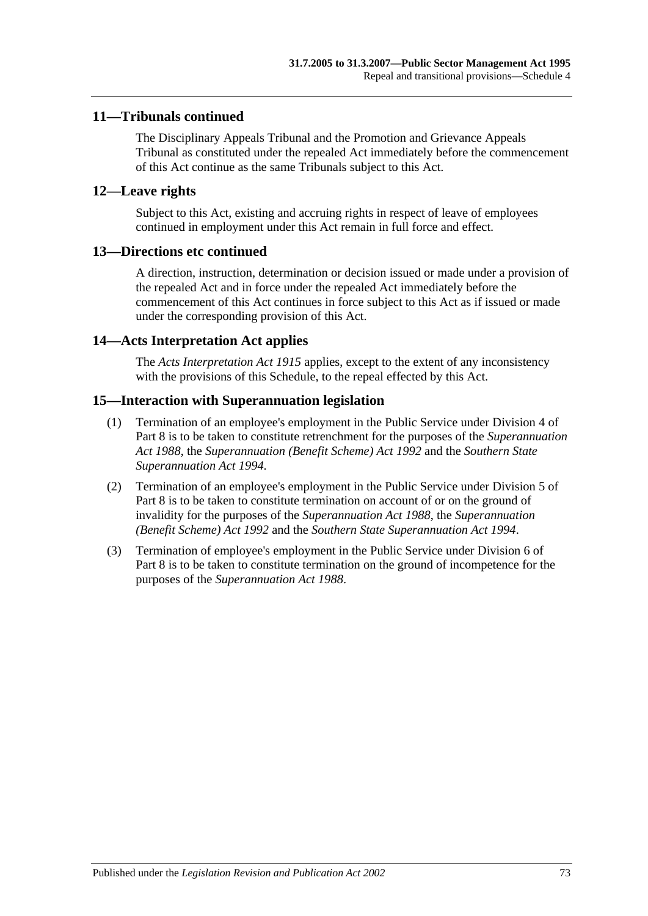## 11—Tribunals continued

The Disciplinary Appeals Tribunal and the Promotion and Grievance Appeals Tribunal as constituted under the repealed Act immediately before the commencement of this Act continue as the same Tribunals subject to this Act.

## 12—Leave rights

Subject to this Act, existing and accruing rights in respect of leave of employees continued in employment under this Act remain in full force and effect.

## 13—Directions etc continued

A direction, instruction, determination or decision issued or made under a provision of the repealed Act and in force under the repealed Act immediately before the commencement of this Act continues in force subject to this Act as if issued or made under the corresponding provision of this Act.

## 14—Acts Interpretation Act applies

The *Acts Interpretation Act 1915* applies, except to the extent of any inconsistency with the provisions of this Schedule, to the repeal effected by this Act.

## 15—Interaction with Superannuation legislation

(1) Termination of an employee's employment in the Public Service under Division 4 of Part 8 is to be taken to constitute retrenchment for the purposes of the *Superannuation Act 1988*, the *Superannuation (Benefit Scheme) Act 1992* and the *Southern State Superannuation Act 1994*.

(2) Termination of an employee's employment in the Public Service under Division 5 of Part 8 is to be taken to constitute termination on account of or on the ground of invalidity for the purposes of the *Superannuation Act 1988*, the *Superannuation (Benefit Scheme) Act 1992* and the *Southern State Superannuation Act 1994*.

(3) Termination of employee's employment in the Public Service under Division 6 of Part 8 is to be taken to constitute termination on the ground of incompetence for the purposes of the *Superannuation Act 1988*.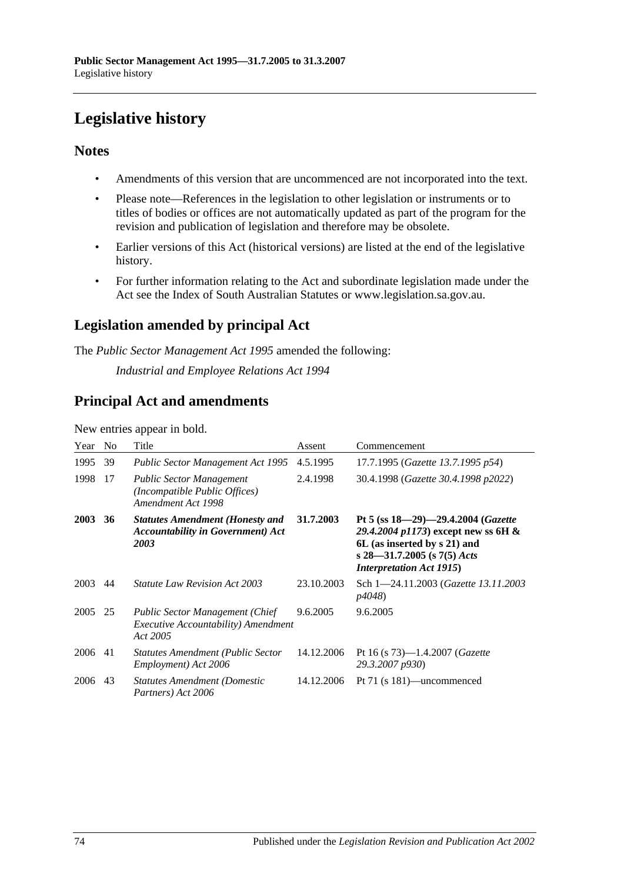# Legislative history

## Notes

- Amendments of this version that are uncommenced are not incorporated into the text.
- Please note—References in the legislation to other legislation or instruments or to titles of bodies or offices are not automatically updated as part of the program for the revision and publication of legislation and therefore may be obsolete.
- Earlier versions of this Act (historical versions) are listed at the end of the legislative history.
- For further information relating to the Act and subordinate legislation made under the Act see the Index of South Australian Statutes or www.legislation.sa.gov.au.

## Legislation amended by principal Act

The *Public Sector Management Act 1995* amended the following:

*Industrial and Employee Relations Act 1994*

## Principal Act and amendments

New entries appear in bold.

| Year | No | Title | Assent | Commencement |
|---|---|---|---|---|
| 1995 | 39 | *Public Sector Management Act 1995* | 4.5.1995 | 17.7.1995 (*Gazette 13.7.1995 p54*) |
| 1998 | 17 | *Public Sector Management (Incompatible Public Offices) Amendment Act 1998* | 2.4.1998 | 30.4.1998 (*Gazette 30.4.1998 p2022*) |
| **2003** | **36** | ***Statutes Amendment (Honesty and Accountability in Government) Act 2003*** | **31.7.2003** | **Pt 5 (ss 18—29)—29.4.2004 (*Gazette 29.4.2004 p1173*) except new ss 6H & 6L (as inserted by s 21) and s 28—31.7.2005 (s 7(5) *Acts Interpretation Act 1915*)** |
| 2003 | 44 | *Statute Law Revision Act 2003* | 23.10.2003 | Sch 1—24.11.2003 (*Gazette 13.11.2003 p4048*) |
| 2005 | 25 | *Public Sector Management (Chief Executive Accountability) Amendment Act 2005* | 9.6.2005 | 9.6.2005 |
| 2006 | 41 | *Statutes Amendment (Public Sector Employment) Act 2006* | 14.12.2006 | Pt 16 (s 73)—1.4.2007 (*Gazette 29.3.2007 p930*) |
| 2006 | 43 | *Statutes Amendment (Domestic Partners) Act 2006* | 14.12.2006 | Pt 71 (s 181)—uncommenced |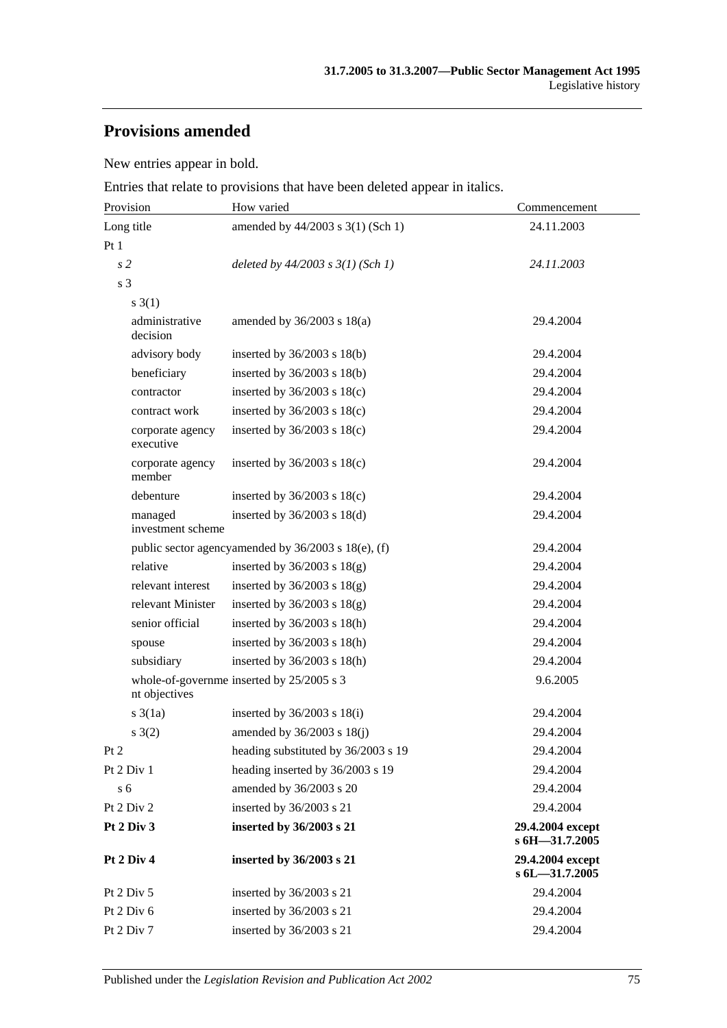## Provisions amended

New entries appear in bold.

Entries that relate to provisions that have been deleted appear in italics.

| Provision | How varied | Commencement |
|---|---|---|
| Long title | amended by 44/2003 s 3(1) (Sch 1) | 24.11.2003 |
| Pt 1 | | |
| *s 2* | *deleted by 44/2003 s 3(1) (Sch 1)* | *24.11.2003* |
| s 3 | | |
| s 3(1) | | |
| administrative decision | amended by 36/2003 s 18(a) | 29.4.2004 |
| advisory body | inserted by 36/2003 s 18(b) | 29.4.2004 |
| beneficiary | inserted by 36/2003 s 18(b) | 29.4.2004 |
| contractor | inserted by 36/2003 s 18(c) | 29.4.2004 |
| contract work | inserted by 36/2003 s 18(c) | 29.4.2004 |
| corporate agency executive | inserted by 36/2003 s 18(c) | 29.4.2004 |
| corporate agency member | inserted by 36/2003 s 18(c) | 29.4.2004 |
| debenture | inserted by 36/2003 s 18(c) | 29.4.2004 |
| managed investment scheme | inserted by 36/2003 s 18(d) | 29.4.2004 |
| public sector agency | amended by 36/2003 s 18(e), (f) | 29.4.2004 |
| relative | inserted by 36/2003 s 18(g) | 29.4.2004 |
| relevant interest | inserted by 36/2003 s 18(g) | 29.4.2004 |
| relevant Minister | inserted by 36/2003 s 18(g) | 29.4.2004 |
| senior official | inserted by 36/2003 s 18(h) | 29.4.2004 |
| spouse | inserted by 36/2003 s 18(h) | 29.4.2004 |
| subsidiary | inserted by 36/2003 s 18(h) | 29.4.2004 |
| whole-of-government objectives | inserted by 25/2005 s 3 | 9.6.2005 |
| s 3(1a) | inserted by 36/2003 s 18(i) | 29.4.2004 |
| s 3(2) | amended by 36/2003 s 18(j) | 29.4.2004 |
| Pt 2 | heading substituted by 36/2003 s 19 | 29.4.2004 |
| Pt 2 Div 1 | heading inserted by 36/2003 s 19 | 29.4.2004 |
| s 6 | amended by 36/2003 s 20 | 29.4.2004 |
| Pt 2 Div 2 | inserted by 36/2003 s 21 | 29.4.2004 |
| **Pt 2 Div 3** | **inserted by 36/2003 s 21** | **29.4.2004 except s 6H—31.7.2005** |
| **Pt 2 Div 4** | **inserted by 36/2003 s 21** | **29.4.2004 except s 6L—31.7.2005** |
| Pt 2 Div 5 | inserted by 36/2003 s 21 | 29.4.2004 |
| Pt 2 Div 6 | inserted by 36/2003 s 21 | 29.4.2004 |
| Pt 2 Div 7 | inserted by 36/2003 s 21 | 29.4.2004 |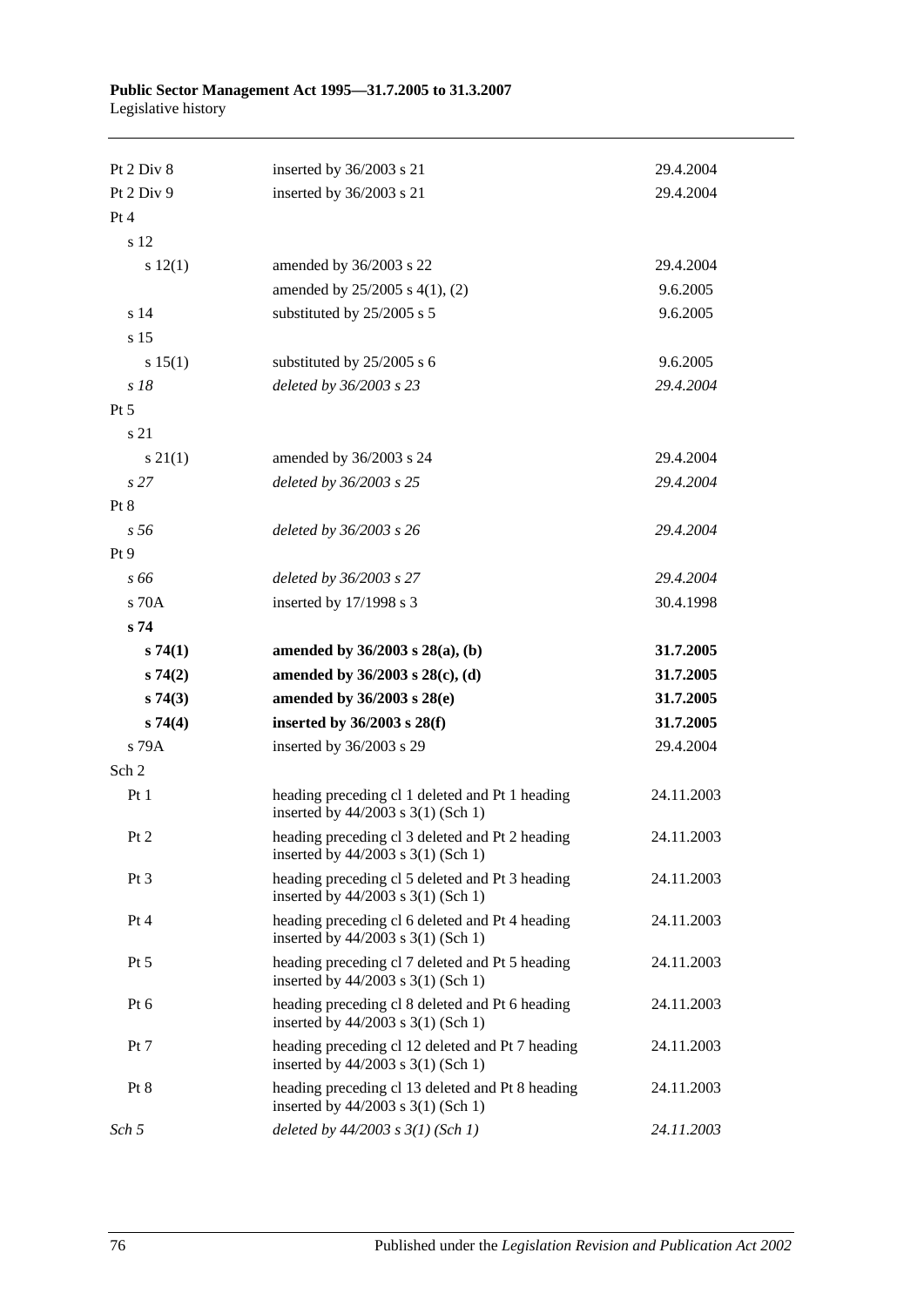| | | |
|---|---|---|
| Pt 2 Div 8 | inserted by 36/2003 s 21 | 29.4.2004 |
| Pt 2 Div 9 | inserted by 36/2003 s 21 | 29.4.2004 |
| Pt 4 | | |
| s 12 | | |
| s 12(1) | amended by 36/2003 s 22 | 29.4.2004 |
| | amended by 25/2005 s 4(1), (2) | 9.6.2005 |
| s 14 | substituted by 25/2005 s 5 | 9.6.2005 |
| s 15 | | |
| s 15(1) | substituted by 25/2005 s 6 | 9.6.2005 |
| *s 18* | *deleted by 36/2003 s 23* | *29.4.2004* |
| Pt 5 | | |
| s 21 | | |
| s 21(1) | amended by 36/2003 s 24 | 29.4.2004 |
| *s 27* | *deleted by 36/2003 s 25* | *29.4.2004* |
| Pt 8 | | |
| *s 56* | *deleted by 36/2003 s 26* | *29.4.2004* |
| Pt 9 | | |
| *s 66* | *deleted by 36/2003 s 27* | *29.4.2004* |
| s 70A | inserted by 17/1998 s 3 | 30.4.1998 |
| **s 74** | | |
| **s 74(1)** | **amended by 36/2003 s 28(a), (b)** | **31.7.2005** |
| **s 74(2)** | **amended by 36/2003 s 28(c), (d)** | **31.7.2005** |
| **s 74(3)** | **amended by 36/2003 s 28(e)** | **31.7.2005** |
| **s 74(4)** | **inserted by 36/2003 s 28(f)** | **31.7.2005** |
| s 79A | inserted by 36/2003 s 29 | 29.4.2004 |
| Sch 2 | | |
| Pt 1 | heading preceding cl 1 deleted and Pt 1 heading inserted by 44/2003 s 3(1) (Sch 1) | 24.11.2003 |
| Pt 2 | heading preceding cl 3 deleted and Pt 2 heading inserted by 44/2003 s 3(1) (Sch 1) | 24.11.2003 |
| Pt 3 | heading preceding cl 5 deleted and Pt 3 heading inserted by 44/2003 s 3(1) (Sch 1) | 24.11.2003 |
| Pt 4 | heading preceding cl 6 deleted and Pt 4 heading inserted by 44/2003 s 3(1) (Sch 1) | 24.11.2003 |
| Pt 5 | heading preceding cl 7 deleted and Pt 5 heading inserted by 44/2003 s 3(1) (Sch 1) | 24.11.2003 |
| Pt 6 | heading preceding cl 8 deleted and Pt 6 heading inserted by 44/2003 s 3(1) (Sch 1) | 24.11.2003 |
| Pt 7 | heading preceding cl 12 deleted and Pt 7 heading inserted by 44/2003 s 3(1) (Sch 1) | 24.11.2003 |
| Pt 8 | heading preceding cl 13 deleted and Pt 8 heading inserted by 44/2003 s 3(1) (Sch 1) | 24.11.2003 |
| *Sch 5* | *deleted by 44/2003 s 3(1) (Sch 1)* | *24.11.2003* |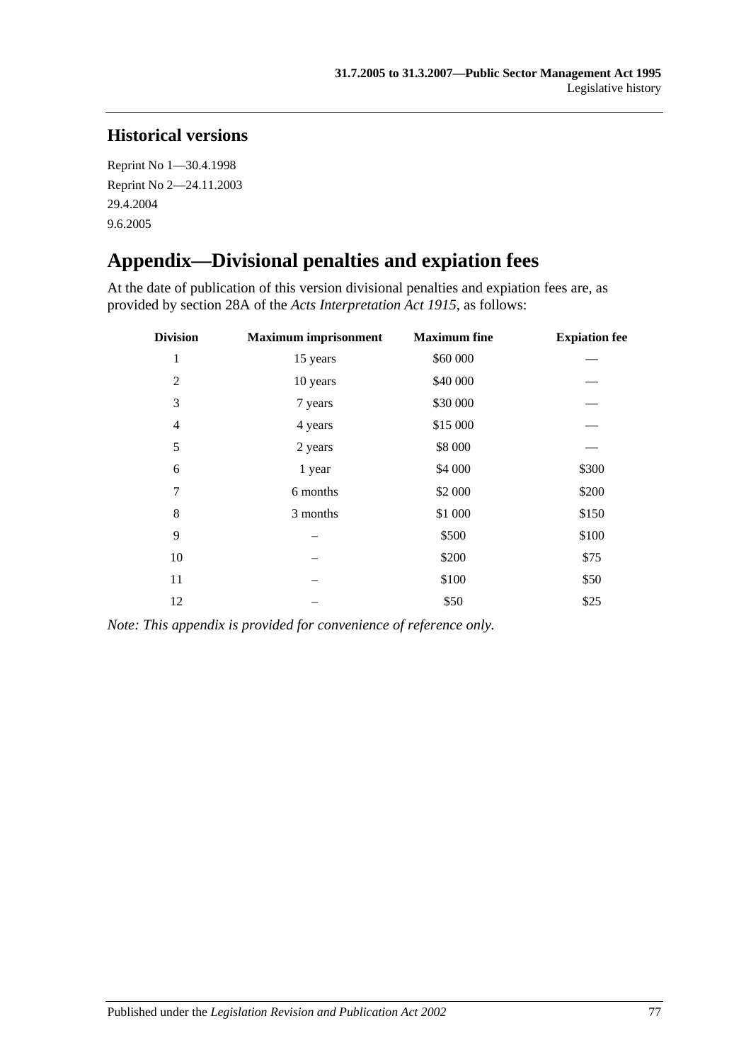## Historical versions

Reprint No 1—30.4.1998

Reprint No 2—24.11.2003

29.4.2004

9.6.2005

# Appendix—Divisional penalties and expiation fees

At the date of publication of this version divisional penalties and expiation fees are, as provided by section 28A of the *Acts Interpretation Act 1915*, as follows:

| Division | Maximum imprisonment | Maximum fine | Expiation fee |
|---|---|---|---|
| 1 | 15 years | $60 000 | — |
| 2 | 10 years | $40 000 | — |
| 3 | 7 years | $30 000 | — |
| 4 | 4 years | $15 000 | — |
| 5 | 2 years | $8 000 | — |
| 6 | 1 year | $4 000 | $300 |
| 7 | 6 months | $2 000 | $200 |
| 8 | 3 months | $1 000 | $150 |
| 9 | – | $500 | $100 |
| 10 | – | $200 | $75 |
| 11 | – | $100 | $50 |
| 12 | – | $50 | $25 |

*Note: This appendix is provided for convenience of reference only.*